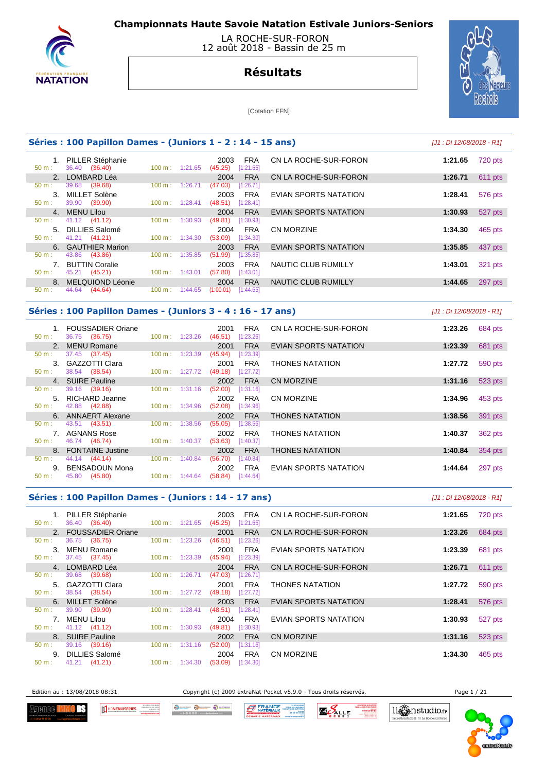# Championnats Haute Savoie Natation Estivale Juniors-Seniors

LA ROCHE-SUR-FORON
12 août 2018 - Bassin de 25 m

## Résultats

[Cotation FFN]

### Séries : 100 Papillon Dames - (Juniors 1 - 2 : 14 - 15 ans)

*[J1 : Di 12/08/2018 - R1]*

| Rang | Nom | Année | Nat. | Club | Temps | Points |
|---|---|---|---|---|---|---|
| 1. | PILLER Stéphanie | 2003 | FRA | CN LA ROCHE-SUR-FORON | 1:21.65 | 720 pts |
| | 50 m : 36.40 (36.40) — 100 m : 1:21.65 (45.25) [1:21.65] | | | | | |
| 2. | LOMBARD Léa | 2004 | FRA | CN LA ROCHE-SUR-FORON | 1:26.71 | 611 pts |
| | 50 m : 39.68 (39.68) — 100 m : 1:26.71 (47.03) [1:26.71] | | | | | |
| 3. | MILLET Solène | 2003 | FRA | EVIAN SPORTS NATATION | 1:28.41 | 576 pts |
| | 50 m : 39.90 (39.90) — 100 m : 1:28.41 (48.51) [1:28.41] | | | | | |
| 4. | MENU Lilou | 2004 | FRA | EVIAN SPORTS NATATION | 1:30.93 | 527 pts |
| | 50 m : 41.12 (41.12) — 100 m : 1:30.93 (49.81) [1:30.93] | | | | | |
| 5. | DILLIES Salomé | 2004 | FRA | CN MORZINE | 1:34.30 | 465 pts |
| | 50 m : 41.21 (41.21) — 100 m : 1:34.30 (53.09) [1:34.30] | | | | | |
| 6. | GAUTHIER Marion | 2003 | FRA | EVIAN SPORTS NATATION | 1:35.85 | 437 pts |
| | 50 m : 43.86 (43.86) — 100 m : 1:35.85 (51.99) [1:35.85] | | | | | |
| 7. | BUTTIN Coralie | 2003 | FRA | NAUTIC CLUB RUMILLY | 1:43.01 | 321 pts |
| | 50 m : 45.21 (45.21) — 100 m : 1:43.01 (57.80) [1:43.01] | | | | | |
| 8. | MELQUIOND Léonie | 2004 | FRA | NAUTIC CLUB RUMILLY | 1:44.65 | 297 pts |
| | 50 m : 44.64 (44.64) — 100 m : 1:44.65 (1:00.01) [1:44.65] | | | | | |

### Séries : 100 Papillon Dames - (Juniors 3 - 4 : 16 - 17 ans)

*[J1 : Di 12/08/2018 - R1]*

| Rang | Nom | Année | Nat. | Club | Temps | Points |
|---|---|---|---|---|---|---|
| 1. | FOUSSADIER Oriane | 2001 | FRA | CN LA ROCHE-SUR-FORON | 1:23.26 | 684 pts |
| | 50 m : 36.75 (36.75) — 100 m : 1:23.26 (46.51) [1:23.26] | | | | | |
| 2. | MENU Romane | 2001 | FRA | EVIAN SPORTS NATATION | 1:23.39 | 681 pts |
| | 50 m : 37.45 (37.45) — 100 m : 1:23.39 (45.94) [1:23.39] | | | | | |
| 3. | GAZZOTTI Clara | 2001 | FRA | THONES NATATION | 1:27.72 | 590 pts |
| | 50 m : 38.54 (38.54) — 100 m : 1:27.72 (49.18) [1:27.72] | | | | | |
| 4. | SUIRE Pauline | 2002 | FRA | CN MORZINE | 1:31.16 | 523 pts |
| | 50 m : 39.16 (39.16) — 100 m : 1:31.16 (52.00) [1:31.16] | | | | | |
| 5. | RICHARD Jeanne | 2002 | FRA | CN MORZINE | 1:34.96 | 453 pts |
| | 50 m : 42.88 (42.88) — 100 m : 1:34.96 (52.08) [1:34.96] | | | | | |
| 6. | ANNAERT Alexane | 2002 | FRA | THONES NATATION | 1:38.56 | 391 pts |
| | 50 m : 43.51 (43.51) — 100 m : 1:38.56 (55.05) [1:38.56] | | | | | |
| 7. | AGNANS Rose | 2002 | FRA | THONES NATATION | 1:40.37 | 362 pts |
| | 50 m : 46.74 (46.74) — 100 m : 1:40.37 (53.63) [1:40.37] | | | | | |
| 8. | FONTAINE Justine | 2002 | FRA | THONES NATATION | 1:40.84 | 354 pts |
| | 50 m : 44.14 (44.14) — 100 m : 1:40.84 (56.70) [1:40.84] | | | | | |
| 9. | BENSADOUN Mona | 2002 | FRA | EVIAN SPORTS NATATION | 1:44.64 | 297 pts |
| | 50 m : 45.80 (45.80) — 100 m : 1:44.64 (58.84) [1:44.64] | | | | | |

### Séries : 100 Papillon Dames - (Juniors : 14 - 17 ans)

*[J1 : Di 12/08/2018 - R1]*

| Rang | Nom | Année | Nat. | Club | Temps | Points |
|---|---|---|---|---|---|---|
| 1. | PILLER Stéphanie | 2003 | FRA | CN LA ROCHE-SUR-FORON | 1:21.65 | 720 pts |
| | 50 m : 36.40 (36.40) — 100 m : 1:21.65 (45.25) [1:21.65] | | | | | |
| 2. | FOUSSADIER Oriane | 2001 | FRA | CN LA ROCHE-SUR-FORON | 1:23.26 | 684 pts |
| | 50 m : 36.75 (36.75) — 100 m : 1:23.26 (46.51) [1:23.26] | | | | | |
| 3. | MENU Romane | 2001 | FRA | EVIAN SPORTS NATATION | 1:23.39 | 681 pts |
| | 50 m : 37.45 (37.45) — 100 m : 1:23.39 (45.94) [1:23.39] | | | | | |
| 4. | LOMBARD Léa | 2004 | FRA | CN LA ROCHE-SUR-FORON | 1:26.71 | 611 pts |
| | 50 m : 39.68 (39.68) — 100 m : 1:26.71 (47.03) [1:26.71] | | | | | |
| 5. | GAZZOTTI Clara | 2001 | FRA | THONES NATATION | 1:27.72 | 590 pts |
| | 50 m : 38.54 (38.54) — 100 m : 1:27.72 (49.18) [1:27.72] | | | | | |
| 6. | MILLET Solène | 2003 | FRA | EVIAN SPORTS NATATION | 1:28.41 | 576 pts |
| | 50 m : 39.90 (39.90) — 100 m : 1:28.41 (48.51) [1:28.41] | | | | | |
| 7. | MENU Lilou | 2004 | FRA | EVIAN SPORTS NATATION | 1:30.93 | 527 pts |
| | 50 m : 41.12 (41.12) — 100 m : 1:30.93 (49.81) [1:30.93] | | | | | |
| 8. | SUIRE Pauline | 2002 | FRA | CN MORZINE | 1:31.16 | 523 pts |
| | 50 m : 39.16 (39.16) — 100 m : 1:31.16 (52.00) [1:31.16] | | | | | |
| 9. | DILLIES Salomé | 2004 | FRA | CN MORZINE | 1:34.30 | 465 pts |
| | 50 m : 41.21 (41.21) — 100 m : 1:34.30 (53.09) [1:34.30] | | | | | |

Edition au : 13/08/2018 08:31 — Copyright (c) 2009 extraNat-Pocket v5.9.0 - Tous droits réservés.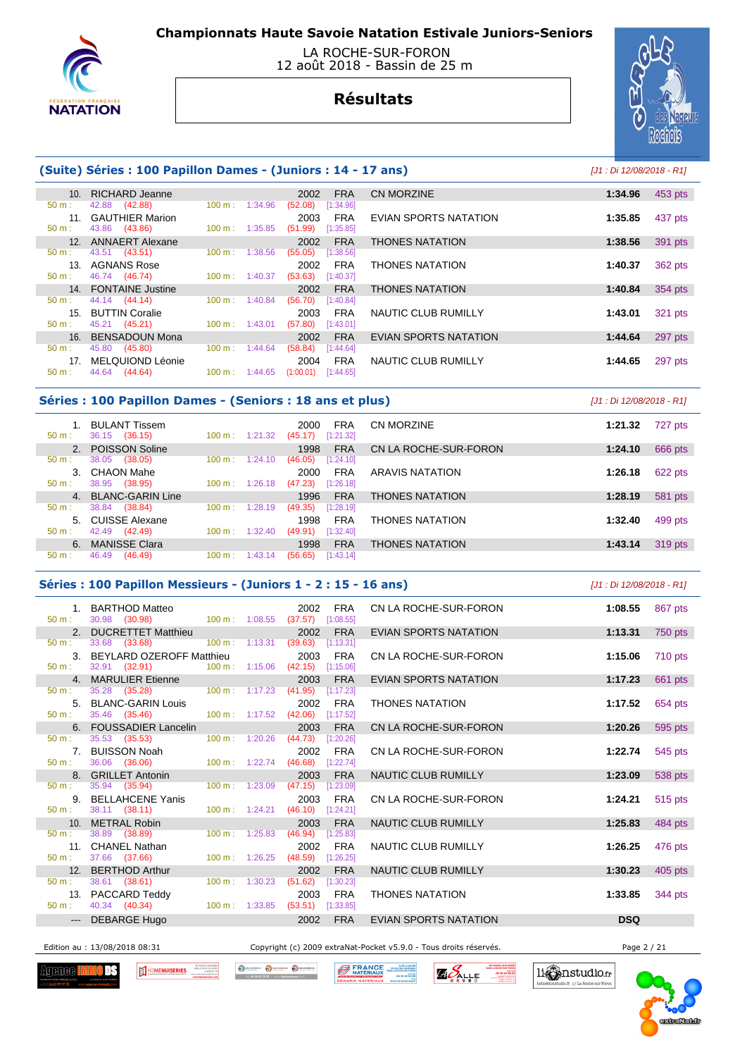# Championnats Haute Savoie Natation Estivale Juniors-Seniors

LA ROCHE-SUR-FORON
12 août 2018 - Bassin de 25 m

## Résultats

### (Suite) Séries : 100 Papillon Dames - (Juniors : 14 - 17 ans)

*[J1 : Di 12/08/2018 - R1]*

| Rang | Nom | Année | Nat. | Club | Temps | Points |
|---|---|---|---|---|---|---|
| 10. | RICHARD Jeanne | 2002 | FRA | CN MORZINE | 1:34.96 | 453 pts |
| | 50 m : 42.88 (42.88) — 100 m : 1:34.96 (52.08) [1:34.96] | | | | | |
| 11. | GAUTHIER Marion | 2003 | FRA | EVIAN SPORTS NATATION | 1:35.85 | 437 pts |
| | 50 m : 43.86 (43.86) — 100 m : 1:35.85 (51.99) [1:35.85] | | | | | |
| 12. | ANNAERT Alexane | 2002 | FRA | THONES NATATION | 1:38.56 | 391 pts |
| | 50 m : 43.51 (43.51) — 100 m : 1:38.56 (55.05) [1:38.56] | | | | | |
| 13. | AGNANS Rose | 2002 | FRA | THONES NATATION | 1:40.37 | 362 pts |
| | 50 m : 46.74 (46.74) — 100 m : 1:40.37 (53.63) [1:40.37] | | | | | |
| 14. | FONTAINE Justine | 2002 | FRA | THONES NATATION | 1:40.84 | 354 pts |
| | 50 m : 44.14 (44.14) — 100 m : 1:40.84 (56.70) [1:40.84] | | | | | |
| 15. | BUTTIN Coralie | 2003 | FRA | NAUTIC CLUB RUMILLY | 1:43.01 | 321 pts |
| | 50 m : 45.21 (45.21) — 100 m : 1:43.01 (57.80) [1:43.01] | | | | | |
| 16. | BENSADOUN Mona | 2002 | FRA | EVIAN SPORTS NATATION | 1:44.64 | 297 pts |
| | 50 m : 45.80 (45.80) — 100 m : 1:44.64 (58.84) [1:44.64] | | | | | |
| 17. | MELQUIOND Léonie | 2004 | FRA | NAUTIC CLUB RUMILLY | 1:44.65 | 297 pts |
| | 50 m : 44.64 (44.64) — 100 m : 1:44.65 (1:00.01) [1:44.65] | | | | | |

### Séries : 100 Papillon Dames - (Seniors : 18 ans et plus)

*[J1 : Di 12/08/2018 - R1]*

| Rang | Nom | Année | Nat. | Club | Temps | Points |
|---|---|---|---|---|---|---|
| 1. | BULANT Tissem | 2000 | FRA | CN MORZINE | 1:21.32 | 727 pts |
| | 50 m : 36.15 (36.15) — 100 m : 1:21.32 (45.17) [1:21.32] | | | | | |
| 2. | POISSON Soline | 1998 | FRA | CN LA ROCHE-SUR-FORON | 1:24.10 | 666 pts |
| | 50 m : 38.05 (38.05) — 100 m : 1:24.10 (46.05) [1:24.10] | | | | | |
| 3. | CHAON Mahe | 2000 | FRA | ARAVIS NATATION | 1:26.18 | 622 pts |
| | 50 m : 38.95 (38.95) — 100 m : 1:26.18 (47.23) [1:26.18] | | | | | |
| 4. | BLANC-GARIN Line | 1996 | FRA | THONES NATATION | 1:28.19 | 581 pts |
| | 50 m : 38.84 (38.84) — 100 m : 1:28.19 (49.35) [1:28.19] | | | | | |
| 5. | CUISSE Alexane | 1998 | FRA | THONES NATATION | 1:32.40 | 499 pts |
| | 50 m : 42.49 (42.49) — 100 m : 1:32.40 (49.91) [1:32.40] | | | | | |
| 6. | MANISSE Clara | 1998 | FRA | THONES NATATION | 1:43.14 | 319 pts |
| | 50 m : 46.49 (46.49) — 100 m : 1:43.14 (56.65) [1:43.14] | | | | | |

### Séries : 100 Papillon Messieurs - (Juniors 1 - 2 : 15 - 16 ans)

*[J1 : Di 12/08/2018 - R1]*

| Rang | Nom | Année | Nat. | Club | Temps | Points |
|---|---|---|---|---|---|---|
| 1. | BARTHOD Matteo | 2002 | FRA | CN LA ROCHE-SUR-FORON | 1:08.55 | 867 pts |
| | 50 m : 30.98 (30.98) — 100 m : 1:08.55 (37.57) [1:08.55] | | | | | |
| 2. | DUCRETTET Matthieu | 2002 | FRA | EVIAN SPORTS NATATION | 1:13.31 | 750 pts |
| | 50 m : 33.68 (33.68) — 100 m : 1:13.31 (39.63) [1:13.31] | | | | | |
| 3. | BEYLARD OZEROFF Matthieu | 2003 | FRA | CN LA ROCHE-SUR-FORON | 1:15.06 | 710 pts |
| | 50 m : 32.91 (32.91) — 100 m : 1:15.06 (42.15) [1:15.06] | | | | | |
| 4. | MARULIER Etienne | 2003 | FRA | EVIAN SPORTS NATATION | 1:17.23 | 661 pts |
| | 50 m : 35.28 (35.28) — 100 m : 1:17.23 (41.95) [1:17.23] | | | | | |
| 5. | BLANC-GARIN Louis | 2002 | FRA | THONES NATATION | 1:17.52 | 654 pts |
| | 50 m : 35.46 (35.46) — 100 m : 1:17.52 (42.06) [1:17.52] | | | | | |
| 6. | FOUSSADIER Lancelin | 2003 | FRA | CN LA ROCHE-SUR-FORON | 1:20.26 | 595 pts |
| | 50 m : 35.53 (35.53) — 100 m : 1:20.26 (44.73) [1:20.26] | | | | | |
| 7. | BUISSON Noah | 2002 | FRA | CN LA ROCHE-SUR-FORON | 1:22.74 | 545 pts |
| | 50 m : 36.06 (36.06) — 100 m : 1:22.74 (46.68) [1:22.74] | | | | | |
| 8. | GRILLET Antonin | 2003 | FRA | NAUTIC CLUB RUMILLY | 1:23.09 | 538 pts |
| | 50 m : 35.94 (35.94) — 100 m : 1:23.09 (47.15) [1:23.09] | | | | | |
| 9. | BELLAHCENE Yanis | 2003 | FRA | CN LA ROCHE-SUR-FORON | 1:24.21 | 515 pts |
| | 50 m : 38.11 (38.11) — 100 m : 1:24.21 (46.10) [1:24.21] | | | | | |
| 10. | METRAL Robin | 2003 | FRA | NAUTIC CLUB RUMILLY | 1:25.83 | 484 pts |
| | 50 m : 38.89 (38.89) — 100 m : 1:25.83 (46.94) [1:25.83] | | | | | |
| 11. | CHANEL Nathan | 2002 | FRA | NAUTIC CLUB RUMILLY | 1:26.25 | 476 pts |
| | 50 m : 37.66 (37.66) — 100 m : 1:26.25 (48.59) [1:26.25] | | | | | |
| 12. | BERTHOD Arthur | 2002 | FRA | NAUTIC CLUB RUMILLY | 1:30.23 | 405 pts |
| | 50 m : 38.61 (38.61) — 100 m : 1:30.23 (51.62) [1:30.23] | | | | | |
| 13. | PACCARD Teddy | 2003 | FRA | THONES NATATION | 1:33.85 | 344 pts |
| | 50 m : 40.34 (40.34) — 100 m : 1:33.85 (53.51) [1:33.85] | | | | | |
| --- | DEBARGE Hugo | 2002 | FRA | EVIAN SPORTS NATATION | DSQ | |

Edition au : 13/08/2018 08:31 — Copyright (c) 2009 extraNat-Pocket v5.9.0 - Tous droits réservés.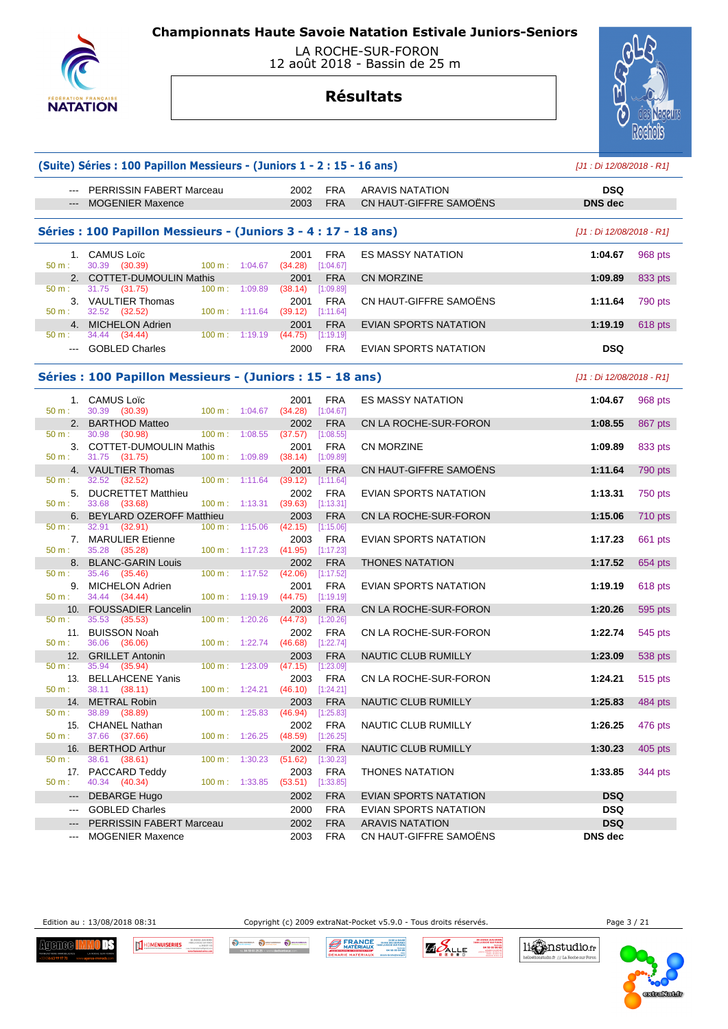# Championnats Haute Savoie Natation Estivale Juniors-Seniors

LA ROCHE-SUR-FORON
12 août 2018 - Bassin de 25 m

## Résultats

### (Suite) Séries : 100 Papillon Messieurs - (Juniors 1 - 2 : 15 - 16 ans)

*[J1 : Di 12/08/2018 - R1]*

| Rang | Nom | Année | Nat. | Club | Temps | Points |
|---|---|---|---|---|---|---|
| --- | PERRISSIN FABERT Marceau | 2002 | FRA | ARAVIS NATATION | DSQ | |
| --- | MOGENIER Maxence | 2003 | FRA | CN HAUT-GIFFRE SAMOËNS | DNS dec | |

### Séries : 100 Papillon Messieurs - (Juniors 3 - 4 : 17 - 18 ans)

*[J1 : Di 12/08/2018 - R1]*

| Rang | Nom | Année | Nat. | Club | Temps | Points |
|---|---|---|---|---|---|---|
| 1. | CAMUS Loïc | 2001 | FRA | ES MASSY NATATION | 1:04.67 | 968 pts |
| | 50 m : 30.39 (30.39) 100 m : 1:04.67 (34.28) [1:04.67] | | | | | |
| 2. | COTTET-DUMOULIN Mathis | 2001 | FRA | CN MORZINE | 1:09.89 | 833 pts |
| | 50 m : 31.75 (31.75) 100 m : 1:09.89 (38.14) [1:09.89] | | | | | |
| 3. | VAULTIER Thomas | 2001 | FRA | CN HAUT-GIFFRE SAMOËNS | 1:11.64 | 790 pts |
| | 50 m : 32.52 (32.52) 100 m : 1:11.64 (39.12) [1:11.64] | | | | | |
| 4. | MICHELON Adrien | 2001 | FRA | EVIAN SPORTS NATATION | 1:19.19 | 618 pts |
| | 50 m : 34.44 (34.44) 100 m : 1:19.19 (44.75) [1:19.19] | | | | | |
| --- | GOBLED Charles | 2000 | FRA | EVIAN SPORTS NATATION | DSQ | |

### Séries : 100 Papillon Messieurs - (Juniors : 15 - 18 ans)

*[J1 : Di 12/08/2018 - R1]*

| Rang | Nom | Année | Nat. | Club | Temps | Points |
|---|---|---|---|---|---|---|
| 1. | CAMUS Loïc | 2001 | FRA | ES MASSY NATATION | 1:04.67 | 968 pts |
| | 50 m : 30.39 (30.39) 100 m : 1:04.67 (34.28) [1:04.67] | | | | | |
| 2. | BARTHOD Matteo | 2002 | FRA | CN LA ROCHE-SUR-FORON | 1:08.55 | 867 pts |
| | 50 m : 30.98 (30.98) 100 m : 1:08.55 (37.57) [1:08.55] | | | | | |
| 3. | COTTET-DUMOULIN Mathis | 2001 | FRA | CN MORZINE | 1:09.89 | 833 pts |
| | 50 m : 31.75 (31.75) 100 m : 1:09.89 (38.14) [1:09.89] | | | | | |
| 4. | VAULTIER Thomas | 2001 | FRA | CN HAUT-GIFFRE SAMOËNS | 1:11.64 | 790 pts |
| | 50 m : 32.52 (32.52) 100 m : 1:11.64 (39.12) [1:11.64] | | | | | |
| 5. | DUCRETTET Matthieu | 2002 | FRA | EVIAN SPORTS NATATION | 1:13.31 | 750 pts |
| | 50 m : 33.68 (33.68) 100 m : 1:13.31 (39.63) [1:13.31] | | | | | |
| 6. | BEYLARD OZEROFF Matthieu | 2003 | FRA | CN LA ROCHE-SUR-FORON | 1:15.06 | 710 pts |
| | 50 m : 32.91 (32.91) 100 m : 1:15.06 (42.15) [1:15.06] | | | | | |
| 7. | MARULIER Etienne | 2003 | FRA | EVIAN SPORTS NATATION | 1:17.23 | 661 pts |
| | 50 m : 35.28 (35.28) 100 m : 1:17.23 (41.95) [1:17.23] | | | | | |
| 8. | BLANC-GARIN Louis | 2002 | FRA | THONES NATATION | 1:17.52 | 654 pts |
| | 50 m : 35.46 (35.46) 100 m : 1:17.52 (42.06) [1:17.52] | | | | | |
| 9. | MICHELON Adrien | 2001 | FRA | EVIAN SPORTS NATATION | 1:19.19 | 618 pts |
| | 50 m : 34.44 (34.44) 100 m : 1:19.19 (44.75) [1:19.19] | | | | | |
| 10. | FOUSSADIER Lancelin | 2003 | FRA | CN LA ROCHE-SUR-FORON | 1:20.26 | 595 pts |
| | 50 m : 35.53 (35.53) 100 m : 1:20.26 (44.73) [1:20.26] | | | | | |
| 11. | BUISSON Noah | 2002 | FRA | CN LA ROCHE-SUR-FORON | 1:22.74 | 545 pts |
| | 50 m : 36.06 (36.06) 100 m : 1:22.74 (46.68) [1:22.74] | | | | | |
| 12. | GRILLET Antonin | 2003 | FRA | NAUTIC CLUB RUMILLY | 1:23.09 | 538 pts |
| | 50 m : 35.94 (35.94) 100 m : 1:23.09 (47.15) [1:23.09] | | | | | |
| 13. | BELLAHCENE Yanis | 2003 | FRA | CN LA ROCHE-SUR-FORON | 1:24.21 | 515 pts |
| | 50 m : 38.11 (38.11) 100 m : 1:24.21 (46.10) [1:24.21] | | | | | |
| 14. | METRAL Robin | 2003 | FRA | NAUTIC CLUB RUMILLY | 1:25.83 | 484 pts |
| | 50 m : 38.89 (38.89) 100 m : 1:25.83 (46.94) [1:25.83] | | | | | |
| 15. | CHANEL Nathan | 2002 | FRA | NAUTIC CLUB RUMILLY | 1:26.25 | 476 pts |
| | 50 m : 37.66 (37.66) 100 m : 1:26.25 (48.59) [1:26.25] | | | | | |
| 16. | BERTHOD Arthur | 2002 | FRA | NAUTIC CLUB RUMILLY | 1:30.23 | 405 pts |
| | 50 m : 38.61 (38.61) 100 m : 1:30.23 (51.62) [1:30.23] | | | | | |
| 17. | PACCARD Teddy | 2003 | FRA | THONES NATATION | 1:33.85 | 344 pts |
| | 50 m : 40.34 (40.34) 100 m : 1:33.85 (53.51) [1:33.85] | | | | | |
| --- | DEBARGE Hugo | 2002 | FRA | EVIAN SPORTS NATATION | DSQ | |
| --- | GOBLED Charles | 2000 | FRA | EVIAN SPORTS NATATION | DSQ | |
| --- | PERRISSIN FABERT Marceau | 2002 | FRA | ARAVIS NATATION | DSQ | |
| --- | MOGENIER Maxence | 2003 | FRA | CN HAUT-GIFFRE SAMOËNS | DNS dec | |

Edition au : 13/08/2018 08:31 — Copyright (c) 2009 extraNat-Pocket v5.9.0 - Tous droits réservés.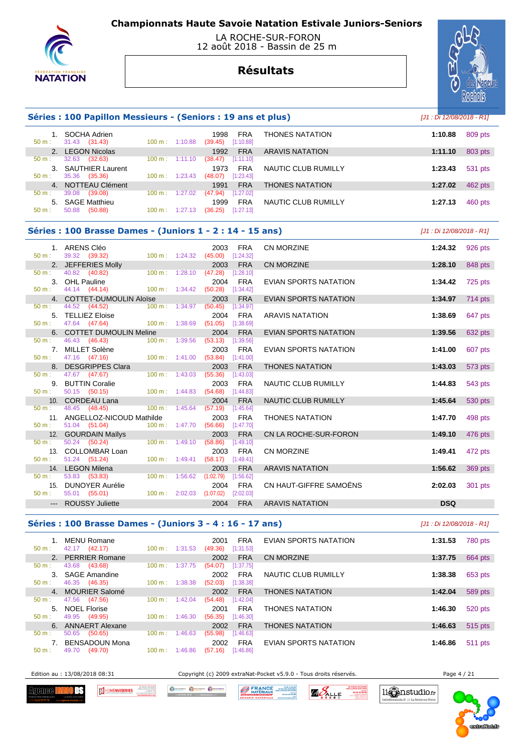# Championnats Haute Savoie Natation Estivale Juniors-Seniors

LA ROCHE-SUR-FORON
12 août 2018 - Bassin de 25 m

## Résultats

### Séries : 100 Papillon Messieurs - (Seniors : 19 ans et plus)

*[J1 : Di 12/08/2018 - R1]*

| Place | Nom | 50 m | 100 m | Année | Nat. | Club | Temps | Points |
|---|---|---|---|---|---|---|---|---|
| 1. | SOCHA Adrien | 31.43 (31.43) | 1:10.88 (39.45) [1:10.88] | 1998 | FRA | THONES NATATION | 1:10.88 | 809 pts |
| 2. | LEGON Nicolas | 32.63 (32.63) | 1:11.10 (38.47) [1:11.10] | 1992 | FRA | ARAVIS NATATION | 1:11.10 | 803 pts |
| 3. | SAUTHIER Laurent | 35.36 (35.36) | 1:23.43 (48.07) [1:23.43] | 1973 | FRA | NAUTIC CLUB RUMILLY | 1:23.43 | 531 pts |
| 4. | NOTTEAU Clément | 39.08 (39.08) | 1:27.02 (47.94) [1:27.02] | 1991 | FRA | THONES NATATION | 1:27.02 | 462 pts |
| 5. | SAGE Matthieu | 50.88 (50.88) | 1:27.13 (36.25) [1:27.13] | 1999 | FRA | NAUTIC CLUB RUMILLY | 1:27.13 | 460 pts |

### Séries : 100 Brasse Dames - (Juniors 1 - 2 : 14 - 15 ans)

*[J1 : Di 12/08/2018 - R1]*

| Place | Nom | 50 m | 100 m | Année | Nat. | Club | Temps | Points |
|---|---|---|---|---|---|---|---|---|
| 1. | ARENS Cléo | 39.32 (39.32) | 1:24.32 (45.00) [1:24.32] | 2003 | FRA | CN MORZINE | 1:24.32 | 926 pts |
| 2. | JEFFERIES Molly | 40.82 (40.82) | 1:28.10 (47.28) [1:28.10] | 2003 | FRA | CN MORZINE | 1:28.10 | 848 pts |
| 3. | OHL Pauline | 44.14 (44.14) | 1:34.42 (50.28) [1:34.42] | 2004 | FRA | EVIAN SPORTS NATATION | 1:34.42 | 725 pts |
| 4. | COTTET-DUMOULIN Aloïse | 44.52 (44.52) | 1:34.97 (50.45) [1:34.97] | 2003 | FRA | EVIAN SPORTS NATATION | 1:34.97 | 714 pts |
| 5. | TELLIEZ Eloise | 47.64 (47.64) | 1:38.69 (51.05) [1:38.69] | 2004 | FRA | ARAVIS NATATION | 1:38.69 | 647 pts |
| 6. | COTTET DUMOULIN Meline | 46.43 (46.43) | 1:39.56 (53.13) [1:39.56] | 2004 | FRA | EVIAN SPORTS NATATION | 1:39.56 | 632 pts |
| 7. | MILLET Solène | 47.16 (47.16) | 1:41.00 (53.84) [1:41.00] | 2003 | FRA | EVIAN SPORTS NATATION | 1:41.00 | 607 pts |
| 8. | DESGRIPPES Clara | 47.67 (47.67) | 1:43.03 (55.36) [1:43.03] | 2003 | FRA | THONES NATATION | 1:43.03 | 573 pts |
| 9. | BUTTIN Coralie | 50.15 (50.15) | 1:44.83 (54.68) [1:44.83] | 2003 | FRA | NAUTIC CLUB RUMILLY | 1:44.83 | 543 pts |
| 10. | CORDEAU Lana | 48.45 (48.45) | 1:45.64 (57.19) [1:45.64] | 2004 | FRA | NAUTIC CLUB RUMILLY | 1:45.64 | 530 pts |
| 11. | ANGELLOZ-NICOUD Mathilde | 51.04 (51.04) | 1:47.70 (56.66) [1:47.70] | 2003 | FRA | THONES NATATION | 1:47.70 | 498 pts |
| 12. | GOURDAIN Maïlys | 50.24 (50.24) | 1:49.10 (58.86) [1:49.10] | 2003 | FRA | CN LA ROCHE-SUR-FORON | 1:49.10 | 476 pts |
| 13. | COLLOMBAR Loan | 51.24 (51.24) | 1:49.41 (58.17) [1:49.41] | 2003 | FRA | CN MORZINE | 1:49.41 | 472 pts |
| 14. | LEGON Milena | 53.83 (53.83) | 1:56.62 (1:02.79) [1:56.62] | 2003 | FRA | ARAVIS NATATION | 1:56.62 | 369 pts |
| 15. | DUNOYER Aurélie | 55.01 (55.01) | 2:02.03 (1:07.02) [2:02.03] | 2004 | FRA | CN HAUT-GIFFRE SAMOËNS | 2:02.03 | 301 pts |
| --- | ROUSSY Juliette | | | 2004 | FRA | ARAVIS NATATION | DSQ | |

### Séries : 100 Brasse Dames - (Juniors 3 - 4 : 16 - 17 ans)

*[J1 : Di 12/08/2018 - R1]*

| Place | Nom | 50 m | 100 m | Année | Nat. | Club | Temps | Points |
|---|---|---|---|---|---|---|---|---|
| 1. | MENU Romane | 42.17 (42.17) | 1:31.53 (49.36) [1:31.53] | 2001 | FRA | EVIAN SPORTS NATATION | 1:31.53 | 780 pts |
| 2. | PERRIER Romane | 43.68 (43.68) | 1:37.75 (54.07) [1:37.75] | 2002 | FRA | CN MORZINE | 1:37.75 | 664 pts |
| 3. | SAGE Amandine | 46.35 (46.35) | 1:38.38 (52.03) [1:38.38] | 2002 | FRA | NAUTIC CLUB RUMILLY | 1:38.38 | 653 pts |
| 4. | MOURIER Salomé | 47.56 (47.56) | 1:42.04 (54.48) [1:42.04] | 2002 | FRA | THONES NATATION | 1:42.04 | 589 pts |
| 5. | NOEL Florise | 49.95 (49.95) | 1:46.30 (56.35) [1:46.30] | 2001 | FRA | THONES NATATION | 1:46.30 | 520 pts |
| 6. | ANNAERT Alexane | 50.65 (50.65) | 1:46.63 (55.98) [1:46.63] | 2002 | FRA | THONES NATATION | 1:46.63 | 515 pts |
| 7. | BENSADOUN Mona | 49.70 (49.70) | 1:46.86 (57.16) [1:46.86] | 2002 | FRA | EVIAN SPORTS NATATION | 1:46.86 | 511 pts |

Edition au : 13/08/2018 08:31 — Copyright (c) 2009 extraNat-Pocket v5.9.0 - Tous droits réservés.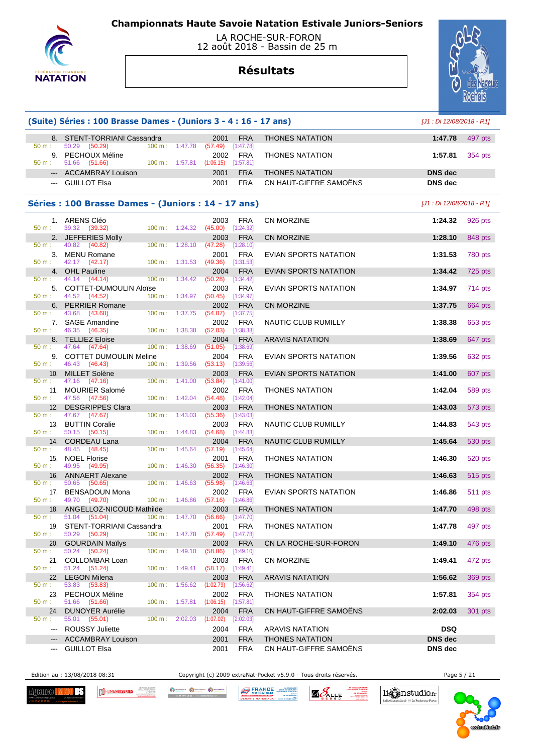# Championnats Haute Savoie Natation Estivale Juniors-Seniors

LA ROCHE-SUR-FORON
12 août 2018 - Bassin de 25 m

## Résultats

### (Suite) Séries : 100 Brasse Dames - (Juniors 3 - 4 : 16 - 17 ans)

*[J1 : Di 12/08/2018 - R1]*

| Rang | Nom | Année | Nat. | Club | Temps | Points |
|---|---|---|---|---|---|---|
| 8. | STENT-TORRIANI Cassandra | 2001 | FRA | THONES NATATION | 1:47.78 | 497 pts |
| | 50 m : 50.29 (50.29) 100 m : 1:47.78 (57.49) [1:47.78] | | | | | |
| 9. | PECHOUX Méline | 2002 | FRA | THONES NATATION | 1:57.81 | 354 pts |
| | 50 m : 51.66 (51.66) 100 m : 1:57.81 (1:06.15) [1:57.81] | | | | | |
| --- | ACCAMBRAY Louison | 2001 | FRA | THONES NATATION | DNS dec | |
| --- | GUILLOT Elsa | 2001 | FRA | CN HAUT-GIFFRE SAMOËNS | DNS dec | |

### Séries : 100 Brasse Dames - (Juniors : 14 - 17 ans)

*[J1 : Di 12/08/2018 - R1]*

| Rang | Nom | Année | Nat. | Club | Temps | Points |
|---|---|---|---|---|---|---|
| 1. | ARENS Cléo | 2003 | FRA | CN MORZINE | 1:24.32 | 926 pts |
| | 50 m : 39.32 (39.32) 100 m : 1:24.32 (45.00) [1:24.32] | | | | | |
| 2. | JEFFERIES Molly | 2003 | FRA | CN MORZINE | 1:28.10 | 848 pts |
| | 50 m : 40.82 (40.82) 100 m : 1:28.10 (47.28) [1:28.10] | | | | | |
| 3. | MENU Romane | 2001 | FRA | EVIAN SPORTS NATATION | 1:31.53 | 780 pts |
| | 50 m : 42.17 (42.17) 100 m : 1:31.53 (49.36) [1:31.53] | | | | | |
| 4. | OHL Pauline | 2004 | FRA | EVIAN SPORTS NATATION | 1:34.42 | 725 pts |
| | 50 m : 44.14 (44.14) 100 m : 1:34.42 (50.28) [1:34.42] | | | | | |
| 5. | COTTET-DUMOULIN Aloïse | 2003 | FRA | EVIAN SPORTS NATATION | 1:34.97 | 714 pts |
| | 50 m : 44.52 (44.52) 100 m : 1:34.97 (50.45) [1:34.97] | | | | | |
| 6. | PERRIER Romane | 2002 | FRA | CN MORZINE | 1:37.75 | 664 pts |
| | 50 m : 43.68 (43.68) 100 m : 1:37.75 (54.07) [1:37.75] | | | | | |
| 7. | SAGE Amandine | 2002 | FRA | NAUTIC CLUB RUMILLY | 1:38.38 | 653 pts |
| | 50 m : 46.35 (46.35) 100 m : 1:38.38 (52.03) [1:38.38] | | | | | |
| 8. | TELLIEZ Eloise | 2004 | FRA | ARAVIS NATATION | 1:38.69 | 647 pts |
| | 50 m : 47.64 (47.64) 100 m : 1:38.69 (51.05) [1:38.69] | | | | | |
| 9. | COTTET DUMOULIN Meline | 2004 | FRA | EVIAN SPORTS NATATION | 1:39.56 | 632 pts |
| | 50 m : 46.43 (46.43) 100 m : 1:39.56 (53.13) [1:39.56] | | | | | |
| 10. | MILLET Solène | 2003 | FRA | EVIAN SPORTS NATATION | 1:41.00 | 607 pts |
| | 50 m : 47.16 (47.16) 100 m : 1:41.00 (53.84) [1:41.00] | | | | | |
| 11. | MOURIER Salomé | 2002 | FRA | THONES NATATION | 1:42.04 | 589 pts |
| | 50 m : 47.56 (47.56) 100 m : 1:42.04 (54.48) [1:42.04] | | | | | |
| 12. | DESGRIPPES Clara | 2003 | FRA | THONES NATATION | 1:43.03 | 573 pts |
| | 50 m : 47.67 (47.67) 100 m : 1:43.03 (55.36) [1:43.03] | | | | | |
| 13. | BUTTIN Coralie | 2003 | FRA | NAUTIC CLUB RUMILLY | 1:44.83 | 543 pts |
| | 50 m : 50.15 (50.15) 100 m : 1:44.83 (54.68) [1:44.83] | | | | | |
| 14. | CORDEAU Lana | 2004 | FRA | NAUTIC CLUB RUMILLY | 1:45.64 | 530 pts |
| | 50 m : 48.45 (48.45) 100 m : 1:45.64 (57.19) [1:45.64] | | | | | |
| 15. | NOEL Florise | 2001 | FRA | THONES NATATION | 1:46.30 | 520 pts |
| | 50 m : 49.95 (49.95) 100 m : 1:46.30 (56.35) [1:46.30] | | | | | |
| 16. | ANNAERT Alexane | 2002 | FRA | THONES NATATION | 1:46.63 | 515 pts |
| | 50 m : 50.65 (50.65) 100 m : 1:46.63 (55.98) [1:46.63] | | | | | |
| 17. | BENSADOUN Mona | 2002 | FRA | EVIAN SPORTS NATATION | 1:46.86 | 511 pts |
| | 50 m : 49.70 (49.70) 100 m : 1:46.86 (57.16) [1:46.86] | | | | | |
| 18. | ANGELLOZ-NICOUD Mathilde | 2003 | FRA | THONES NATATION | 1:47.70 | 498 pts |
| | 50 m : 51.04 (51.04) 100 m : 1:47.70 (56.66) [1:47.70] | | | | | |
| 19. | STENT-TORRIANI Cassandra | 2001 | FRA | THONES NATATION | 1:47.78 | 497 pts |
| | 50 m : 50.29 (50.29) 100 m : 1:47.78 (57.49) [1:47.78] | | | | | |
| 20. | GOURDAIN Maïlys | 2003 | FRA | CN LA ROCHE-SUR-FORON | 1:49.10 | 476 pts |
| | 50 m : 50.24 (50.24) 100 m : 1:49.10 (58.86) [1:49.10] | | | | | |
| 21. | COLLOMBAR Loan | 2003 | FRA | CN MORZINE | 1:49.41 | 472 pts |
| | 50 m : 51.24 (51.24) 100 m : 1:49.41 (58.17) [1:49.41] | | | | | |
| 22. | LEGON Milena | 2003 | FRA | ARAVIS NATATION | 1:56.62 | 369 pts |
| | 50 m : 53.83 (53.83) 100 m : 1:56.62 (1:02.79) [1:56.62] | | | | | |
| 23. | PECHOUX Méline | 2002 | FRA | THONES NATATION | 1:57.81 | 354 pts |
| | 50 m : 51.66 (51.66) 100 m : 1:57.81 (1:06.15) [1:57.81] | | | | | |
| 24. | DUNOYER Aurélie | 2004 | FRA | CN HAUT-GIFFRE SAMOËNS | 2:02.03 | 301 pts |
| | 50 m : 55.01 (55.01) 100 m : 2:02.03 (1:07.02) [2:02.03] | | | | | |
| --- | ROUSSY Juliette | 2004 | FRA | ARAVIS NATATION | DSQ | |
| --- | ACCAMBRAY Louison | 2001 | FRA | THONES NATATION | DNS dec | |
| --- | GUILLOT Elsa | 2001 | FRA | CN HAUT-GIFFRE SAMOËNS | DNS dec | |

Edition au : 13/08/2018 08:31 — Copyright (c) 2009 extraNat-Pocket v5.9.0 - Tous droits réservés.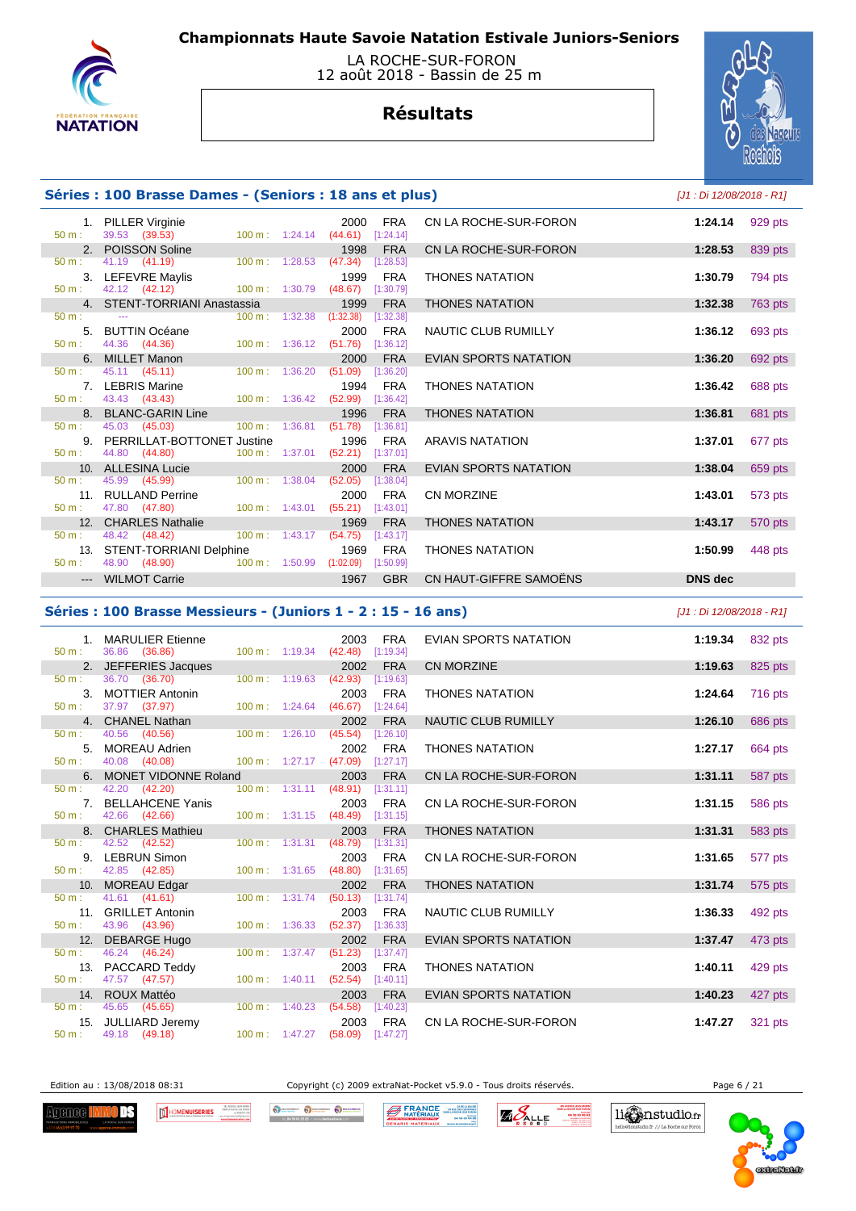# Championnats Haute Savoie Natation Estivale Juniors-Seniors

LA ROCHE-SUR-FORON
12 août 2018 - Bassin de 25 m

## Résultats

### Séries : 100 Brasse Dames - (Seniors : 18 ans et plus)

*[J1 : Di 12/08/2018 - R1]*

| Rang | Nom | Année | Nat. | Club | Temps | Points |
|---|---|---|---|---|---|---|
| 1. | PILLER Virginie | 2000 | FRA | CN LA ROCHE-SUR-FORON | 1:24.14 | 929 pts |
| | 50 m : 39.53 (39.53) — 100 m : 1:24.14 (44.61) [1:24.14] | | | | | |
| 2. | POISSON Soline | 1998 | FRA | CN LA ROCHE-SUR-FORON | 1:28.53 | 839 pts |
| | 50 m : 41.19 (41.19) — 100 m : 1:28.53 (47.34) [1:28.53] | | | | | |
| 3. | LEFEVRE Maylis | 1999 | FRA | THONES NATATION | 1:30.79 | 794 pts |
| | 50 m : 42.12 (42.12) — 100 m : 1:30.79 (48.67) [1:30.79] | | | | | |
| 4. | STENT-TORRIANI Anastassia | 1999 | FRA | THONES NATATION | 1:32.38 | 763 pts |
| | 50 m : --- — 100 m : 1:32.38 (1:32.38) [1:32.38] | | | | | |
| 5. | BUTTIN Océane | 2000 | FRA | NAUTIC CLUB RUMILLY | 1:36.12 | 693 pts |
| | 50 m : 44.36 (44.36) — 100 m : 1:36.12 (51.76) [1:36.12] | | | | | |
| 6. | MILLET Manon | 2000 | FRA | EVIAN SPORTS NATATION | 1:36.20 | 692 pts |
| | 50 m : 45.11 (45.11) — 100 m : 1:36.20 (51.09) [1:36.20] | | | | | |
| 7. | LEBRIS Marine | 1994 | FRA | THONES NATATION | 1:36.42 | 688 pts |
| | 50 m : 43.43 (43.43) — 100 m : 1:36.42 (52.99) [1:36.42] | | | | | |
| 8. | BLANC-GARIN Line | 1996 | FRA | THONES NATATION | 1:36.81 | 681 pts |
| | 50 m : 45.03 (45.03) — 100 m : 1:36.81 (51.78) [1:36.81] | | | | | |
| 9. | PERRILLAT-BOTTONET Justine | 1996 | FRA | ARAVIS NATATION | 1:37.01 | 677 pts |
| | 50 m : 44.80 (44.80) — 100 m : 1:37.01 (52.21) [1:37.01] | | | | | |
| 10. | ALLESINA Lucie | 2000 | FRA | EVIAN SPORTS NATATION | 1:38.04 | 659 pts |
| | 50 m : 45.99 (45.99) — 100 m : 1:38.04 (52.05) [1:38.04] | | | | | |
| 11. | RULLAND Perrine | 2000 | FRA | CN MORZINE | 1:43.01 | 573 pts |
| | 50 m : 47.80 (47.80) — 100 m : 1:43.01 (55.21) [1:43.01] | | | | | |
| 12. | CHARLES Nathalie | 1969 | FRA | THONES NATATION | 1:43.17 | 570 pts |
| | 50 m : 48.42 (48.42) — 100 m : 1:43.17 (54.75) [1:43.17] | | | | | |
| 13. | STENT-TORRIANI Delphine | 1969 | FRA | THONES NATATION | 1:50.99 | 448 pts |
| | 50 m : 48.90 (48.90) — 100 m : 1:50.99 (1:02.09) [1:50.99] | | | | | |
| --- | WILMOT Carrie | 1967 | GBR | CN HAUT-GIFFRE SAMOËNS | DNS dec | |

### Séries : 100 Brasse Messieurs - (Juniors 1 - 2 : 15 - 16 ans)

*[J1 : Di 12/08/2018 - R1]*

| Rang | Nom | Année | Nat. | Club | Temps | Points |
|---|---|---|---|---|---|---|
| 1. | MARULIER Etienne | 2003 | FRA | EVIAN SPORTS NATATION | 1:19.34 | 832 pts |
| | 50 m : 36.86 (36.86) — 100 m : 1:19.34 (42.48) [1:19.34] | | | | | |
| 2. | JEFFERIES Jacques | 2002 | FRA | CN MORZINE | 1:19.63 | 825 pts |
| | 50 m : 36.70 (36.70) — 100 m : 1:19.63 (42.93) [1:19.63] | | | | | |
| 3. | MOTTIER Antonin | 2003 | FRA | THONES NATATION | 1:24.64 | 716 pts |
| | 50 m : 37.97 (37.97) — 100 m : 1:24.64 (46.67) [1:24.64] | | | | | |
| 4. | CHANEL Nathan | 2002 | FRA | NAUTIC CLUB RUMILLY | 1:26.10 | 686 pts |
| | 50 m : 40.56 (40.56) — 100 m : 1:26.10 (45.54) [1:26.10] | | | | | |
| 5. | MOREAU Adrien | 2002 | FRA | THONES NATATION | 1:27.17 | 664 pts |
| | 50 m : 40.08 (40.08) — 100 m : 1:27.17 (47.09) [1:27.17] | | | | | |
| 6. | MONET VIDONNE Roland | 2003 | FRA | CN LA ROCHE-SUR-FORON | 1:31.11 | 587 pts |
| | 50 m : 42.20 (42.20) — 100 m : 1:31.11 (48.91) [1:31.11] | | | | | |
| 7. | BELLAHCENE Yanis | 2003 | FRA | CN LA ROCHE-SUR-FORON | 1:31.15 | 586 pts |
| | 50 m : 42.66 (42.66) — 100 m : 1:31.15 (48.49) [1:31.15] | | | | | |
| 8. | CHARLES Mathieu | 2003 | FRA | THONES NATATION | 1:31.31 | 583 pts |
| | 50 m : 42.52 (42.52) — 100 m : 1:31.31 (48.79) [1:31.31] | | | | | |
| 9. | LEBRUN Simon | 2003 | FRA | CN LA ROCHE-SUR-FORON | 1:31.65 | 577 pts |
| | 50 m : 42.85 (42.85) — 100 m : 1:31.65 (48.80) [1:31.65] | | | | | |
| 10. | MOREAU Edgar | 2002 | FRA | THONES NATATION | 1:31.74 | 575 pts |
| | 50 m : 41.61 (41.61) — 100 m : 1:31.74 (50.13) [1:31.74] | | | | | |
| 11. | GRILLET Antonin | 2003 | FRA | NAUTIC CLUB RUMILLY | 1:36.33 | 492 pts |
| | 50 m : 43.96 (43.96) — 100 m : 1:36.33 (52.37) [1:36.33] | | | | | |
| 12. | DEBARGE Hugo | 2002 | FRA | EVIAN SPORTS NATATION | 1:37.47 | 473 pts |
| | 50 m : 46.24 (46.24) — 100 m : 1:37.47 (51.23) [1:37.47] | | | | | |
| 13. | PACCARD Teddy | 2003 | FRA | THONES NATATION | 1:40.11 | 429 pts |
| | 50 m : 47.57 (47.57) — 100 m : 1:40.11 (52.54) [1:40.11] | | | | | |
| 14. | ROUX Mattéo | 2003 | FRA | EVIAN SPORTS NATATION | 1:40.23 | 427 pts |
| | 50 m : 45.65 (45.65) — 100 m : 1:40.23 (54.58) [1:40.23] | | | | | |
| 15. | JULLIARD Jeremy | 2003 | FRA | CN LA ROCHE-SUR-FORON | 1:47.27 | 321 pts |
| | 50 m : 49.18 (49.18) — 100 m : 1:47.27 (58.09) [1:47.27] | | | | | |

Edition au : 13/08/2018 08:31 — Copyright (c) 2009 extraNat-Pocket v5.9.0 - Tous droits réservés.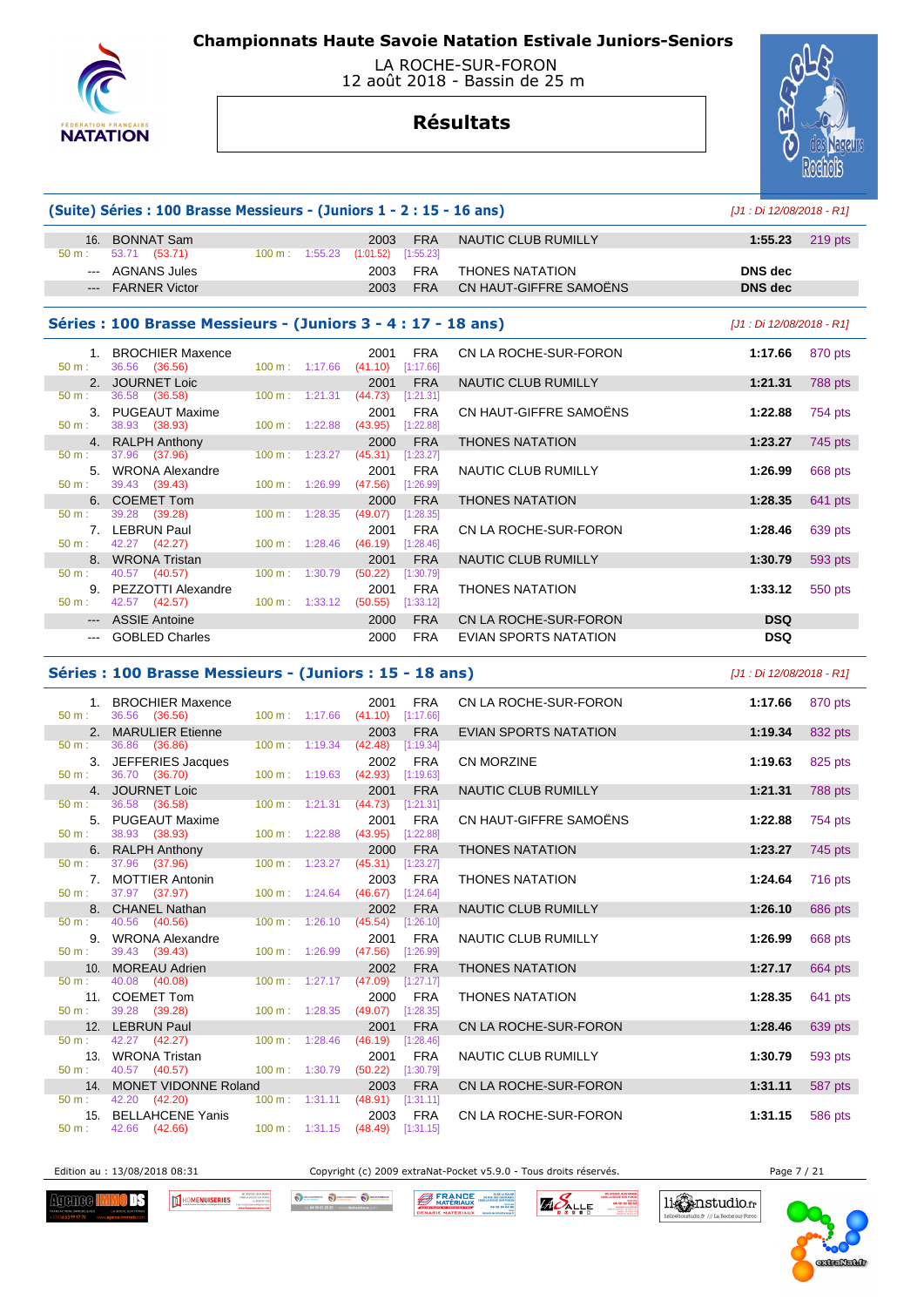# Championnats Haute Savoie Natation Estivale Juniors-Seniors

LA ROCHE-SUR-FORON
12 août 2018 - Bassin de 25 m

## Résultats

### (Suite) Séries : 100 Brasse Messieurs - (Juniors 1 - 2 : 15 - 16 ans)

*[J1 : Di 12/08/2018 - R1]*

| Rang | Nom | Année | Nat. | Club | Temps | Points |
|---|---|---|---|---|---|---|
| 16. | BONNAT Sam | 2003 | FRA | NAUTIC CLUB RUMILLY | 1:55.23 | 219 pts |
| | 50 m : 53.71 (53.71) 100 m : 1:55.23 (1:01.52) [1:55.23] | | | | | |
| --- | AGNANS Jules | 2003 | FRA | THONES NATATION | DNS dec | |
| --- | FARNER Victor | 2003 | FRA | CN HAUT-GIFFRE SAMOËNS | DNS dec | |

### Séries : 100 Brasse Messieurs - (Juniors 3 - 4 : 17 - 18 ans)

*[J1 : Di 12/08/2018 - R1]*

| Rang | Nom | Année | Nat. | Club | Temps | Points |
|---|---|---|---|---|---|---|
| 1. | BROCHIER Maxence | 2001 | FRA | CN LA ROCHE-SUR-FORON | 1:17.66 | 870 pts |
| | 50 m : 36.56 (36.56) 100 m : 1:17.66 (41.10) [1:17.66] | | | | | |
| 2. | JOURNET Loic | 2001 | FRA | NAUTIC CLUB RUMILLY | 1:21.31 | 788 pts |
| | 50 m : 36.58 (36.58) 100 m : 1:21.31 (44.73) [1:21.31] | | | | | |
| 3. | PUGEAUT Maxime | 2001 | FRA | CN HAUT-GIFFRE SAMOËNS | 1:22.88 | 754 pts |
| | 50 m : 38.93 (38.93) 100 m : 1:22.88 (43.95) [1:22.88] | | | | | |
| 4. | RALPH Anthony | 2000 | FRA | THONES NATATION | 1:23.27 | 745 pts |
| | 50 m : 37.96 (37.96) 100 m : 1:23.27 (45.31) [1:23.27] | | | | | |
| 5. | WRONA Alexandre | 2001 | FRA | NAUTIC CLUB RUMILLY | 1:26.99 | 668 pts |
| | 50 m : 39.43 (39.43) 100 m : 1:26.99 (47.56) [1:26.99] | | | | | |
| 6. | COEMET Tom | 2000 | FRA | THONES NATATION | 1:28.35 | 641 pts |
| | 50 m : 39.28 (39.28) 100 m : 1:28.35 (49.07) [1:28.35] | | | | | |
| 7. | LEBRUN Paul | 2001 | FRA | CN LA ROCHE-SUR-FORON | 1:28.46 | 639 pts |
| | 50 m : 42.27 (42.27) 100 m : 1:28.46 (46.19) [1:28.46] | | | | | |
| 8. | WRONA Tristan | 2001 | FRA | NAUTIC CLUB RUMILLY | 1:30.79 | 593 pts |
| | 50 m : 40.57 (40.57) 100 m : 1:30.79 (50.22) [1:30.79] | | | | | |
| 9. | PEZZOTTI Alexandre | 2001 | FRA | THONES NATATION | 1:33.12 | 550 pts |
| | 50 m : 42.57 (42.57) 100 m : 1:33.12 (50.55) [1:33.12] | | | | | |
| --- | ASSIE Antoine | 2000 | FRA | CN LA ROCHE-SUR-FORON | DSQ | |
| --- | GOBLED Charles | 2000 | FRA | EVIAN SPORTS NATATION | DSQ | |

### Séries : 100 Brasse Messieurs - (Juniors : 15 - 18 ans)

*[J1 : Di 12/08/2018 - R1]*

| Rang | Nom | Année | Nat. | Club | Temps | Points |
|---|---|---|---|---|---|---|
| 1. | BROCHIER Maxence | 2001 | FRA | CN LA ROCHE-SUR-FORON | 1:17.66 | 870 pts |
| | 50 m : 36.56 (36.56) 100 m : 1:17.66 (41.10) [1:17.66] | | | | | |
| 2. | MARULIER Etienne | 2003 | FRA | EVIAN SPORTS NATATION | 1:19.34 | 832 pts |
| | 50 m : 36.86 (36.86) 100 m : 1:19.34 (42.48) [1:19.34] | | | | | |
| 3. | JEFFERIES Jacques | 2002 | FRA | CN MORZINE | 1:19.63 | 825 pts |
| | 50 m : 36.70 (36.70) 100 m : 1:19.63 (42.93) [1:19.63] | | | | | |
| 4. | JOURNET Loic | 2001 | FRA | NAUTIC CLUB RUMILLY | 1:21.31 | 788 pts |
| | 50 m : 36.58 (36.58) 100 m : 1:21.31 (44.73) [1:21.31] | | | | | |
| 5. | PUGEAUT Maxime | 2001 | FRA | CN HAUT-GIFFRE SAMOËNS | 1:22.88 | 754 pts |
| | 50 m : 38.93 (38.93) 100 m : 1:22.88 (43.95) [1:22.88] | | | | | |
| 6. | RALPH Anthony | 2000 | FRA | THONES NATATION | 1:23.27 | 745 pts |
| | 50 m : 37.96 (37.96) 100 m : 1:23.27 (45.31) [1:23.27] | | | | | |
| 7. | MOTTIER Antonin | 2003 | FRA | THONES NATATION | 1:24.64 | 716 pts |
| | 50 m : 37.97 (37.97) 100 m : 1:24.64 (46.67) [1:24.64] | | | | | |
| 8. | CHANEL Nathan | 2002 | FRA | NAUTIC CLUB RUMILLY | 1:26.10 | 686 pts |
| | 50 m : 40.56 (40.56) 100 m : 1:26.10 (45.54) [1:26.10] | | | | | |
| 9. | WRONA Alexandre | 2001 | FRA | NAUTIC CLUB RUMILLY | 1:26.99 | 668 pts |
| | 50 m : 39.43 (39.43) 100 m : 1:26.99 (47.56) [1:26.99] | | | | | |
| 10. | MOREAU Adrien | 2002 | FRA | THONES NATATION | 1:27.17 | 664 pts |
| | 50 m : 40.08 (40.08) 100 m : 1:27.17 (47.09) [1:27.17] | | | | | |
| 11. | COEMET Tom | 2000 | FRA | THONES NATATION | 1:28.35 | 641 pts |
| | 50 m : 39.28 (39.28) 100 m : 1:28.35 (49.07) [1:28.35] | | | | | |
| 12. | LEBRUN Paul | 2001 | FRA | CN LA ROCHE-SUR-FORON | 1:28.46 | 639 pts |
| | 50 m : 42.27 (42.27) 100 m : 1:28.46 (46.19) [1:28.46] | | | | | |
| 13. | WRONA Tristan | 2001 | FRA | NAUTIC CLUB RUMILLY | 1:30.79 | 593 pts |
| | 50 m : 40.57 (40.57) 100 m : 1:30.79 (50.22) [1:30.79] | | | | | |
| 14. | MONET VIDONNE Roland | 2003 | FRA | CN LA ROCHE-SUR-FORON | 1:31.11 | 587 pts |
| | 50 m : 42.20 (42.20) 100 m : 1:31.11 (48.91) [1:31.11] | | | | | |
| 15. | BELLAHCENE Yanis | 2003 | FRA | CN LA ROCHE-SUR-FORON | 1:31.15 | 586 pts |
| | 50 m : 42.66 (42.66) 100 m : 1:31.15 (48.49) [1:31.15] | | | | | |

Edition au : 13/08/2018 08:31 — Copyright (c) 2009 extraNat-Pocket v5.9.0 - Tous droits réservés.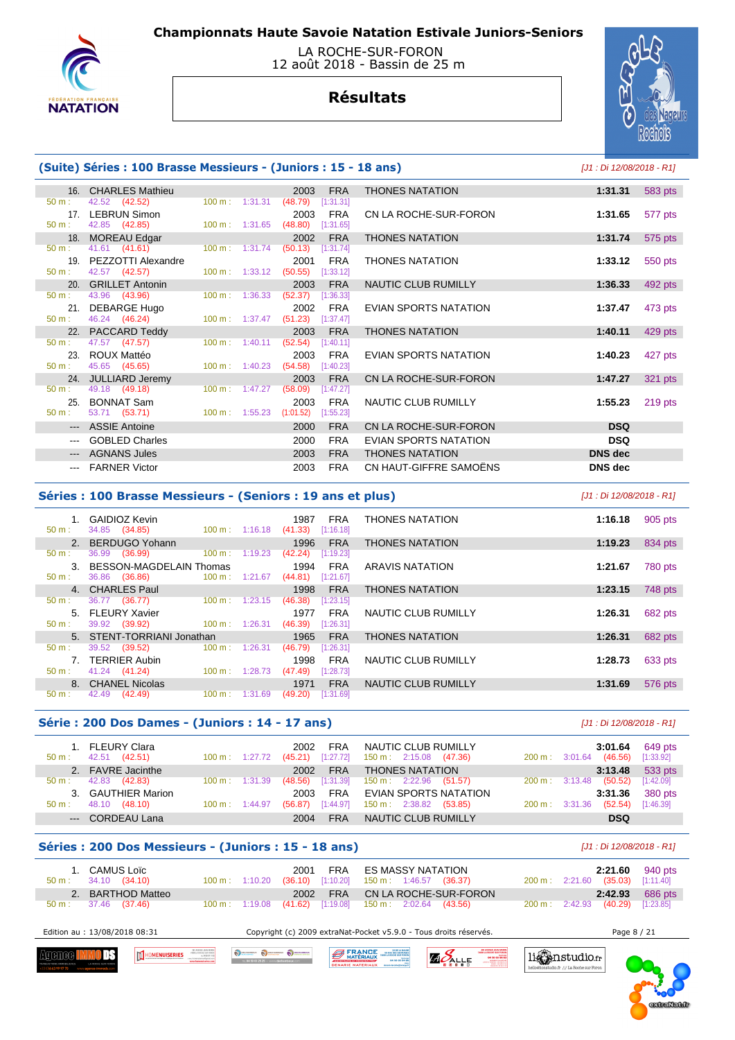# Championnats Haute Savoie Natation Estivale Juniors-Seniors

LA ROCHE-SUR-FORON
12 août 2018 - Bassin de 25 m

## Résultats

### (Suite) Séries : 100 Brasse Messieurs - (Juniors : 15 - 18 ans)

*[J1 : Di 12/08/2018 - R1]*

| Rang | Nom | Année | Nat. | Club | Temps | Points |
|---|---|---|---|---|---|---|
| 16. | CHARLES Mathieu | 2003 | FRA | THONES NATATION | 1:31.31 | 583 pts |
| | 50 m : 42.52 (42.52) — 100 m : 1:31.31 (48.79) [1:31.31] | | | | | |
| 17. | LEBRUN Simon | 2003 | FRA | CN LA ROCHE-SUR-FORON | 1:31.65 | 577 pts |
| | 50 m : 42.85 (42.85) — 100 m : 1:31.65 (48.80) [1:31.65] | | | | | |
| 18. | MOREAU Edgar | 2002 | FRA | THONES NATATION | 1:31.74 | 575 pts |
| | 50 m : 41.61 (41.61) — 100 m : 1:31.74 (50.13) [1:31.74] | | | | | |
| 19. | PEZZOTTI Alexandre | 2001 | FRA | THONES NATATION | 1:33.12 | 550 pts |
| | 50 m : 42.57 (42.57) — 100 m : 1:33.12 (50.55) [1:33.12] | | | | | |
| 20. | GRILLET Antonin | 2003 | FRA | NAUTIC CLUB RUMILLY | 1:36.33 | 492 pts |
| | 50 m : 43.96 (43.96) — 100 m : 1:36.33 (52.37) [1:36.33] | | | | | |
| 21. | DEBARGE Hugo | 2002 | FRA | EVIAN SPORTS NATATION | 1:37.47 | 473 pts |
| | 50 m : 46.24 (46.24) — 100 m : 1:37.47 (51.23) [1:37.47] | | | | | |
| 22. | PACCARD Teddy | 2003 | FRA | THONES NATATION | 1:40.11 | 429 pts |
| | 50 m : 47.57 (47.57) — 100 m : 1:40.11 (52.54) [1:40.11] | | | | | |
| 23. | ROUX Mattéo | 2003 | FRA | EVIAN SPORTS NATATION | 1:40.23 | 427 pts |
| | 50 m : 45.65 (45.65) — 100 m : 1:40.23 (54.58) [1:40.23] | | | | | |
| 24. | JULLIARD Jeremy | 2003 | FRA | CN LA ROCHE-SUR-FORON | 1:47.27 | 321 pts |
| | 50 m : 49.18 (49.18) — 100 m : 1:47.27 (58.09) [1:47.27] | | | | | |
| 25. | BONNAT Sam | 2003 | FRA | NAUTIC CLUB RUMILLY | 1:55.23 | 219 pts |
| | 50 m : 53.71 (53.71) — 100 m : 1:55.23 (1:01.52) [1:55.23] | | | | | |
| --- | ASSIE Antoine | 2000 | FRA | CN LA ROCHE-SUR-FORON | DSQ | |
| --- | GOBLED Charles | 2000 | FRA | EVIAN SPORTS NATATION | DSQ | |
| --- | AGNANS Jules | 2003 | FRA | THONES NATATION | DNS dec | |
| --- | FARNER Victor | 2003 | FRA | CN HAUT-GIFFRE SAMOËNS | DNS dec | |

### Séries : 100 Brasse Messieurs - (Seniors : 19 ans et plus)

*[J1 : Di 12/08/2018 - R1]*

| Rang | Nom | Année | Nat. | Club | Temps | Points |
|---|---|---|---|---|---|---|
| 1. | GAIDIOZ Kevin | 1987 | FRA | THONES NATATION | 1:16.18 | 905 pts |
| | 50 m : 34.85 (34.85) — 100 m : 1:16.18 (41.33) [1:16.18] | | | | | |
| 2. | BERDUGO Yohann | 1996 | FRA | THONES NATATION | 1:19.23 | 834 pts |
| | 50 m : 36.99 (36.99) — 100 m : 1:19.23 (42.24) [1:19.23] | | | | | |
| 3. | BESSON-MAGDELAIN Thomas | 1994 | FRA | ARAVIS NATATION | 1:21.67 | 780 pts |
| | 50 m : 36.86 (36.86) — 100 m : 1:21.67 (44.81) [1:21.67] | | | | | |
| 4. | CHARLES Paul | 1998 | FRA | THONES NATATION | 1:23.15 | 748 pts |
| | 50 m : 36.77 (36.77) — 100 m : 1:23.15 (46.38) [1:23.15] | | | | | |
| 5. | FLEURY Xavier | 1977 | FRA | NAUTIC CLUB RUMILLY | 1:26.31 | 682 pts |
| | 50 m : 39.92 (39.92) — 100 m : 1:26.31 (46.39) [1:26.31] | | | | | |
| 5. | STENT-TORRIANI Jonathan | 1965 | FRA | THONES NATATION | 1:26.31 | 682 pts |
| | 50 m : 39.52 (39.52) — 100 m : 1:26.31 (46.79) [1:26.31] | | | | | |
| 7. | TERRIER Aubin | 1998 | FRA | NAUTIC CLUB RUMILLY | 1:28.73 | 633 pts |
| | 50 m : 41.24 (41.24) — 100 m : 1:28.73 (47.49) [1:28.73] | | | | | |
| 8. | CHANEL Nicolas | 1971 | FRA | NAUTIC CLUB RUMILLY | 1:31.69 | 576 pts |
| | 50 m : 42.49 (42.49) — 100 m : 1:31.69 (49.20) [1:31.69] | | | | | |

### Série : 200 Dos Dames - (Juniors : 14 - 17 ans)

*[J1 : Di 12/08/2018 - R1]*

| Rang | Nom | Année | Nat. | Club | Temps | Points |
|---|---|---|---|---|---|---|
| 1. | FLEURY Clara | 2002 | FRA | NAUTIC CLUB RUMILLY | 3:01.64 | 649 pts |
| | 50 m : 42.51 (42.51) — 100 m : 1:27.72 (45.21) [1:27.72] — 150 m : 2:15.08 (47.36) — 200 m : 3:01.64 (46.56) [1:33.92] | | | | | |
| 2. | FAVRE Jacinthe | 2002 | FRA | THONES NATATION | 3:13.48 | 533 pts |
| | 50 m : 42.83 (42.83) — 100 m : 1:31.39 (48.56) [1:31.39] — 150 m : 2:22.96 (51.57) — 200 m : 3:13.48 (50.52) [1:42.09] | | | | | |
| 3. | GAUTHIER Marion | 2003 | FRA | EVIAN SPORTS NATATION | 3:31.36 | 380 pts |
| | 50 m : 48.10 (48.10) — 100 m : 1:44.97 (56.87) [1:44.97] — 150 m : 2:38.82 (53.85) — 200 m : 3:31.36 (52.54) [1:46.39] | | | | | |
| --- | CORDEAU Lana | 2004 | FRA | NAUTIC CLUB RUMILLY | DSQ | |

### Séries : 200 Dos Messieurs - (Juniors : 15 - 18 ans)

*[J1 : Di 12/08/2018 - R1]*

| Rang | Nom | Année | Nat. | Club | Temps | Points |
|---|---|---|---|---|---|---|
| 1. | CAMUS Loïc | 2001 | FRA | ES MASSY NATATION | 2:21.60 | 940 pts |
| | 50 m : 34.10 (34.10) — 100 m : 1:10.20 (36.10) [1:10.20] — 150 m : 1:46.57 (36.37) — 200 m : 2:21.60 (35.03) [1:11.40] | | | | | |
| 2. | BARTHOD Matteo | 2002 | FRA | CN LA ROCHE-SUR-FORON | 2:42.93 | 686 pts |
| | 50 m : 37.46 (37.46) — 100 m : 1:19.08 (41.62) [1:19.08] — 150 m : 2:02.64 (43.56) — 200 m : 2:42.93 (40.29) [1:23.85] | | | | | |

Edition au : 13/08/2018 08:31 — Copyright (c) 2009 extraNat-Pocket v5.9.0 - Tous droits réservés.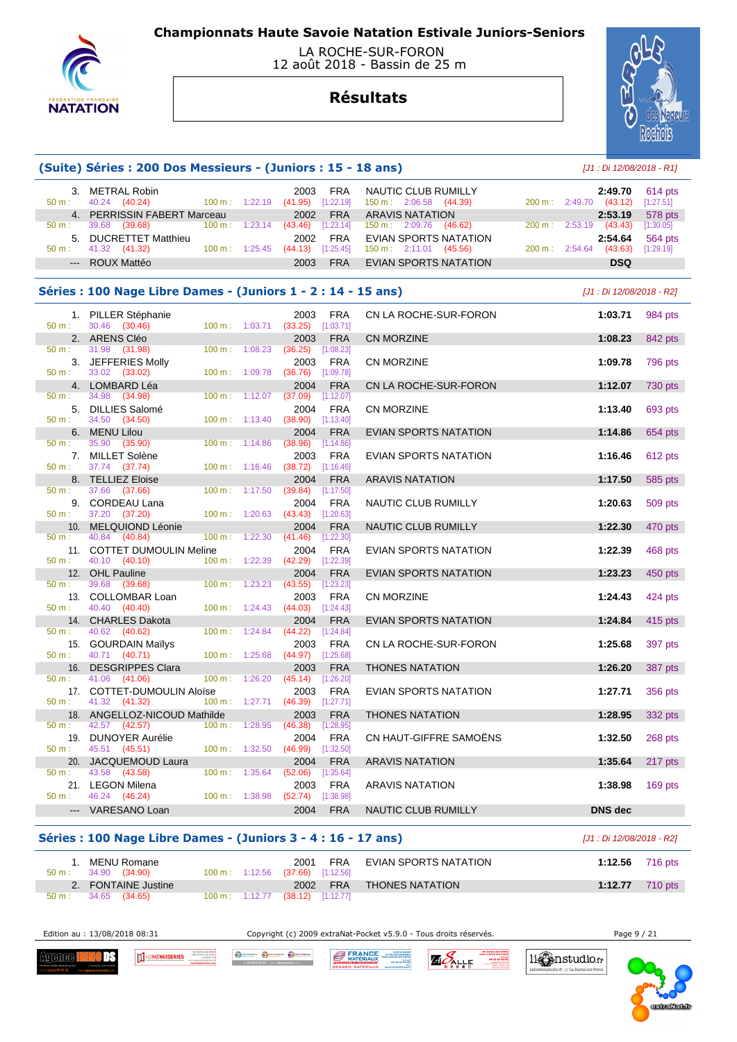# Championnats Haute Savoie Natation Estivale Juniors-Seniors

LA ROCHE-SUR-FORON
12 août 2018 - Bassin de 25 m

## Résultats

### (Suite) Séries : 200 Dos Messieurs - (Juniors : 15 - 18 ans)

*[J1 : Di 12/08/2018 - R1]*

| Rg | Nom | Année | Nat | Club | Temps | Points |
|---|---|---|---|---|---|---|
| 3. | METRAL Robin | 2003 | FRA | NAUTIC CLUB RUMILLY | 2:49.70 | 614 pts |
| | 50 m : 40.24 (40.24) — 100 m : 1:22.19 (41.95) [1:22.19] — 150 m : 2:06.58 (44.39) — 200 m : 2:49.70 (43.12) [1:27.51] | | | | | |
| 4. | PERRISSIN FABERT Marceau | 2002 | FRA | ARAVIS NATATION | 2:53.19 | 578 pts |
| | 50 m : 39.68 (39.68) — 100 m : 1:23.14 (43.46) [1:23.14] — 150 m : 2:09.76 (46.62) — 200 m : 2:53.19 (43.43) [1:30.05] | | | | | |
| 5. | DUCRETTET Matthieu | 2002 | FRA | EVIAN SPORTS NATATION | 2:54.64 | 564 pts |
| | 50 m : 41.32 (41.32) — 100 m : 1:25.45 (44.13) [1:25.45] — 150 m : 2:11.01 (45.56) — 200 m : 2:54.64 (43.63) [1:29.19] | | | | | |
| --- | ROUX Mattéo | 2003 | FRA | EVIAN SPORTS NATATION | DSQ | |

### Séries : 100 Nage Libre Dames - (Juniors 1 - 2 : 14 - 15 ans)

*[J1 : Di 12/08/2018 - R2]*

| Rg | Nom | Année | Nat | Club | Temps | Points | 50 m | 100 m |
|---|---|---|---|---|---|---|---|---|
| 1. | PILLER Stéphanie | 2003 | FRA | CN LA ROCHE-SUR-FORON | 1:03.71 | 984 pts | 30.46 (30.46) | 1:03.71 (33.25) [1:03.71] |
| 2. | ARENS Cléo | 2003 | FRA | CN MORZINE | 1:08.23 | 842 pts | 31.98 (31.98) | 1:08.23 (36.25) [1:08.23] |
| 3. | JEFFERIES Molly | 2003 | FRA | CN MORZINE | 1:09.78 | 796 pts | 33.02 (33.02) | 1:09.78 (36.76) [1:09.78] |
| 4. | LOMBARD Léa | 2004 | FRA | CN LA ROCHE-SUR-FORON | 1:12.07 | 730 pts | 34.98 (34.98) | 1:12.07 (37.09) [1:12.07] |
| 5. | DILLIES Salomé | 2004 | FRA | CN MORZINE | 1:13.40 | 693 pts | 34.50 (34.50) | 1:13.40 (38.90) [1:13.40] |
| 6. | MENU Lilou | 2004 | FRA | EVIAN SPORTS NATATION | 1:14.86 | 654 pts | 35.90 (35.90) | 1:14.86 (38.96) [1:14.86] |
| 7. | MILLET Solène | 2003 | FRA | EVIAN SPORTS NATATION | 1:16.46 | 612 pts | 37.74 (37.74) | 1:16.46 (38.72) [1:16.46] |
| 8. | TELLIEZ Eloise | 2004 | FRA | ARAVIS NATATION | 1:17.50 | 585 pts | 37.66 (37.66) | 1:17.50 (39.84) [1:17.50] |
| 9. | CORDEAU Lana | 2004 | FRA | NAUTIC CLUB RUMILLY | 1:20.63 | 509 pts | 37.20 (37.20) | 1:20.63 (43.43) [1:20.63] |
| 10. | MELQUIOND Léonie | 2004 | FRA | NAUTIC CLUB RUMILLY | 1:22.30 | 470 pts | 40.84 (40.84) | 1:22.30 (41.46) [1:22.30] |
| 11. | COTTET DUMOULIN Meline | 2004 | FRA | EVIAN SPORTS NATATION | 1:22.39 | 468 pts | 40.10 (40.10) | 1:22.39 (42.29) [1:22.39] |
| 12. | OHL Pauline | 2004 | FRA | EVIAN SPORTS NATATION | 1:23.23 | 450 pts | 39.68 (39.68) | 1:23.23 (43.55) [1:23.23] |
| 13. | COLLOMBAR Loan | 2003 | FRA | CN MORZINE | 1:24.43 | 424 pts | 40.40 (40.40) | 1:24.43 (44.03) [1:24.43] |
| 14. | CHARLES Dakota | 2004 | FRA | EVIAN SPORTS NATATION | 1:24.84 | 415 pts | 40.62 (40.62) | 1:24.84 (44.22) [1:24.84] |
| 15. | GOURDAIN Maïlys | 2003 | FRA | CN LA ROCHE-SUR-FORON | 1:25.68 | 397 pts | 40.71 (40.71) | 1:25.68 (44.97) [1:25.68] |
| 16. | DESGRIPPES Clara | 2003 | FRA | THONES NATATION | 1:26.20 | 387 pts | 41.06 (41.06) | 1:26.20 (45.14) [1:26.20] |
| 17. | COTTET-DUMOULIN Aloïse | 2003 | FRA | EVIAN SPORTS NATATION | 1:27.71 | 356 pts | 41.32 (41.32) | 1:27.71 (46.39) [1:27.71] |
| 18. | ANGELLOZ-NICOUD Mathilde | 2003 | FRA | THONES NATATION | 1:28.95 | 332 pts | 42.57 (42.57) | 1:28.95 (46.38) [1:28.95] |
| 19. | DUNOYER Aurélie | 2004 | FRA | CN HAUT-GIFFRE SAMOËNS | 1:32.50 | 268 pts | 45.51 (45.51) | 1:32.50 (46.99) [1:32.50] |
| 20. | JACQUEMOUD Laura | 2004 | FRA | ARAVIS NATATION | 1:35.64 | 217 pts | 43.58 (43.58) | 1:35.64 (52.06) [1:35.64] |
| 21. | LEGON Milena | 2003 | FRA | ARAVIS NATATION | 1:38.98 | 169 pts | 46.24 (46.24) | 1:38.98 (52.74) [1:38.98] |
| --- | VARESANO Loan | 2004 | FRA | NAUTIC CLUB RUMILLY | DNS dec | | | |

### Séries : 100 Nage Libre Dames - (Juniors 3 - 4 : 16 - 17 ans)

*[J1 : Di 12/08/2018 - R2]*

| Rg | Nom | Année | Nat | Club | Temps | Points | 50 m | 100 m |
|---|---|---|---|---|---|---|---|---|
| 1. | MENU Romane | 2001 | FRA | EVIAN SPORTS NATATION | 1:12.56 | 716 pts | 34.90 (34.90) | 1:12.56 (37.66) [1:12.56] |
| 2. | FONTAINE Justine | 2002 | FRA | THONES NATATION | 1:12.77 | 710 pts | 34.65 (34.65) | 1:12.77 (38.12) [1:12.77] |

Edition au : 13/08/2018 08:31 — Copyright (c) 2009 extraNat-Pocket v5.9.0 - Tous droits réservés.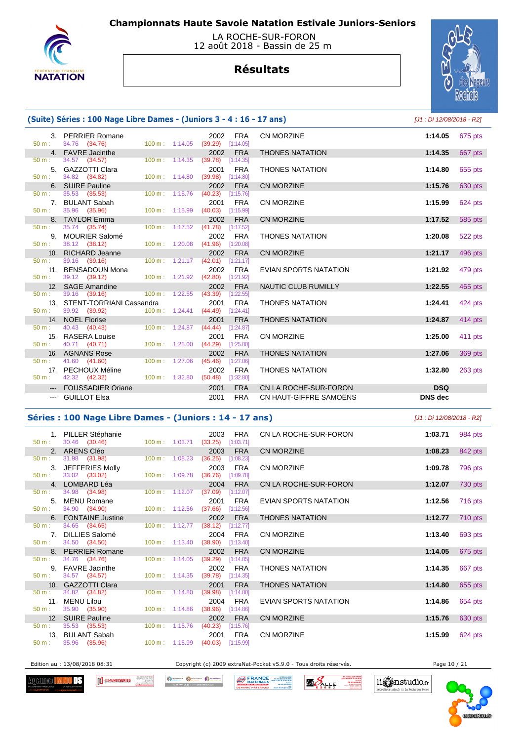# Championnats Haute Savoie Natation Estivale Juniors-Seniors

LA ROCHE-SUR-FORON
12 août 2018 - Bassin de 25 m

## Résultats

### (Suite) Séries : 100 Nage Libre Dames - (Juniors 3 - 4 : 16 - 17 ans)

*[J1 : Di 12/08/2018 - R2]*

| Rang | Nom | Année | Nat. | Club | Temps | Points |
|---|---|---|---|---|---|---|
| 3. | PERRIER Romane | 2002 | FRA | CN MORZINE | 1:14.05 | 675 pts |
| | 50 m : 34.76 (34.76) — 100 m : 1:14.05 (39.29) [1:14.05] | | | | | |
| 4. | FAVRE Jacinthe | 2002 | FRA | THONES NATATION | 1:14.35 | 667 pts |
| | 50 m : 34.57 (34.57) — 100 m : 1:14.35 (39.78) [1:14.35] | | | | | |
| 5. | GAZZOTTI Clara | 2001 | FRA | THONES NATATION | 1:14.80 | 655 pts |
| | 50 m : 34.82 (34.82) — 100 m : 1:14.80 (39.98) [1:14.80] | | | | | |
| 6. | SUIRE Pauline | 2002 | FRA | CN MORZINE | 1:15.76 | 630 pts |
| | 50 m : 35.53 (35.53) — 100 m : 1:15.76 (40.23) [1:15.76] | | | | | |
| 7. | BULANT Sabah | 2001 | FRA | CN MORZINE | 1:15.99 | 624 pts |
| | 50 m : 35.96 (35.96) — 100 m : 1:15.99 (40.03) [1:15.99] | | | | | |
| 8. | TAYLOR Emma | 2002 | FRA | CN MORZINE | 1:17.52 | 585 pts |
| | 50 m : 35.74 (35.74) — 100 m : 1:17.52 (41.78) [1:17.52] | | | | | |
| 9. | MOURIER Salomé | 2002 | FRA | THONES NATATION | 1:20.08 | 522 pts |
| | 50 m : 38.12 (38.12) — 100 m : 1:20.08 (41.96) [1:20.08] | | | | | |
| 10. | RICHARD Jeanne | 2002 | FRA | CN MORZINE | 1:21.17 | 496 pts |
| | 50 m : 39.16 (39.16) — 100 m : 1:21.17 (42.01) [1:21.17] | | | | | |
| 11. | BENSADOUN Mona | 2002 | FRA | EVIAN SPORTS NATATION | 1:21.92 | 479 pts |
| | 50 m : 39.12 (39.12) — 100 m : 1:21.92 (42.80) [1:21.92] | | | | | |
| 12. | SAGE Amandine | 2002 | FRA | NAUTIC CLUB RUMILLY | 1:22.55 | 465 pts |
| | 50 m : 39.16 (39.16) — 100 m : 1:22.55 (43.39) [1:22.55] | | | | | |
| 13. | STENT-TORRIANI Cassandra | 2001 | FRA | THONES NATATION | 1:24.41 | 424 pts |
| | 50 m : 39.92 (39.92) — 100 m : 1:24.41 (44.49) [1:24.41] | | | | | |
| 14. | NOEL Florise | 2001 | FRA | THONES NATATION | 1:24.87 | 414 pts |
| | 50 m : 40.43 (40.43) — 100 m : 1:24.87 (44.44) [1:24.87] | | | | | |
| 15. | RASERA Louise | 2001 | FRA | CN MORZINE | 1:25.00 | 411 pts |
| | 50 m : 40.71 (40.71) — 100 m : 1:25.00 (44.29) [1:25.00] | | | | | |
| 16. | AGNANS Rose | 2002 | FRA | THONES NATATION | 1:27.06 | 369 pts |
| | 50 m : 41.60 (41.60) — 100 m : 1:27.06 (45.46) [1:27.06] | | | | | |
| 17. | PECHOUX Méline | 2002 | FRA | THONES NATATION | 1:32.80 | 263 pts |
| | 50 m : 42.32 (42.32) — 100 m : 1:32.80 (50.48) [1:32.80] | | | | | |
| --- | FOUSSADIER Oriane | 2001 | FRA | CN LA ROCHE-SUR-FORON | DSQ | |
| --- | GUILLOT Elsa | 2001 | FRA | CN HAUT-GIFFRE SAMOËNS | DNS dec | |

### Séries : 100 Nage Libre Dames - (Juniors : 14 - 17 ans)

*[J1 : Di 12/08/2018 - R2]*

| Rang | Nom | Année | Nat. | Club | Temps | Points |
|---|---|---|---|---|---|---|
| 1. | PILLER Stéphanie | 2003 | FRA | CN LA ROCHE-SUR-FORON | 1:03.71 | 984 pts |
| | 50 m : 30.46 (30.46) — 100 m : 1:03.71 (33.25) [1:03.71] | | | | | |
| 2. | ARENS Cléo | 2003 | FRA | CN MORZINE | 1:08.23 | 842 pts |
| | 50 m : 31.98 (31.98) — 100 m : 1:08.23 (36.25) [1:08.23] | | | | | |
| 3. | JEFFERIES Molly | 2003 | FRA | CN MORZINE | 1:09.78 | 796 pts |
| | 50 m : 33.02 (33.02) — 100 m : 1:09.78 (36.76) [1:09.78] | | | | | |
| 4. | LOMBARD Léa | 2004 | FRA | CN LA ROCHE-SUR-FORON | 1:12.07 | 730 pts |
| | 50 m : 34.98 (34.98) — 100 m : 1:12.07 (37.09) [1:12.07] | | | | | |
| 5. | MENU Romane | 2001 | FRA | EVIAN SPORTS NATATION | 1:12.56 | 716 pts |
| | 50 m : 34.90 (34.90) — 100 m : 1:12.56 (37.66) [1:12.56] | | | | | |
| 6. | FONTAINE Justine | 2002 | FRA | THONES NATATION | 1:12.77 | 710 pts |
| | 50 m : 34.65 (34.65) — 100 m : 1:12.77 (38.12) [1:12.77] | | | | | |
| 7. | DILLIES Salomé | 2004 | FRA | CN MORZINE | 1:13.40 | 693 pts |
| | 50 m : 34.50 (34.50) — 100 m : 1:13.40 (38.90) [1:13.40] | | | | | |
| 8. | PERRIER Romane | 2002 | FRA | CN MORZINE | 1:14.05 | 675 pts |
| | 50 m : 34.76 (34.76) — 100 m : 1:14.05 (39.29) [1:14.05] | | | | | |
| 9. | FAVRE Jacinthe | 2002 | FRA | THONES NATATION | 1:14.35 | 667 pts |
| | 50 m : 34.57 (34.57) — 100 m : 1:14.35 (39.78) [1:14.35] | | | | | |
| 10. | GAZZOTTI Clara | 2001 | FRA | THONES NATATION | 1:14.80 | 655 pts |
| | 50 m : 34.82 (34.82) — 100 m : 1:14.80 (39.98) [1:14.80] | | | | | |
| 11. | MENU Lilou | 2004 | FRA | EVIAN SPORTS NATATION | 1:14.86 | 654 pts |
| | 50 m : 35.90 (35.90) — 100 m : 1:14.86 (38.96) [1:14.86] | | | | | |
| 12. | SUIRE Pauline | 2002 | FRA | CN MORZINE | 1:15.76 | 630 pts |
| | 50 m : 35.53 (35.53) — 100 m : 1:15.76 (40.23) [1:15.76] | | | | | |
| 13. | BULANT Sabah | 2001 | FRA | CN MORZINE | 1:15.99 | 624 pts |
| | 50 m : 35.96 (35.96) — 100 m : 1:15.99 (40.03) [1:15.99] | | | | | |

Edition au : 13/08/2018 08:31 — Copyright (c) 2009 extraNat-Pocket v5.9.0 - Tous droits réservés.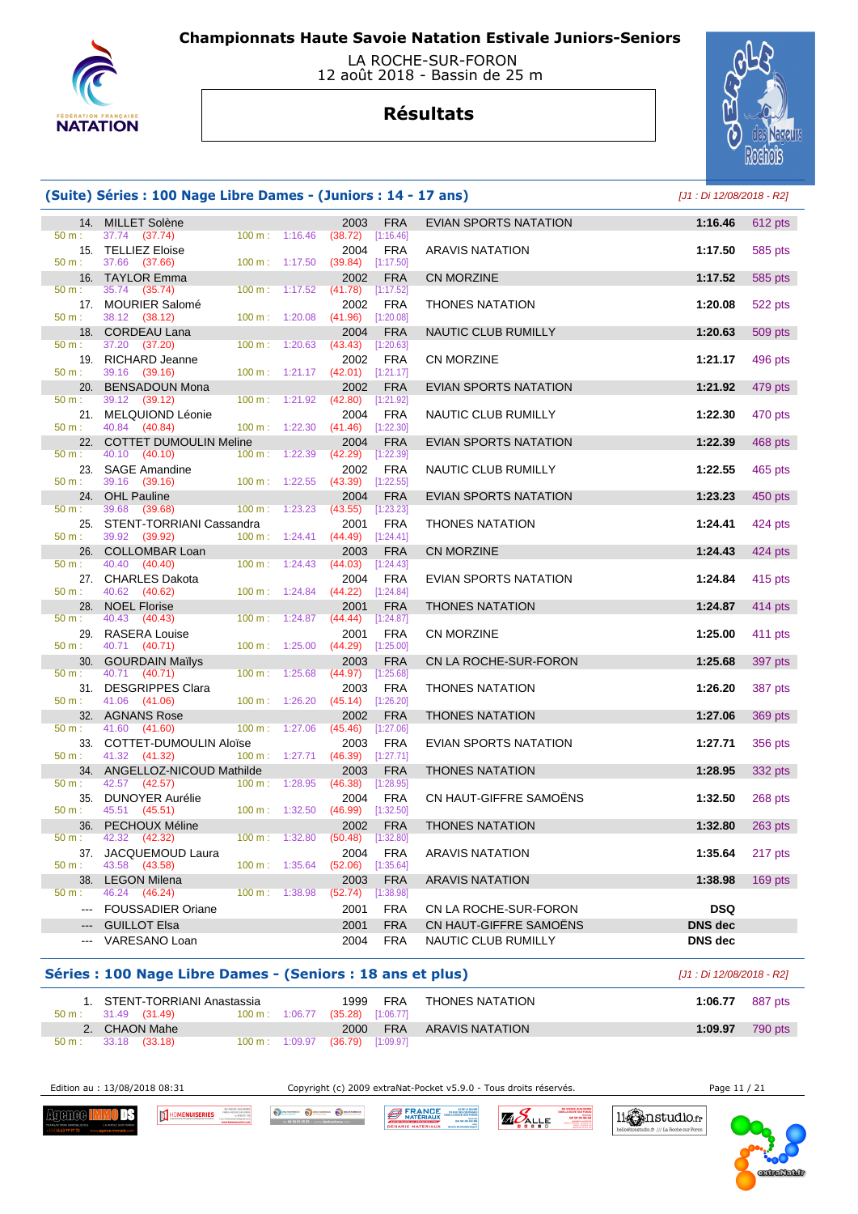# Championnats Haute Savoie Natation Estivale Juniors-Seniors

LA ROCHE-SUR-FORON
12 août 2018 - Bassin de 25 m

## Résultats

### (Suite) Séries : 100 Nage Libre Dames - (Juniors : 14 - 17 ans)

*[J1 : Di 12/08/2018 - R2]*

| Rang | Nom | Année | Nat. | Club | Temps | Points |
|---|---|---|---|---|---|---|
| 14. | MILLET Solène | 2003 | FRA | EVIAN SPORTS NATATION | 1:16.46 | 612 pts |
| | 50 m : 37.74 (37.74) — 100 m : 1:16.46 (38.72) [1:16.46] | | | | | |
| 15. | TELLIEZ Eloise | 2004 | FRA | ARAVIS NATATION | 1:17.50 | 585 pts |
| | 50 m : 37.66 (37.66) — 100 m : 1:17.50 (39.84) [1:17.50] | | | | | |
| 16. | TAYLOR Emma | 2002 | FRA | CN MORZINE | 1:17.52 | 585 pts |
| | 50 m : 35.74 (35.74) — 100 m : 1:17.52 (41.78) [1:17.52] | | | | | |
| 17. | MOURIER Salomé | 2002 | FRA | THONES NATATION | 1:20.08 | 522 pts |
| | 50 m : 38.12 (38.12) — 100 m : 1:20.08 (41.96) [1:20.08] | | | | | |
| 18. | CORDEAU Lana | 2004 | FRA | NAUTIC CLUB RUMILLY | 1:20.63 | 509 pts |
| | 50 m : 37.20 (37.20) — 100 m : 1:20.63 (43.43) [1:20.63] | | | | | |
| 19. | RICHARD Jeanne | 2002 | FRA | CN MORZINE | 1:21.17 | 496 pts |
| | 50 m : 39.16 (39.16) — 100 m : 1:21.17 (42.01) [1:21.17] | | | | | |
| 20. | BENSADOUN Mona | 2002 | FRA | EVIAN SPORTS NATATION | 1:21.92 | 479 pts |
| | 50 m : 39.12 (39.12) — 100 m : 1:21.92 (42.80) [1:21.92] | | | | | |
| 21. | MELQUIOND Léonie | 2004 | FRA | NAUTIC CLUB RUMILLY | 1:22.30 | 470 pts |
| | 50 m : 40.84 (40.84) — 100 m : 1:22.30 (41.46) [1:22.30] | | | | | |
| 22. | COTTET DUMOULIN Meline | 2004 | FRA | EVIAN SPORTS NATATION | 1:22.39 | 468 pts |
| | 50 m : 40.10 (40.10) — 100 m : 1:22.39 (42.29) [1:22.39] | | | | | |
| 23. | SAGE Amandine | 2002 | FRA | NAUTIC CLUB RUMILLY | 1:22.55 | 465 pts |
| | 50 m : 39.16 (39.16) — 100 m : 1:22.55 (43.39) [1:22.55] | | | | | |
| 24. | OHL Pauline | 2004 | FRA | EVIAN SPORTS NATATION | 1:23.23 | 450 pts |
| | 50 m : 39.68 (39.68) — 100 m : 1:23.23 (43.55) [1:23.23] | | | | | |
| 25. | STENT-TORRIANI Cassandra | 2001 | FRA | THONES NATATION | 1:24.41 | 424 pts |
| | 50 m : 39.92 (39.92) — 100 m : 1:24.41 (44.49) [1:24.41] | | | | | |
| 26. | COLLOMBAR Loan | 2003 | FRA | CN MORZINE | 1:24.43 | 424 pts |
| | 50 m : 40.40 (40.40) — 100 m : 1:24.43 (44.03) [1:24.43] | | | | | |
| 27. | CHARLES Dakota | 2004 | FRA | EVIAN SPORTS NATATION | 1:24.84 | 415 pts |
| | 50 m : 40.62 (40.62) — 100 m : 1:24.84 (44.22) [1:24.84] | | | | | |
| 28. | NOEL Florise | 2001 | FRA | THONES NATATION | 1:24.87 | 414 pts |
| | 50 m : 40.43 (40.43) — 100 m : 1:24.87 (44.44) [1:24.87] | | | | | |
| 29. | RASERA Louise | 2001 | FRA | CN MORZINE | 1:25.00 | 411 pts |
| | 50 m : 40.71 (40.71) — 100 m : 1:25.00 (44.29) [1:25.00] | | | | | |
| 30. | GOURDAIN Maïlys | 2003 | FRA | CN LA ROCHE-SUR-FORON | 1:25.68 | 397 pts |
| | 50 m : 40.71 (40.71) — 100 m : 1:25.68 (44.97) [1:25.68] | | | | | |
| 31. | DESGRIPPES Clara | 2003 | FRA | THONES NATATION | 1:26.20 | 387 pts |
| | 50 m : 41.06 (41.06) — 100 m : 1:26.20 (45.14) [1:26.20] | | | | | |
| 32. | AGNANS Rose | 2002 | FRA | THONES NATATION | 1:27.06 | 369 pts |
| | 50 m : 41.60 (41.60) — 100 m : 1:27.06 (45.46) [1:27.06] | | | | | |
| 33. | COTTET-DUMOULIN Aloïse | 2003 | FRA | EVIAN SPORTS NATATION | 1:27.71 | 356 pts |
| | 50 m : 41.32 (41.32) — 100 m : 1:27.71 (46.39) [1:27.71] | | | | | |
| 34. | ANGELLOZ-NICOUD Mathilde | 2003 | FRA | THONES NATATION | 1:28.95 | 332 pts |
| | 50 m : 42.57 (42.57) — 100 m : 1:28.95 (46.38) [1:28.95] | | | | | |
| 35. | DUNOYER Aurélie | 2004 | FRA | CN HAUT-GIFFRE SAMOËNS | 1:32.50 | 268 pts |
| | 50 m : 45.51 (45.51) — 100 m : 1:32.50 (46.99) [1:32.50] | | | | | |
| 36. | PECHOUX Méline | 2002 | FRA | THONES NATATION | 1:32.80 | 263 pts |
| | 50 m : 42.32 (42.32) — 100 m : 1:32.80 (50.48) [1:32.80] | | | | | |
| 37. | JACQUEMOUD Laura | 2004 | FRA | ARAVIS NATATION | 1:35.64 | 217 pts |
| | 50 m : 43.58 (43.58) — 100 m : 1:35.64 (52.06) [1:35.64] | | | | | |
| 38. | LEGON Milena | 2003 | FRA | ARAVIS NATATION | 1:38.98 | 169 pts |
| | 50 m : 46.24 (46.24) — 100 m : 1:38.98 (52.74) [1:38.98] | | | | | |
| --- | FOUSSADIER Oriane | 2001 | FRA | CN LA ROCHE-SUR-FORON | DSQ | |
| --- | GUILLOT Elsa | 2001 | FRA | CN HAUT-GIFFRE SAMOËNS | DNS dec | |
| --- | VARESANO Loan | 2004 | FRA | NAUTIC CLUB RUMILLY | DNS dec | |

### Séries : 100 Nage Libre Dames - (Seniors : 18 ans et plus)

*[J1 : Di 12/08/2018 - R2]*

| Rang | Nom | Année | Nat. | Club | Temps | Points |
|---|---|---|---|---|---|---|
| 1. | STENT-TORRIANI Anastassia | 1999 | FRA | THONES NATATION | 1:06.77 | 887 pts |
| | 50 m : 31.49 (31.49) — 100 m : 1:06.77 (35.28) [1:06.77] | | | | | |
| 2. | CHAON Mahe | 2000 | FRA | ARAVIS NATATION | 1:09.97 | 790 pts |
| | 50 m : 33.18 (33.18) — 100 m : 1:09.97 (36.79) [1:09.97] | | | | | |

Edition au : 13/08/2018 08:31 — Copyright (c) 2009 extraNat-Pocket v5.9.0 - Tous droits réservés.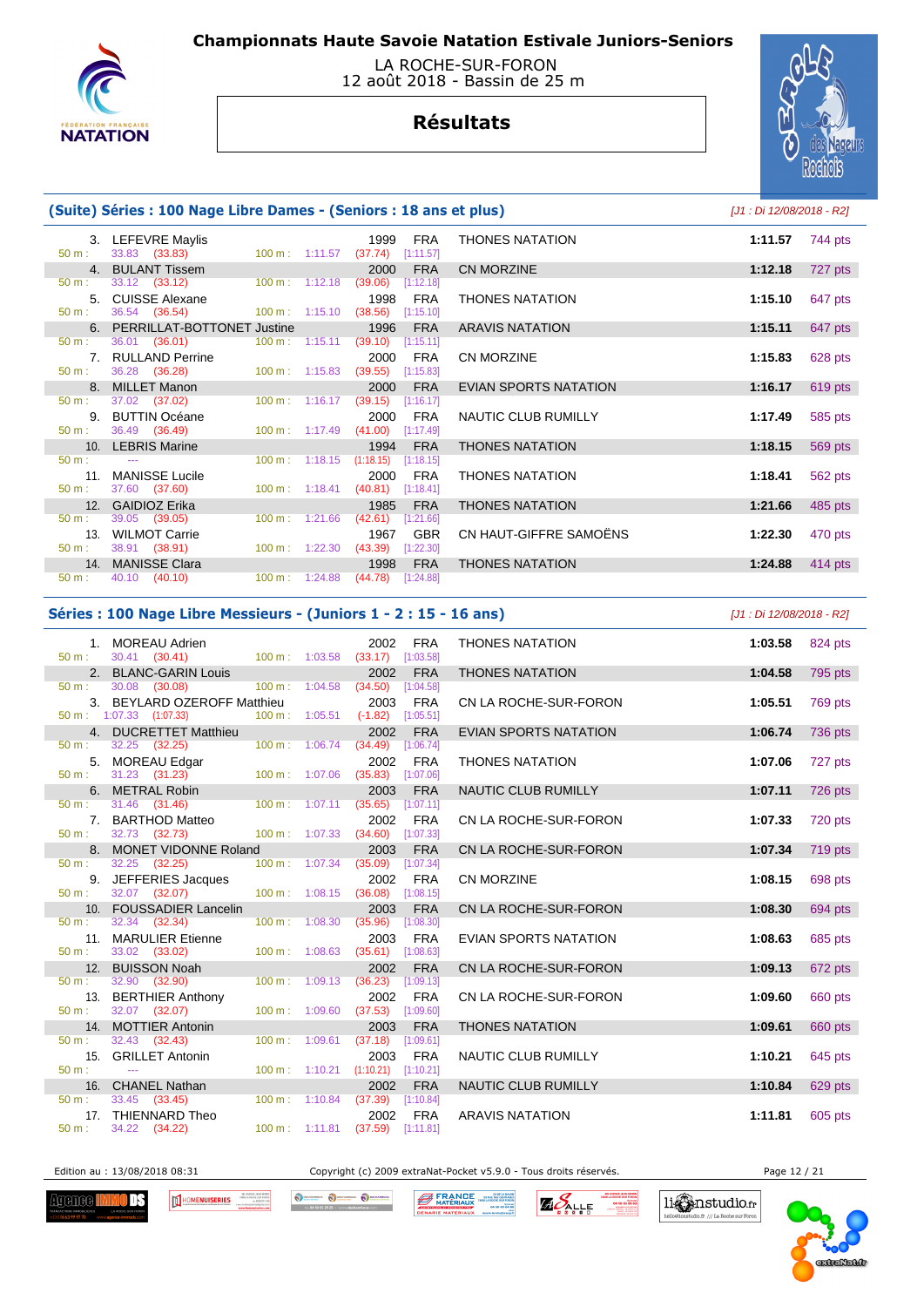# Championnats Haute Savoie Natation Estivale Juniors-Seniors

LA ROCHE-SUR-FORON
12 août 2018 - Bassin de 25 m

## Résultats

### (Suite) Séries : 100 Nage Libre Dames - (Seniors : 18 ans et plus)

[J1 : Di 12/08/2018 - R2]

| Rang | Nom | Année | Nat. | Club | Temps | Points |
|---|---|---|---|---|---|---|
| 3. | LEFEVRE Maylis | 1999 | FRA | THONES NATATION | 1:11.57 | 744 pts |
| | 50 m : 33.83 (33.83) — 100 m : 1:11.57 (37.74) [1:11.57] | | | | | |
| 4. | BULANT Tissem | 2000 | FRA | CN MORZINE | 1:12.18 | 727 pts |
| | 50 m : 33.12 (33.12) — 100 m : 1:12.18 (39.06) [1:12.18] | | | | | |
| 5. | CUISSE Alexane | 1998 | FRA | THONES NATATION | 1:15.10 | 647 pts |
| | 50 m : 36.54 (36.54) — 100 m : 1:15.10 (38.56) [1:15.10] | | | | | |
| 6. | PERRILLAT-BOTTONET Justine | 1996 | FRA | ARAVIS NATATION | 1:15.11 | 647 pts |
| | 50 m : 36.01 (36.01) — 100 m : 1:15.11 (39.10) [1:15.11] | | | | | |
| 7. | RULLAND Perrine | 2000 | FRA | CN MORZINE | 1:15.83 | 628 pts |
| | 50 m : 36.28 (36.28) — 100 m : 1:15.83 (39.55) [1:15.83] | | | | | |
| 8. | MILLET Manon | 2000 | FRA | EVIAN SPORTS NATATION | 1:16.17 | 619 pts |
| | 50 m : 37.02 (37.02) — 100 m : 1:16.17 (39.15) [1:16.17] | | | | | |
| 9. | BUTTIN Océane | 2000 | FRA | NAUTIC CLUB RUMILLY | 1:17.49 | 585 pts |
| | 50 m : 36.49 (36.49) — 100 m : 1:17.49 (41.00) [1:17.49] | | | | | |
| 10. | LEBRIS Marine | 1994 | FRA | THONES NATATION | 1:18.15 | 569 pts |
| | 50 m : --- — 100 m : 1:18.15 (1:18.15) [1:18.15] | | | | | |
| 11. | MANISSE Lucile | 2000 | FRA | THONES NATATION | 1:18.41 | 562 pts |
| | 50 m : 37.60 (37.60) — 100 m : 1:18.41 (40.81) [1:18.41] | | | | | |
| 12. | GAIDIOZ Erika | 1985 | FRA | THONES NATATION | 1:21.66 | 485 pts |
| | 50 m : 39.05 (39.05) — 100 m : 1:21.66 (42.61) [1:21.66] | | | | | |
| 13. | WILMOT Carrie | 1967 | GBR | CN HAUT-GIFFRE SAMOËNS | 1:22.30 | 470 pts |
| | 50 m : 38.91 (38.91) — 100 m : 1:22.30 (43.39) [1:22.30] | | | | | |
| 14. | MANISSE Clara | 1998 | FRA | THONES NATATION | 1:24.88 | 414 pts |
| | 50 m : 40.10 (40.10) — 100 m : 1:24.88 (44.78) [1:24.88] | | | | | |

### Séries : 100 Nage Libre Messieurs - (Juniors 1 - 2 : 15 - 16 ans)

[J1 : Di 12/08/2018 - R2]

| Rang | Nom | Année | Nat. | Club | Temps | Points |
|---|---|---|---|---|---|---|
| 1. | MOREAU Adrien | 2002 | FRA | THONES NATATION | 1:03.58 | 824 pts |
| | 50 m : 30.41 (30.41) — 100 m : 1:03.58 (33.17) [1:03.58] | | | | | |
| 2. | BLANC-GARIN Louis | 2002 | FRA | THONES NATATION | 1:04.58 | 795 pts |
| | 50 m : 30.08 (30.08) — 100 m : 1:04.58 (34.50) [1:04.58] | | | | | |
| 3. | BEYLARD OZEROFF Matthieu | 2003 | FRA | CN LA ROCHE-SUR-FORON | 1:05.51 | 769 pts |
| | 50 m : 1:07.33 (1:07.33) — 100 m : 1:05.51 (-1.82) [1:05.51] | | | | | |
| 4. | DUCRETTET Matthieu | 2002 | FRA | EVIAN SPORTS NATATION | 1:06.74 | 736 pts |
| | 50 m : 32.25 (32.25) — 100 m : 1:06.74 (34.49) [1:06.74] | | | | | |
| 5. | MOREAU Edgar | 2002 | FRA | THONES NATATION | 1:07.06 | 727 pts |
| | 50 m : 31.23 (31.23) — 100 m : 1:07.06 (35.83) [1:07.06] | | | | | |
| 6. | METRAL Robin | 2003 | FRA | NAUTIC CLUB RUMILLY | 1:07.11 | 726 pts |
| | 50 m : 31.46 (31.46) — 100 m : 1:07.11 (35.65) [1:07.11] | | | | | |
| 7. | BARTHOD Matteo | 2002 | FRA | CN LA ROCHE-SUR-FORON | 1:07.33 | 720 pts |
| | 50 m : 32.73 (32.73) — 100 m : 1:07.33 (34.60) [1:07.33] | | | | | |
| 8. | MONET VIDONNE Roland | 2003 | FRA | CN LA ROCHE-SUR-FORON | 1:07.34 | 719 pts |
| | 50 m : 32.25 (32.25) — 100 m : 1:07.34 (35.09) [1:07.34] | | | | | |
| 9. | JEFFERIES Jacques | 2002 | FRA | CN MORZINE | 1:08.15 | 698 pts |
| | 50 m : 32.07 (32.07) — 100 m : 1:08.15 (36.08) [1:08.15] | | | | | |
| 10. | FOUSSADIER Lancelin | 2003 | FRA | CN LA ROCHE-SUR-FORON | 1:08.30 | 694 pts |
| | 50 m : 32.34 (32.34) — 100 m : 1:08.30 (35.96) [1:08.30] | | | | | |
| 11. | MARULIER Etienne | 2003 | FRA | EVIAN SPORTS NATATION | 1:08.63 | 685 pts |
| | 50 m : 33.02 (33.02) — 100 m : 1:08.63 (35.61) [1:08.63] | | | | | |
| 12. | BUISSON Noah | 2002 | FRA | CN LA ROCHE-SUR-FORON | 1:09.13 | 672 pts |
| | 50 m : 32.90 (32.90) — 100 m : 1:09.13 (36.23) [1:09.13] | | | | | |
| 13. | BERTHIER Anthony | 2002 | FRA | CN LA ROCHE-SUR-FORON | 1:09.60 | 660 pts |
| | 50 m : 32.07 (32.07) — 100 m : 1:09.60 (37.53) [1:09.60] | | | | | |
| 14. | MOTTIER Antonin | 2003 | FRA | THONES NATATION | 1:09.61 | 660 pts |
| | 50 m : 32.43 (32.43) — 100 m : 1:09.61 (37.18) [1:09.61] | | | | | |
| 15. | GRILLET Antonin | 2003 | FRA | NAUTIC CLUB RUMILLY | 1:10.21 | 645 pts |
| | 50 m : --- — 100 m : 1:10.21 (1:10.21) [1:10.21] | | | | | |
| 16. | CHANEL Nathan | 2002 | FRA | NAUTIC CLUB RUMILLY | 1:10.84 | 629 pts |
| | 50 m : 33.45 (33.45) — 100 m : 1:10.84 (37.39) [1:10.84] | | | | | |
| 17. | THIENNARD Theo | 2002 | FRA | ARAVIS NATATION | 1:11.81 | 605 pts |
| | 50 m : 34.22 (34.22) — 100 m : 1:11.81 (37.59) [1:11.81] | | | | | |

Edition au : 13/08/2018 08:31 — Copyright (c) 2009 extraNat-Pocket v5.9.0 - Tous droits réservés.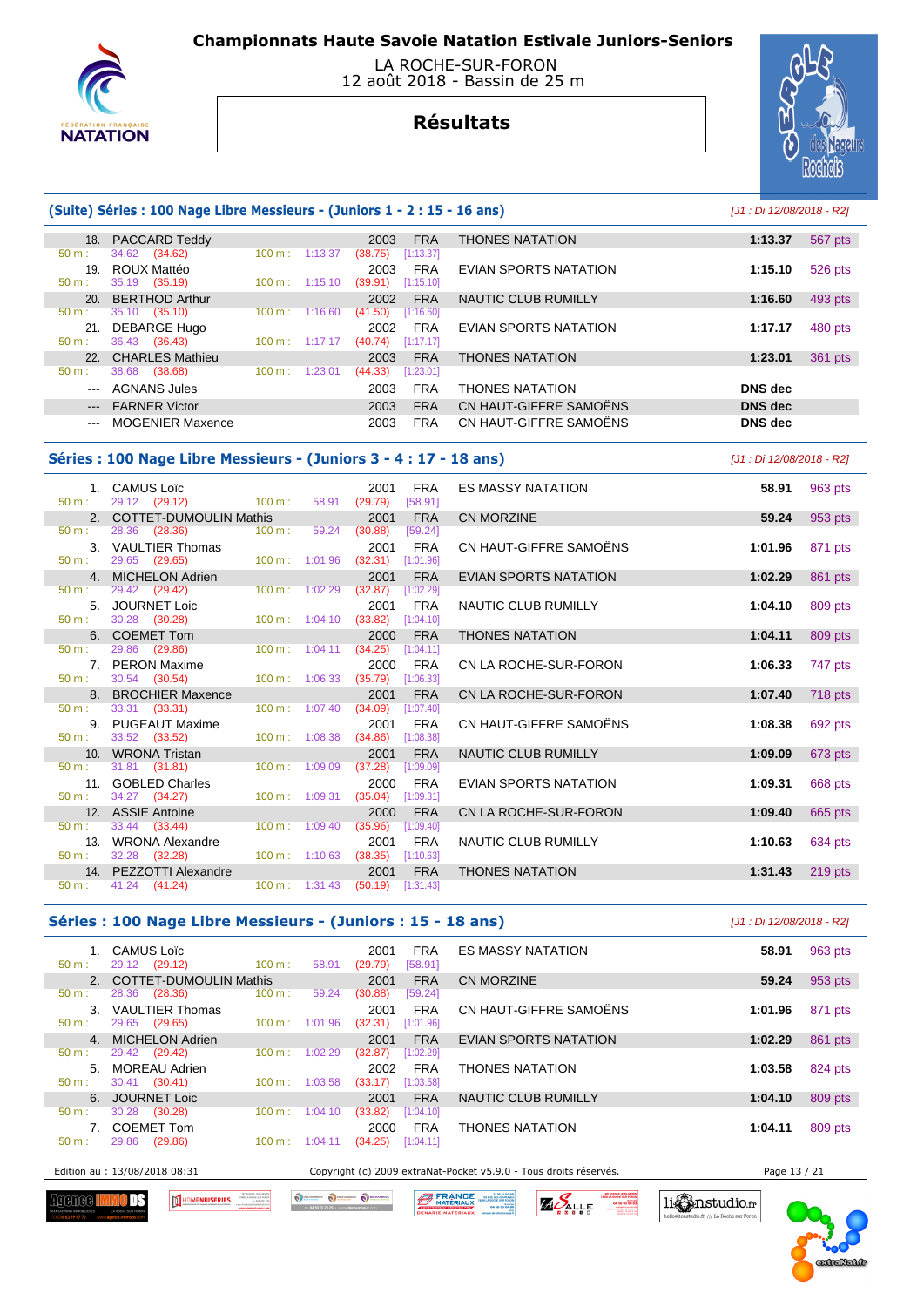# Championnats Haute Savoie Natation Estivale Juniors-Seniors

LA ROCHE-SUR-FORON
12 août 2018 - Bassin de 25 m

## Résultats

### (Suite) Séries : 100 Nage Libre Messieurs - (Juniors 1 - 2 : 15 - 16 ans)

*[J1 : Di 12/08/2018 - R2]*

| Rang | Nom | Année | Nat. | Club | Temps | Points |
|---|---|---|---|---|---|---|
| 18. | PACCARD Teddy | 2003 | FRA | THONES NATATION | 1:13.37 | 567 pts |
| | 50 m : 34.62 (34.62) — 100 m : 1:13.37 (38.75) [1:13.37] | | | | | |
| 19. | ROUX Mattéo | 2003 | FRA | EVIAN SPORTS NATATION | 1:15.10 | 526 pts |
| | 50 m : 35.19 (35.19) — 100 m : 1:15.10 (39.91) [1:15.10] | | | | | |
| 20. | BERTHOD Arthur | 2002 | FRA | NAUTIC CLUB RUMILLY | 1:16.60 | 493 pts |
| | 50 m : 35.10 (35.10) — 100 m : 1:16.60 (41.50) [1:16.60] | | | | | |
| 21. | DEBARGE Hugo | 2002 | FRA | EVIAN SPORTS NATATION | 1:17.17 | 480 pts |
| | 50 m : 36.43 (36.43) — 100 m : 1:17.17 (40.74) [1:17.17] | | | | | |
| 22. | CHARLES Mathieu | 2003 | FRA | THONES NATATION | 1:23.01 | 361 pts |
| | 50 m : 38.68 (38.68) — 100 m : 1:23.01 (44.33) [1:23.01] | | | | | |
| --- | AGNANS Jules | 2003 | FRA | THONES NATATION | DNS dec | |
| --- | FARNER Victor | 2003 | FRA | CN HAUT-GIFFRE SAMOËNS | DNS dec | |
| --- | MOGENIER Maxence | 2003 | FRA | CN HAUT-GIFFRE SAMOËNS | DNS dec | |

### Séries : 100 Nage Libre Messieurs - (Juniors 3 - 4 : 17 - 18 ans)

*[J1 : Di 12/08/2018 - R2]*

| Rang | Nom | Année | Nat. | Club | Temps | Points |
|---|---|---|---|---|---|---|
| 1. | CAMUS Loïc | 2001 | FRA | ES MASSY NATATION | 58.91 | 963 pts |
| | 50 m : 29.12 (29.12) — 100 m : 58.91 (29.79) [58.91] | | | | | |
| 2. | COTTET-DUMOULIN Mathis | 2001 | FRA | CN MORZINE | 59.24 | 953 pts |
| | 50 m : 28.36 (28.36) — 100 m : 59.24 (30.88) [59.24] | | | | | |
| 3. | VAULTIER Thomas | 2001 | FRA | CN HAUT-GIFFRE SAMOËNS | 1:01.96 | 871 pts |
| | 50 m : 29.65 (29.65) — 100 m : 1:01.96 (32.31) [1:01.96] | | | | | |
| 4. | MICHELON Adrien | 2001 | FRA | EVIAN SPORTS NATATION | 1:02.29 | 861 pts |
| | 50 m : 29.42 (29.42) — 100 m : 1:02.29 (32.87) [1:02.29] | | | | | |
| 5. | JOURNET Loic | 2001 | FRA | NAUTIC CLUB RUMILLY | 1:04.10 | 809 pts |
| | 50 m : 30.28 (30.28) — 100 m : 1:04.10 (33.82) [1:04.10] | | | | | |
| 6. | COEMET Tom | 2000 | FRA | THONES NATATION | 1:04.11 | 809 pts |
| | 50 m : 29.86 (29.86) — 100 m : 1:04.11 (34.25) [1:04.11] | | | | | |
| 7. | PERON Maxime | 2000 | FRA | CN LA ROCHE-SUR-FORON | 1:06.33 | 747 pts |
| | 50 m : 30.54 (30.54) — 100 m : 1:06.33 (35.79) [1:06.33] | | | | | |
| 8. | BROCHIER Maxence | 2001 | FRA | CN LA ROCHE-SUR-FORON | 1:07.40 | 718 pts |
| | 50 m : 33.31 (33.31) — 100 m : 1:07.40 (34.09) [1:07.40] | | | | | |
| 9. | PUGEAUT Maxime | 2001 | FRA | CN HAUT-GIFFRE SAMOËNS | 1:08.38 | 692 pts |
| | 50 m : 33.52 (33.52) — 100 m : 1:08.38 (34.86) [1:08.38] | | | | | |
| 10. | WRONA Tristan | 2001 | FRA | NAUTIC CLUB RUMILLY | 1:09.09 | 673 pts |
| | 50 m : 31.81 (31.81) — 100 m : 1:09.09 (37.28) [1:09.09] | | | | | |
| 11. | GOBLED Charles | 2000 | FRA | EVIAN SPORTS NATATION | 1:09.31 | 668 pts |
| | 50 m : 34.27 (34.27) — 100 m : 1:09.31 (35.04) [1:09.31] | | | | | |
| 12. | ASSIE Antoine | 2000 | FRA | CN LA ROCHE-SUR-FORON | 1:09.40 | 665 pts |
| | 50 m : 33.44 (33.44) — 100 m : 1:09.40 (35.96) [1:09.40] | | | | | |
| 13. | WRONA Alexandre | 2001 | FRA | NAUTIC CLUB RUMILLY | 1:10.63 | 634 pts |
| | 50 m : 32.28 (32.28) — 100 m : 1:10.63 (38.35) [1:10.63] | | | | | |
| 14. | PEZZOTTI Alexandre | 2001 | FRA | THONES NATATION | 1:31.43 | 219 pts |
| | 50 m : 41.24 (41.24) — 100 m : 1:31.43 (50.19) [1:31.43] | | | | | |

### Séries : 100 Nage Libre Messieurs - (Juniors : 15 - 18 ans)

*[J1 : Di 12/08/2018 - R2]*

| Rang | Nom | Année | Nat. | Club | Temps | Points |
|---|---|---|---|---|---|---|
| 1. | CAMUS Loïc | 2001 | FRA | ES MASSY NATATION | 58.91 | 963 pts |
| | 50 m : 29.12 (29.12) — 100 m : 58.91 (29.79) [58.91] | | | | | |
| 2. | COTTET-DUMOULIN Mathis | 2001 | FRA | CN MORZINE | 59.24 | 953 pts |
| | 50 m : 28.36 (28.36) — 100 m : 59.24 (30.88) [59.24] | | | | | |
| 3. | VAULTIER Thomas | 2001 | FRA | CN HAUT-GIFFRE SAMOËNS | 1:01.96 | 871 pts |
| | 50 m : 29.65 (29.65) — 100 m : 1:01.96 (32.31) [1:01.96] | | | | | |
| 4. | MICHELON Adrien | 2001 | FRA | EVIAN SPORTS NATATION | 1:02.29 | 861 pts |
| | 50 m : 29.42 (29.42) — 100 m : 1:02.29 (32.87) [1:02.29] | | | | | |
| 5. | MOREAU Adrien | 2002 | FRA | THONES NATATION | 1:03.58 | 824 pts |
| | 50 m : 30.41 (30.41) — 100 m : 1:03.58 (33.17) [1:03.58] | | | | | |
| 6. | JOURNET Loic | 2001 | FRA | NAUTIC CLUB RUMILLY | 1:04.10 | 809 pts |
| | 50 m : 30.28 (30.28) — 100 m : 1:04.10 (33.82) [1:04.10] | | | | | |
| 7. | COEMET Tom | 2000 | FRA | THONES NATATION | 1:04.11 | 809 pts |
| | 50 m : 29.86 (29.86) — 100 m : 1:04.11 (34.25) [1:04.11] | | | | | |

Edition au : 13/08/2018 08:31 — Copyright (c) 2009 extraNat-Pocket v5.9.0 - Tous droits réservés.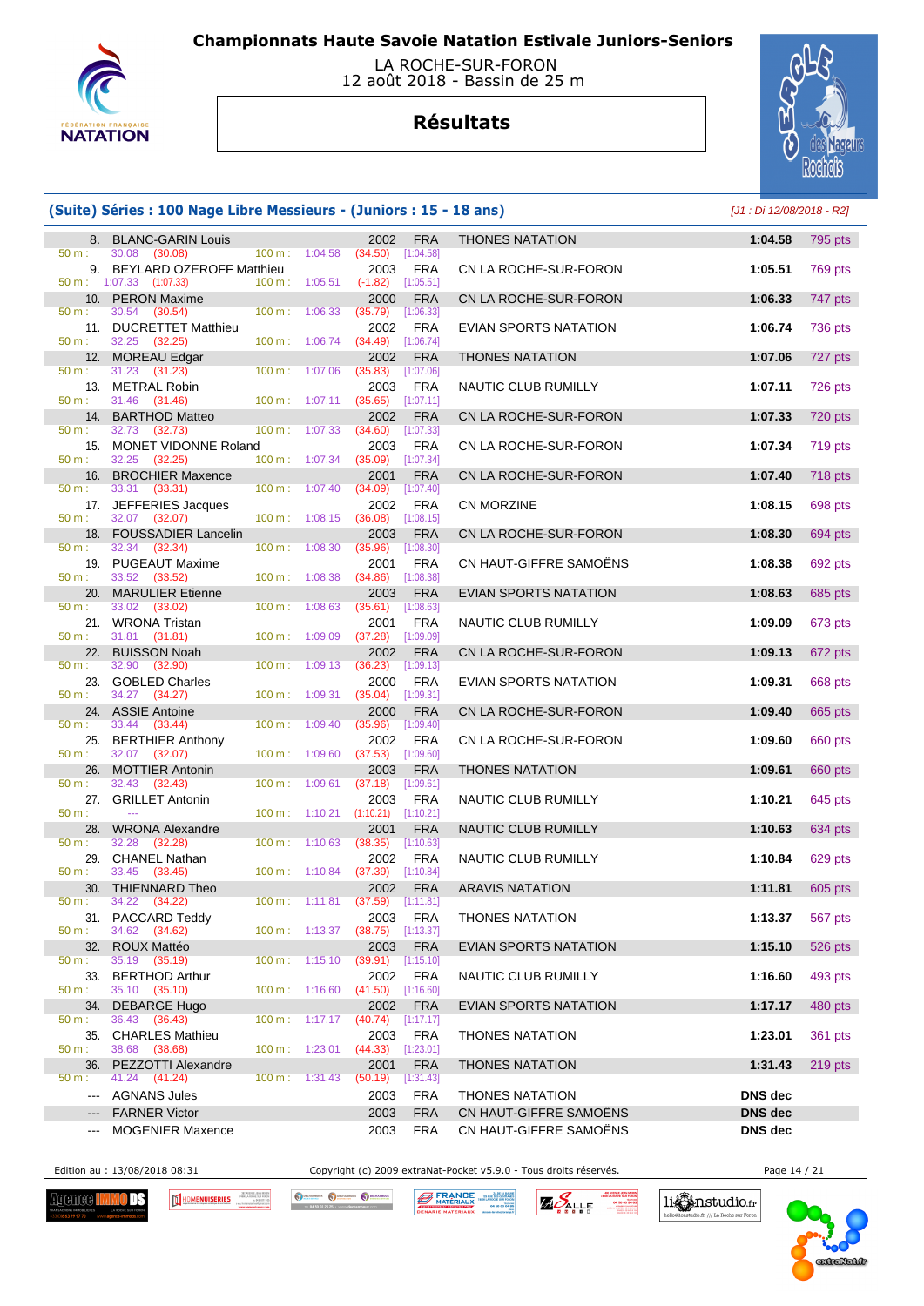# Championnats Haute Savoie Natation Estivale Juniors-Seniors

LA ROCHE-SUR-FORON
12 août 2018 - Bassin de 25 m

## Résultats

### (Suite) Séries : 100 Nage Libre Messieurs - (Juniors : 15 - 18 ans)

*[J1 : Di 12/08/2018 - R2]*

| Rang | Nom | Année | Nat. | Club | Temps | Points |
|---|---|---|---|---|---|---|
| 8. | BLANC-GARIN Louis | 2002 | FRA | THONES NATATION | 1:04.58 | 795 pts |
| | 50 m : 30.08 (30.08) 100 m : 1:04.58 (34.50) [1:04.58] | | | | | |
| 9. | BEYLARD OZEROFF Matthieu | 2003 | FRA | CN LA ROCHE-SUR-FORON | 1:05.51 | 769 pts |
| | 50 m : 1:07.33 (1:07.33) 100 m : 1:05.51 (-1.82) [1:05.51] | | | | | |
| 10. | PERON Maxime | 2000 | FRA | CN LA ROCHE-SUR-FORON | 1:06.33 | 747 pts |
| | 50 m : 30.54 (30.54) 100 m : 1:06.33 (35.79) [1:06.33] | | | | | |
| 11. | DUCRETTET Matthieu | 2002 | FRA | EVIAN SPORTS NATATION | 1:06.74 | 736 pts |
| | 50 m : 32.25 (32.25) 100 m : 1:06.74 (34.49) [1:06.74] | | | | | |
| 12. | MOREAU Edgar | 2002 | FRA | THONES NATATION | 1:07.06 | 727 pts |
| | 50 m : 31.23 (31.23) 100 m : 1:07.06 (35.83) [1:07.06] | | | | | |
| 13. | METRAL Robin | 2003 | FRA | NAUTIC CLUB RUMILLY | 1:07.11 | 726 pts |
| | 50 m : 31.46 (31.46) 100 m : 1:07.11 (35.65) [1:07.11] | | | | | |
| 14. | BARTHOD Matteo | 2002 | FRA | CN LA ROCHE-SUR-FORON | 1:07.33 | 720 pts |
| | 50 m : 32.73 (32.73) 100 m : 1:07.33 (34.60) [1:07.33] | | | | | |
| 15. | MONET VIDONNE Roland | 2003 | FRA | CN LA ROCHE-SUR-FORON | 1:07.34 | 719 pts |
| | 50 m : 32.25 (32.25) 100 m : 1:07.34 (35.09) [1:07.34] | | | | | |
| 16. | BROCHIER Maxence | 2001 | FRA | CN LA ROCHE-SUR-FORON | 1:07.40 | 718 pts |
| | 50 m : 33.31 (33.31) 100 m : 1:07.40 (34.09) [1:07.40] | | | | | |
| 17. | JEFFERIES Jacques | 2002 | FRA | CN MORZINE | 1:08.15 | 698 pts |
| | 50 m : 32.07 (32.07) 100 m : 1:08.15 (36.08) [1:08.15] | | | | | |
| 18. | FOUSSADIER Lancelin | 2003 | FRA | CN LA ROCHE-SUR-FORON | 1:08.30 | 694 pts |
| | 50 m : 32.34 (32.34) 100 m : 1:08.30 (35.96) [1:08.30] | | | | | |
| 19. | PUGEAUT Maxime | 2001 | FRA | CN HAUT-GIFFRE SAMOËNS | 1:08.38 | 692 pts |
| | 50 m : 33.52 (33.52) 100 m : 1:08.38 (34.86) [1:08.38] | | | | | |
| 20. | MARULIER Etienne | 2003 | FRA | EVIAN SPORTS NATATION | 1:08.63 | 685 pts |
| | 50 m : 33.02 (33.02) 100 m : 1:08.63 (35.61) [1:08.63] | | | | | |
| 21. | WRONA Tristan | 2001 | FRA | NAUTIC CLUB RUMILLY | 1:09.09 | 673 pts |
| | 50 m : 31.81 (31.81) 100 m : 1:09.09 (37.28) [1:09.09] | | | | | |
| 22. | BUISSON Noah | 2002 | FRA | CN LA ROCHE-SUR-FORON | 1:09.13 | 672 pts |
| | 50 m : 32.90 (32.90) 100 m : 1:09.13 (36.23) [1:09.13] | | | | | |
| 23. | GOBLED Charles | 2000 | FRA | EVIAN SPORTS NATATION | 1:09.31 | 668 pts |
| | 50 m : 34.27 (34.27) 100 m : 1:09.31 (35.04) [1:09.31] | | | | | |
| 24. | ASSIE Antoine | 2000 | FRA | CN LA ROCHE-SUR-FORON | 1:09.40 | 665 pts |
| | 50 m : 33.44 (33.44) 100 m : 1:09.40 (35.96) [1:09.40] | | | | | |
| 25. | BERTHIER Anthony | 2002 | FRA | CN LA ROCHE-SUR-FORON | 1:09.60 | 660 pts |
| | 50 m : 32.07 (32.07) 100 m : 1:09.60 (37.53) [1:09.60] | | | | | |
| 26. | MOTTIER Antonin | 2003 | FRA | THONES NATATION | 1:09.61 | 660 pts |
| | 50 m : 32.43 (32.43) 100 m : 1:09.61 (37.18) [1:09.61] | | | | | |
| 27. | GRILLET Antonin | 2003 | FRA | NAUTIC CLUB RUMILLY | 1:10.21 | 645 pts |
| | 50 m : --- 100 m : 1:10.21 (1:10.21) [1:10.21] | | | | | |
| 28. | WRONA Alexandre | 2001 | FRA | NAUTIC CLUB RUMILLY | 1:10.63 | 634 pts |
| | 50 m : 32.28 (32.28) 100 m : 1:10.63 (38.35) [1:10.63] | | | | | |
| 29. | CHANEL Nathan | 2002 | FRA | NAUTIC CLUB RUMILLY | 1:10.84 | 629 pts |
| | 50 m : 33.45 (33.45) 100 m : 1:10.84 (37.39) [1:10.84] | | | | | |
| 30. | THIENNARD Theo | 2002 | FRA | ARAVIS NATATION | 1:11.81 | 605 pts |
| | 50 m : 34.22 (34.22) 100 m : 1:11.81 (37.59) [1:11.81] | | | | | |
| 31. | PACCARD Teddy | 2003 | FRA | THONES NATATION | 1:13.37 | 567 pts |
| | 50 m : 34.62 (34.62) 100 m : 1:13.37 (38.75) [1:13.37] | | | | | |
| 32. | ROUX Mattéo | 2003 | FRA | EVIAN SPORTS NATATION | 1:15.10 | 526 pts |
| | 50 m : 35.19 (35.19) 100 m : 1:15.10 (39.91) [1:15.10] | | | | | |
| 33. | BERTHOD Arthur | 2002 | FRA | NAUTIC CLUB RUMILLY | 1:16.60 | 493 pts |
| | 50 m : 35.10 (35.10) 100 m : 1:16.60 (41.50) [1:16.60] | | | | | |
| 34. | DEBARGE Hugo | 2002 | FRA | EVIAN SPORTS NATATION | 1:17.17 | 480 pts |
| | 50 m : 36.43 (36.43) 100 m : 1:17.17 (40.74) [1:17.17] | | | | | |
| 35. | CHARLES Mathieu | 2003 | FRA | THONES NATATION | 1:23.01 | 361 pts |
| | 50 m : 38.68 (38.68) 100 m : 1:23.01 (44.33) [1:23.01] | | | | | |
| 36. | PEZZOTTI Alexandre | 2001 | FRA | THONES NATATION | 1:31.43 | 219 pts |
| | 50 m : 41.24 (41.24) 100 m : 1:31.43 (50.19) [1:31.43] | | | | | |
| --- | AGNANS Jules | 2003 | FRA | THONES NATATION | DNS dec | |
| --- | FARNER Victor | 2003 | FRA | CN HAUT-GIFFRE SAMOËNS | DNS dec | |
| --- | MOGENIER Maxence | 2003 | FRA | CN HAUT-GIFFRE SAMOËNS | DNS dec | |

Edition au : 13/08/2018 08:31 — Copyright (c) 2009 extraNat-Pocket v5.9.0 - Tous droits réservés.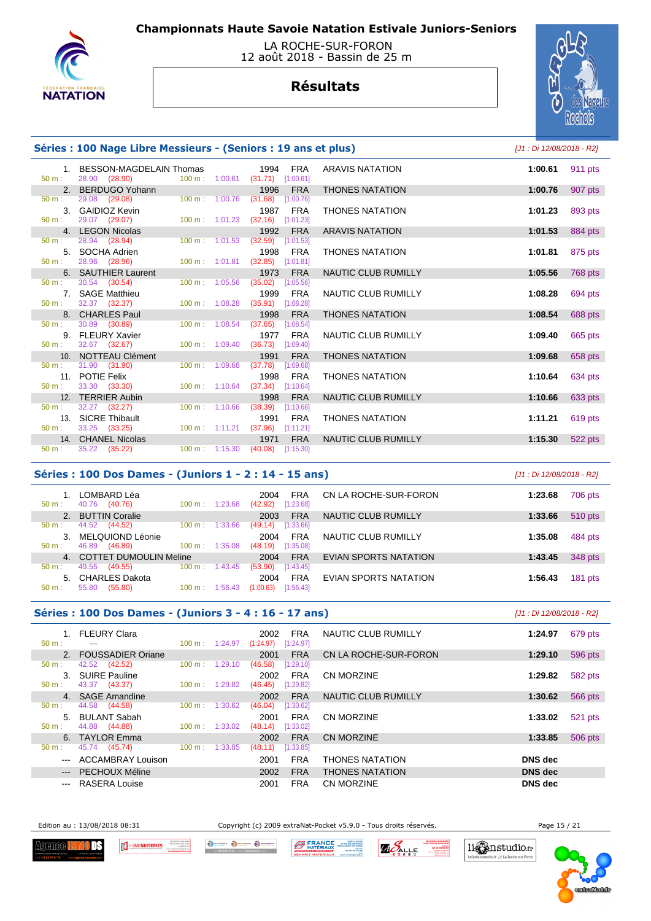# Championnats Haute Savoie Natation Estivale Juniors-Seniors

LA ROCHE-SUR-FORON
12 août 2018 - Bassin de 25 m

## Résultats

### Séries : 100 Nage Libre Messieurs - (Seniors : 19 ans et plus)

*[J1 : Di 12/08/2018 - R2]*

| Rang | Nom | Année | Nat. | Club | Temps | Points |
|---|---|---|---|---|---|---|
| 1. | BESSON-MAGDELAIN Thomas | 1994 | FRA | ARAVIS NATATION | 1:00.61 | 911 pts |
| | 50 m : 28.90 (28.90) — 100 m : 1:00.61 (31.71) [1:00.61] | | | | | |
| 2. | BERDUGO Yohann | 1996 | FRA | THONES NATATION | 1:00.76 | 907 pts |
| | 50 m : 29.08 (29.08) — 100 m : 1:00.76 (31.68) [1:00.76] | | | | | |
| 3. | GAIDIOZ Kevin | 1987 | FRA | THONES NATATION | 1:01.23 | 893 pts |
| | 50 m : 29.07 (29.07) — 100 m : 1:01.23 (32.16) [1:01.23] | | | | | |
| 4. | LEGON Nicolas | 1992 | FRA | ARAVIS NATATION | 1:01.53 | 884 pts |
| | 50 m : 28.94 (28.94) — 100 m : 1:01.53 (32.59) [1:01.53] | | | | | |
| 5. | SOCHA Adrien | 1998 | FRA | THONES NATATION | 1:01.81 | 875 pts |
| | 50 m : 28.96 (28.96) — 100 m : 1:01.81 (32.85) [1:01.81] | | | | | |
| 6. | SAUTHIER Laurent | 1973 | FRA | NAUTIC CLUB RUMILLY | 1:05.56 | 768 pts |
| | 50 m : 30.54 (30.54) — 100 m : 1:05.56 (35.02) [1:05.56] | | | | | |
| 7. | SAGE Matthieu | 1999 | FRA | NAUTIC CLUB RUMILLY | 1:08.28 | 694 pts |
| | 50 m : 32.37 (32.37) — 100 m : 1:08.28 (35.91) [1:08.28] | | | | | |
| 8. | CHARLES Paul | 1998 | FRA | THONES NATATION | 1:08.54 | 688 pts |
| | 50 m : 30.89 (30.89) — 100 m : 1:08.54 (37.65) [1:08.54] | | | | | |
| 9. | FLEURY Xavier | 1977 | FRA | NAUTIC CLUB RUMILLY | 1:09.40 | 665 pts |
| | 50 m : 32.67 (32.67) — 100 m : 1:09.40 (36.73) [1:09.40] | | | | | |
| 10. | NOTTEAU Clément | 1991 | FRA | THONES NATATION | 1:09.68 | 658 pts |
| | 50 m : 31.90 (31.90) — 100 m : 1:09.68 (37.78) [1:09.68] | | | | | |
| 11. | POTIE Felix | 1998 | FRA | THONES NATATION | 1:10.64 | 634 pts |
| | 50 m : 33.30 (33.30) — 100 m : 1:10.64 (37.34) [1:10.64] | | | | | |
| 12. | TERRIER Aubin | 1998 | FRA | NAUTIC CLUB RUMILLY | 1:10.66 | 633 pts |
| | 50 m : 32.27 (32.27) — 100 m : 1:10.66 (38.39) [1:10.66] | | | | | |
| 13. | SICRE Thibault | 1991 | FRA | THONES NATATION | 1:11.21 | 619 pts |
| | 50 m : 33.25 (33.25) — 100 m : 1:11.21 (37.96) [1:11.21] | | | | | |
| 14. | CHANEL Nicolas | 1971 | FRA | NAUTIC CLUB RUMILLY | 1:15.30 | 522 pts |
| | 50 m : 35.22 (35.22) — 100 m : 1:15.30 (40.08) [1:15.30] | | | | | |

### Séries : 100 Dos Dames - (Juniors 1 - 2 : 14 - 15 ans)

*[J1 : Di 12/08/2018 - R2]*

| Rang | Nom | Année | Nat. | Club | Temps | Points |
|---|---|---|---|---|---|---|
| 1. | LOMBARD Léa | 2004 | FRA | CN LA ROCHE-SUR-FORON | 1:23.68 | 706 pts |
| | 50 m : 40.76 (40.76) — 100 m : 1:23.68 (42.92) [1:23.68] | | | | | |
| 2. | BUTTIN Coralie | 2003 | FRA | NAUTIC CLUB RUMILLY | 1:33.66 | 510 pts |
| | 50 m : 44.52 (44.52) — 100 m : 1:33.66 (49.14) [1:33.66] | | | | | |
| 3. | MELQUIOND Léonie | 2004 | FRA | NAUTIC CLUB RUMILLY | 1:35.08 | 484 pts |
| | 50 m : 46.89 (46.89) — 100 m : 1:35.08 (48.19) [1:35.08] | | | | | |
| 4. | COTTET DUMOULIN Meline | 2004 | FRA | EVIAN SPORTS NATATION | 1:43.45 | 348 pts |
| | 50 m : 49.55 (49.55) — 100 m : 1:43.45 (53.90) [1:43.45] | | | | | |
| 5. | CHARLES Dakota | 2004 | FRA | EVIAN SPORTS NATATION | 1:56.43 | 181 pts |
| | 50 m : 55.80 (55.80) — 100 m : 1:56.43 (1:00.63) [1:56.43] | | | | | |

### Séries : 100 Dos Dames - (Juniors 3 - 4 : 16 - 17 ans)

*[J1 : Di 12/08/2018 - R2]*

| Rang | Nom | Année | Nat. | Club | Temps | Points |
|---|---|---|---|---|---|---|
| 1. | FLEURY Clara | 2002 | FRA | NAUTIC CLUB RUMILLY | 1:24.97 | 679 pts |
| | 50 m : --- — 100 m : 1:24.97 (1:24.97) [1:24.97] | | | | | |
| 2. | FOUSSADIER Oriane | 2001 | FRA | CN LA ROCHE-SUR-FORON | 1:29.10 | 596 pts |
| | 50 m : 42.52 (42.52) — 100 m : 1:29.10 (46.58) [1:29.10] | | | | | |
| 3. | SUIRE Pauline | 2002 | FRA | CN MORZINE | 1:29.82 | 582 pts |
| | 50 m : 43.37 (43.37) — 100 m : 1:29.82 (46.45) [1:29.82] | | | | | |
| 4. | SAGE Amandine | 2002 | FRA | NAUTIC CLUB RUMILLY | 1:30.62 | 566 pts |
| | 50 m : 44.58 (44.58) — 100 m : 1:30.62 (46.04) [1:30.62] | | | | | |
| 5. | BULANT Sabah | 2001 | FRA | CN MORZINE | 1:33.02 | 521 pts |
| | 50 m : 44.88 (44.88) — 100 m : 1:33.02 (48.14) [1:33.02] | | | | | |
| 6. | TAYLOR Emma | 2002 | FRA | CN MORZINE | 1:33.85 | 506 pts |
| | 50 m : 45.74 (45.74) — 100 m : 1:33.85 (48.11) [1:33.85] | | | | | |
| --- | ACCAMBRAY Louison | 2001 | FRA | THONES NATATION | DNS dec | |
| --- | PECHOUX Méline | 2002 | FRA | THONES NATATION | DNS dec | |
| --- | RASERA Louise | 2001 | FRA | CN MORZINE | DNS dec | |

Edition au : 13/08/2018 08:31 — Copyright (c) 2009 extraNat-Pocket v5.9.0 - Tous droits réservés.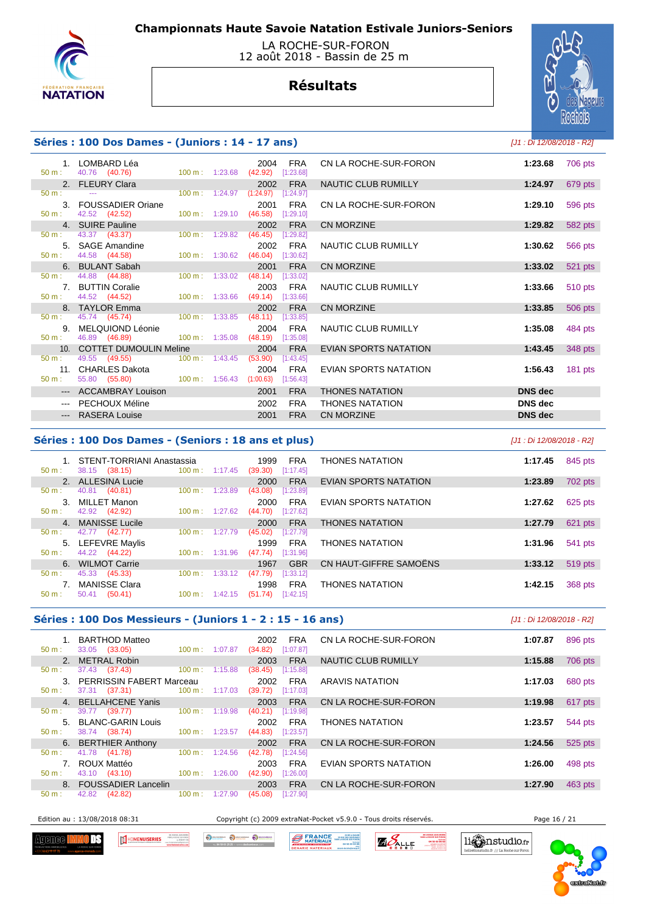# Championnats Haute Savoie Natation Estivale Juniors-Seniors

LA ROCHE-SUR-FORON
12 août 2018 - Bassin de 25 m

## Résultats

### Séries : 100 Dos Dames - (Juniors : 14 - 17 ans)

[J1 : Di 12/08/2018 - R2]

| Rang | Nom | Année | Nat. | Club | Temps | Points |
|---|---|---|---|---|---|---|
| 1. | LOMBARD Léa | 2004 | FRA | CN LA ROCHE-SUR-FORON | 1:23.68 | 706 pts |
| | 50 m : 40.76 (40.76) 100 m : 1:23.68 (42.92) [1:23.68] | | | | | |
| 2. | FLEURY Clara | 2002 | FRA | NAUTIC CLUB RUMILLY | 1:24.97 | 679 pts |
| | 50 m : --- 100 m : 1:24.97 (1:24.97) [1:24.97] | | | | | |
| 3. | FOUSSADIER Oriane | 2001 | FRA | CN LA ROCHE-SUR-FORON | 1:29.10 | 596 pts |
| | 50 m : 42.52 (42.52) 100 m : 1:29.10 (46.58) [1:29.10] | | | | | |
| 4. | SUIRE Pauline | 2002 | FRA | CN MORZINE | 1:29.82 | 582 pts |
| | 50 m : 43.37 (43.37) 100 m : 1:29.82 (46.45) [1:29.82] | | | | | |
| 5. | SAGE Amandine | 2002 | FRA | NAUTIC CLUB RUMILLY | 1:30.62 | 566 pts |
| | 50 m : 44.58 (44.58) 100 m : 1:30.62 (46.04) [1:30.62] | | | | | |
| 6. | BULANT Sabah | 2001 | FRA | CN MORZINE | 1:33.02 | 521 pts |
| | 50 m : 44.88 (44.88) 100 m : 1:33.02 (48.14) [1:33.02] | | | | | |
| 7. | BUTTIN Coralie | 2003 | FRA | NAUTIC CLUB RUMILLY | 1:33.66 | 510 pts |
| | 50 m : 44.52 (44.52) 100 m : 1:33.66 (49.14) [1:33.66] | | | | | |
| 8. | TAYLOR Emma | 2002 | FRA | CN MORZINE | 1:33.85 | 506 pts |
| | 50 m : 45.74 (45.74) 100 m : 1:33.85 (48.11) [1:33.85] | | | | | |
| 9. | MELQUIOND Léonie | 2004 | FRA | NAUTIC CLUB RUMILLY | 1:35.08 | 484 pts |
| | 50 m : 46.89 (46.89) 100 m : 1:35.08 (48.19) [1:35.08] | | | | | |
| 10. | COTTET DUMOULIN Meline | 2004 | FRA | EVIAN SPORTS NATATION | 1:43.45 | 348 pts |
| | 50 m : 49.55 (49.55) 100 m : 1:43.45 (53.90) [1:43.45] | | | | | |
| 11. | CHARLES Dakota | 2004 | FRA | EVIAN SPORTS NATATION | 1:56.43 | 181 pts |
| | 50 m : 55.80 (55.80) 100 m : 1:56.43 (1:00.63) [1:56.43] | | | | | |
| --- | ACCAMBRAY Louison | 2001 | FRA | THONES NATATION | DNS dec | |
| --- | PECHOUX Méline | 2002 | FRA | THONES NATATION | DNS dec | |
| --- | RASERA Louise | 2001 | FRA | CN MORZINE | DNS dec | |

### Séries : 100 Dos Dames - (Seniors : 18 ans et plus)

[J1 : Di 12/08/2018 - R2]

| Rang | Nom | Année | Nat. | Club | Temps | Points |
|---|---|---|---|---|---|---|
| 1. | STENT-TORRIANI Anastassia | 1999 | FRA | THONES NATATION | 1:17.45 | 845 pts |
| | 50 m : 38.15 (38.15) 100 m : 1:17.45 (39.30) [1:17.45] | | | | | |
| 2. | ALLESINA Lucie | 2000 | FRA | EVIAN SPORTS NATATION | 1:23.89 | 702 pts |
| | 50 m : 40.81 (40.81) 100 m : 1:23.89 (43.08) [1:23.89] | | | | | |
| 3. | MILLET Manon | 2000 | FRA | EVIAN SPORTS NATATION | 1:27.62 | 625 pts |
| | 50 m : 42.92 (42.92) 100 m : 1:27.62 (44.70) [1:27.62] | | | | | |
| 4. | MANISSE Lucile | 2000 | FRA | THONES NATATION | 1:27.79 | 621 pts |
| | 50 m : 42.77 (42.77) 100 m : 1:27.79 (45.02) [1:27.79] | | | | | |
| 5. | LEFEVRE Maylis | 1999 | FRA | THONES NATATION | 1:31.96 | 541 pts |
| | 50 m : 44.22 (44.22) 100 m : 1:31.96 (47.74) [1:31.96] | | | | | |
| 6. | WILMOT Carrie | 1967 | GBR | CN HAUT-GIFFRE SAMOËNS | 1:33.12 | 519 pts |
| | 50 m : 45.33 (45.33) 100 m : 1:33.12 (47.79) [1:33.12] | | | | | |
| 7. | MANISSE Clara | 1998 | FRA | THONES NATATION | 1:42.15 | 368 pts |
| | 50 m : 50.41 (50.41) 100 m : 1:42.15 (51.74) [1:42.15] | | | | | |

### Séries : 100 Dos Messieurs - (Juniors 1 - 2 : 15 - 16 ans)

[J1 : Di 12/08/2018 - R2]

| Rang | Nom | Année | Nat. | Club | Temps | Points |
|---|---|---|---|---|---|---|
| 1. | BARTHOD Matteo | 2002 | FRA | CN LA ROCHE-SUR-FORON | 1:07.87 | 896 pts |
| | 50 m : 33.05 (33.05) 100 m : 1:07.87 (34.82) [1:07.87] | | | | | |
| 2. | METRAL Robin | 2003 | FRA | NAUTIC CLUB RUMILLY | 1:15.88 | 706 pts |
| | 50 m : 37.43 (37.43) 100 m : 1:15.88 (38.45) [1:15.88] | | | | | |
| 3. | PERRISSIN FABERT Marceau | 2002 | FRA | ARAVIS NATATION | 1:17.03 | 680 pts |
| | 50 m : 37.31 (37.31) 100 m : 1:17.03 (39.72) [1:17.03] | | | | | |
| 4. | BELLAHCENE Yanis | 2003 | FRA | CN LA ROCHE-SUR-FORON | 1:19.98 | 617 pts |
| | 50 m : 39.77 (39.77) 100 m : 1:19.98 (40.21) [1:19.98] | | | | | |
| 5. | BLANC-GARIN Louis | 2002 | FRA | THONES NATATION | 1:23.57 | 544 pts |
| | 50 m : 38.74 (38.74) 100 m : 1:23.57 (44.83) [1:23.57] | | | | | |
| 6. | BERTHIER Anthony | 2002 | FRA | CN LA ROCHE-SUR-FORON | 1:24.56 | 525 pts |
| | 50 m : 41.78 (41.78) 100 m : 1:24.56 (42.78) [1:24.56] | | | | | |
| 7. | ROUX Mattéo | 2003 | FRA | EVIAN SPORTS NATATION | 1:26.00 | 498 pts |
| | 50 m : 43.10 (43.10) 100 m : 1:26.00 (42.90) [1:26.00] | | | | | |
| 8. | FOUSSADIER Lancelin | 2003 | FRA | CN LA ROCHE-SUR-FORON | 1:27.90 | 463 pts |
| | 50 m : 42.82 (42.82) 100 m : 1:27.90 (45.08) [1:27.90] | | | | | |

Edition au : 13/08/2018 08:31 — Copyright (c) 2009 extraNat-Pocket v5.9.0 - Tous droits réservés.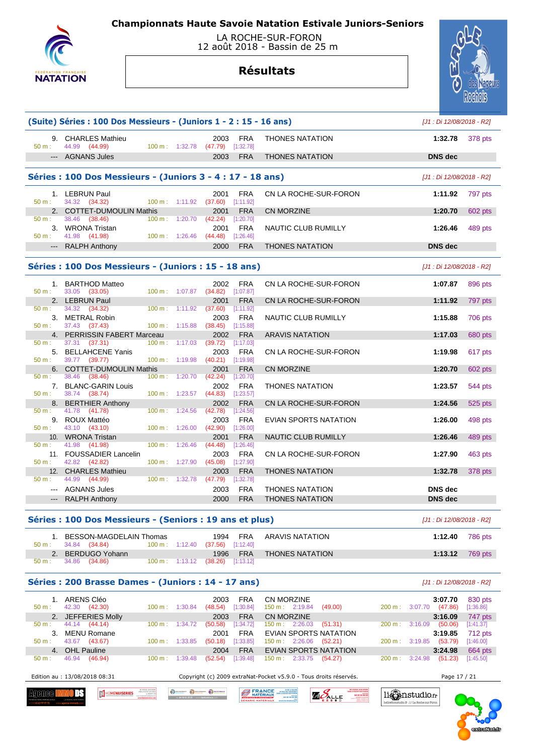# Championnats Haute Savoie Natation Estivale Juniors-Seniors

LA ROCHE-SUR-FORON
12 août 2018 - Bassin de 25 m

## Résultats

### (Suite) Séries : 100 Dos Messieurs - (Juniors 1 - 2 : 15 - 16 ans)

*[J1 : Di 12/08/2018 - R2]*

| Rang | Nom | Année | Nat. | Club | Temps | Points |
|---|---|---|---|---|---|---|
| 9. | CHARLES Mathieu | 2003 | FRA | THONES NATATION | 1:32.78 | 378 pts |
| | 50 m : 44.99 (44.99) — 100 m : 1:32.78 (47.79) [1:32.78] | | | | | |
| --- | AGNANS Jules | 2003 | FRA | THONES NATATION | DNS dec | |

### Séries : 100 Dos Messieurs - (Juniors 3 - 4 : 17 - 18 ans)

*[J1 : Di 12/08/2018 - R2]*

| Rang | Nom | Année | Nat. | Club | Temps | Points |
|---|---|---|---|---|---|---|
| 1. | LEBRUN Paul | 2001 | FRA | CN LA ROCHE-SUR-FORON | 1:11.92 | 797 pts |
| | 50 m : 34.32 (34.32) — 100 m : 1:11.92 (37.60) [1:11.92] | | | | | |
| 2. | COTTET-DUMOULIN Mathis | 2001 | FRA | CN MORZINE | 1:20.70 | 602 pts |
| | 50 m : 38.46 (38.46) — 100 m : 1:20.70 (42.24) [1:20.70] | | | | | |
| 3. | WRONA Tristan | 2001 | FRA | NAUTIC CLUB RUMILLY | 1:26.46 | 489 pts |
| | 50 m : 41.98 (41.98) — 100 m : 1:26.46 (44.48) [1:26.46] | | | | | |
| --- | RALPH Anthony | 2000 | FRA | THONES NATATION | DNS dec | |

### Séries : 100 Dos Messieurs - (Juniors : 15 - 18 ans)

*[J1 : Di 12/08/2018 - R2]*

| Rang | Nom | Année | Nat. | Club | Temps | Points |
|---|---|---|---|---|---|---|
| 1. | BARTHOD Matteo | 2002 | FRA | CN LA ROCHE-SUR-FORON | 1:07.87 | 896 pts |
| | 50 m : 33.05 (33.05) — 100 m : 1:07.87 (34.82) [1:07.87] | | | | | |
| 2. | LEBRUN Paul | 2001 | FRA | CN LA ROCHE-SUR-FORON | 1:11.92 | 797 pts |
| | 50 m : 34.32 (34.32) — 100 m : 1:11.92 (37.60) [1:11.92] | | | | | |
| 3. | METRAL Robin | 2003 | FRA | NAUTIC CLUB RUMILLY | 1:15.88 | 706 pts |
| | 50 m : 37.43 (37.43) — 100 m : 1:15.88 (38.45) [1:15.88] | | | | | |
| 4. | PERRISSIN FABERT Marceau | 2002 | FRA | ARAVIS NATATION | 1:17.03 | 680 pts |
| | 50 m : 37.31 (37.31) — 100 m : 1:17.03 (39.72) [1:17.03] | | | | | |
| 5. | BELLAHCENE Yanis | 2003 | FRA | CN LA ROCHE-SUR-FORON | 1:19.98 | 617 pts |
| | 50 m : 39.77 (39.77) — 100 m : 1:19.98 (40.21) [1:19.98] | | | | | |
| 6. | COTTET-DUMOULIN Mathis | 2001 | FRA | CN MORZINE | 1:20.70 | 602 pts |
| | 50 m : 38.46 (38.46) — 100 m : 1:20.70 (42.24) [1:20.70] | | | | | |
| 7. | BLANC-GARIN Louis | 2002 | FRA | THONES NATATION | 1:23.57 | 544 pts |
| | 50 m : 38.74 (38.74) — 100 m : 1:23.57 (44.83) [1:23.57] | | | | | |
| 8. | BERTHIER Anthony | 2002 | FRA | CN LA ROCHE-SUR-FORON | 1:24.56 | 525 pts |
| | 50 m : 41.78 (41.78) — 100 m : 1:24.56 (42.78) [1:24.56] | | | | | |
| 9. | ROUX Mattéo | 2003 | FRA | EVIAN SPORTS NATATION | 1:26.00 | 498 pts |
| | 50 m : 43.10 (43.10) — 100 m : 1:26.00 (42.90) [1:26.00] | | | | | |
| 10. | WRONA Tristan | 2001 | FRA | NAUTIC CLUB RUMILLY | 1:26.46 | 489 pts |
| | 50 m : 41.98 (41.98) — 100 m : 1:26.46 (44.48) [1:26.46] | | | | | |
| 11. | FOUSSADIER Lancelin | 2003 | FRA | CN LA ROCHE-SUR-FORON | 1:27.90 | 463 pts |
| | 50 m : 42.82 (42.82) — 100 m : 1:27.90 (45.08) [1:27.90] | | | | | |
| 12. | CHARLES Mathieu | 2003 | FRA | THONES NATATION | 1:32.78 | 378 pts |
| | 50 m : 44.99 (44.99) — 100 m : 1:32.78 (47.79) [1:32.78] | | | | | |
| --- | AGNANS Jules | 2003 | FRA | THONES NATATION | DNS dec | |
| --- | RALPH Anthony | 2000 | FRA | THONES NATATION | DNS dec | |

### Séries : 100 Dos Messieurs - (Seniors : 19 ans et plus)

*[J1 : Di 12/08/2018 - R2]*

| Rang | Nom | Année | Nat. | Club | Temps | Points |
|---|---|---|---|---|---|---|
| 1. | BESSON-MAGDELAIN Thomas | 1994 | FRA | ARAVIS NATATION | 1:12.40 | 786 pts |
| | 50 m : 34.84 (34.84) — 100 m : 1:12.40 (37.56) [1:12.40] | | | | | |
| 2. | BERDUGO Yohann | 1996 | FRA | THONES NATATION | 1:13.12 | 769 pts |
| | 50 m : 34.86 (34.86) — 100 m : 1:13.12 (38.26) [1:13.12] | | | | | |

### Séries : 200 Brasse Dames - (Juniors : 14 - 17 ans)

*[J1 : Di 12/08/2018 - R2]*

| Rang | Nom | Année | Nat. | Club | Temps | Points |
|---|---|---|---|---|---|---|
| 1. | ARENS Cléo | 2003 | FRA | CN MORZINE | 3:07.70 | 830 pts |
| | 50 m : 42.30 (42.30) — 100 m : 1:30.84 (48.54) [1:30.84] — 150 m : 2:19.84 (49.00) — 200 m : 3:07.70 (47.86) [1:36.86] | | | | | |
| 2. | JEFFERIES Molly | 2003 | FRA | CN MORZINE | 3:16.09 | 747 pts |
| | 50 m : 44.14 (44.14) — 100 m : 1:34.72 (50.58) [1:34.72] — 150 m : 2:26.03 (51.31) — 200 m : 3:16.09 (50.06) [1:41.37] | | | | | |
| 3. | MENU Romane | 2001 | FRA | EVIAN SPORTS NATATION | 3:19.85 | 712 pts |
| | 50 m : 43.67 (43.67) — 100 m : 1:33.85 (50.18) [1:33.85] — 150 m : 2:26.06 (52.21) — 200 m : 3:19.85 (53.79) [1:46.00] | | | | | |
| 4. | OHL Pauline | 2004 | FRA | EVIAN SPORTS NATATION | 3:24.98 | 664 pts |
| | 50 m : 46.94 (46.94) — 100 m : 1:39.48 (52.54) [1:39.48] — 150 m : 2:33.75 (54.27) — 200 m : 3:24.98 (51.23) [1:45.50] | | | | | |

Edition au : 13/08/2018 08:31 — Copyright (c) 2009 extraNat-Pocket v5.9.0 - Tous droits réservés.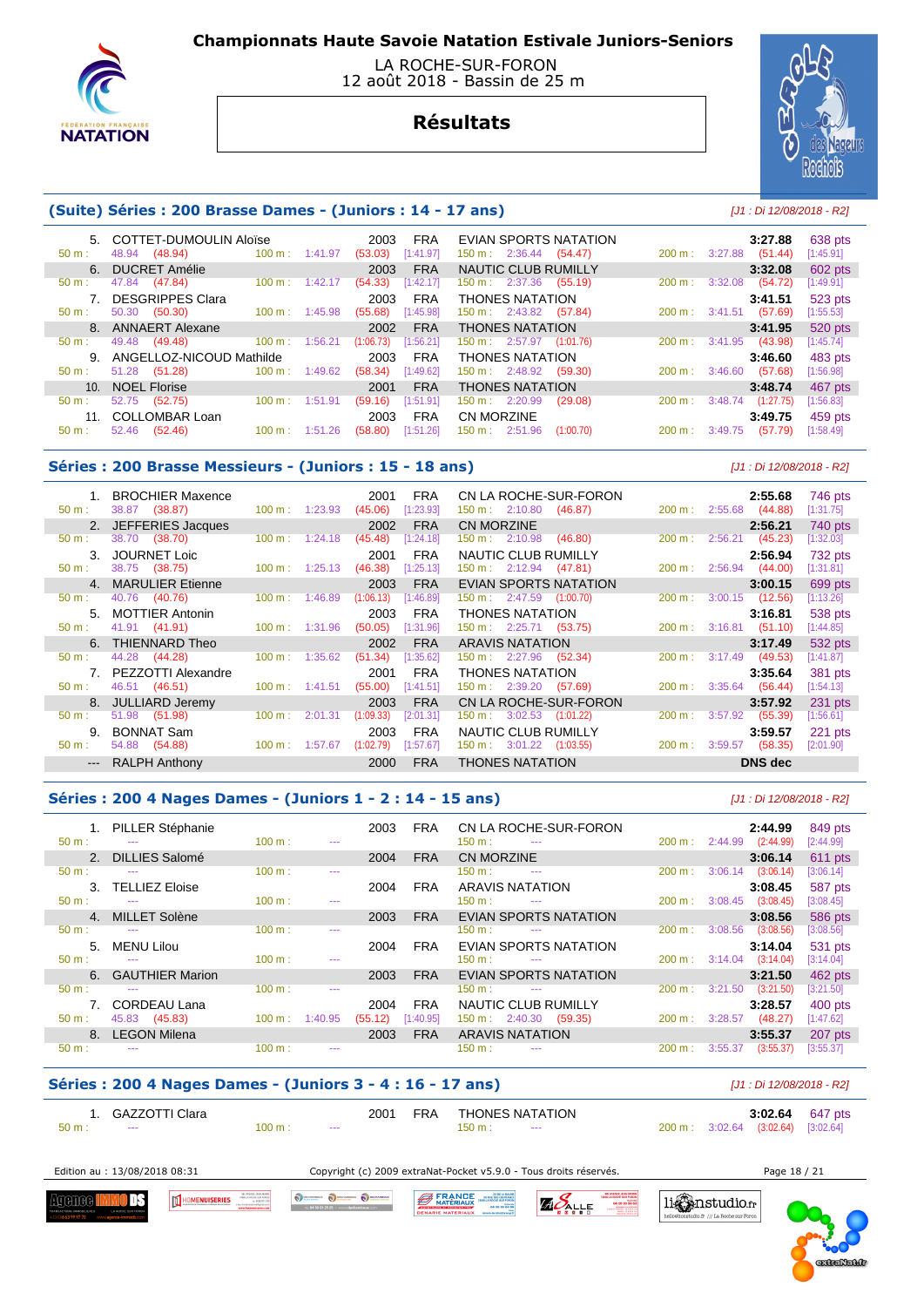# Championnats Haute Savoie Natation Estivale Juniors-Seniors

LA ROCHE-SUR-FORON
12 août 2018 - Bassin de 25 m

## Résultats

### (Suite) Séries : 200 Brasse Dames - (Juniors : 14 - 17 ans)

[J1 : Di 12/08/2018 - R2]

| Rang | Nom | Année | Nat. | Club | Temps | Points |
|---|---|---|---|---|---|---|
| 5. | COTTET-DUMOULIN Aloïse | 2003 | FRA | EVIAN SPORTS NATATION | 3:27.88 | 638 pts |
| | 50 m : 48.94 (48.94) | 100 m : 1:41.97 (53.03) [1:41.97] | | 150 m : 2:36.44 (54.47) | 200 m : 3:27.88 (51.44) | [1:45.91] |
| 6. | DUCRET Amélie | 2003 | FRA | NAUTIC CLUB RUMILLY | 3:32.08 | 602 pts |
| | 50 m : 47.84 (47.84) | 100 m : 1:42.17 (54.33) [1:42.17] | | 150 m : 2:37.36 (55.19) | 200 m : 3:32.08 (54.72) | [1:49.91] |
| 7. | DESGRIPPES Clara | 2003 | FRA | THONES NATATION | 3:41.51 | 523 pts |
| | 50 m : 50.30 (50.30) | 100 m : 1:45.98 (55.68) [1:45.98] | | 150 m : 2:43.82 (57.84) | 200 m : 3:41.51 (57.69) | [1:55.53] |
| 8. | ANNAERT Alexane | 2002 | FRA | THONES NATATION | 3:41.95 | 520 pts |
| | 50 m : 49.48 (49.48) | 100 m : 1:56.21 (1:06.73) [1:56.21] | | 150 m : 2:57.97 (1:01.76) | 200 m : 3:41.95 (43.98) | [1:45.74] |
| 9. | ANGELLOZ-NICOUD Mathilde | 2003 | FRA | THONES NATATION | 3:46.60 | 483 pts |
| | 50 m : 51.28 (51.28) | 100 m : 1:49.62 (58.34) [1:49.62] | | 150 m : 2:48.92 (59.30) | 200 m : 3:46.60 (57.68) | [1:56.98] |
| 10. | NOEL Florise | 2001 | FRA | THONES NATATION | 3:48.74 | 467 pts |
| | 50 m : 52.75 (52.75) | 100 m : 1:51.91 (59.16) [1:51.91] | | 150 m : 2:20.99 (29.08) | 200 m : 3:48.74 (1:27.75) | [1:56.83] |
| 11. | COLLOMBAR Loan | 2003 | FRA | CN MORZINE | 3:49.75 | 459 pts |
| | 50 m : 52.46 (52.46) | 100 m : 1:51.26 (58.80) [1:51.26] | | 150 m : 2:51.96 (1:00.70) | 200 m : 3:49.75 (57.79) | [1:58.49] |

### Séries : 200 Brasse Messieurs - (Juniors : 15 - 18 ans)

[J1 : Di 12/08/2018 - R2]

| Rang | Nom | Année | Nat. | Club | Temps | Points |
|---|---|---|---|---|---|---|
| 1. | BROCHIER Maxence | 2001 | FRA | CN LA ROCHE-SUR-FORON | 2:55.68 | 746 pts |
| | 50 m : 38.87 (38.87) | 100 m : 1:23.93 (45.06) [1:23.93] | | 150 m : 2:10.80 (46.87) | 200 m : 2:55.68 (44.88) | [1:31.75] |
| 2. | JEFFERIES Jacques | 2002 | FRA | CN MORZINE | 2:56.21 | 740 pts |
| | 50 m : 38.70 (38.70) | 100 m : 1:24.18 (45.48) [1:24.18] | | 150 m : 2:10.98 (46.80) | 200 m : 2:56.21 (45.23) | [1:32.03] |
| 3. | JOURNET Loic | 2001 | FRA | NAUTIC CLUB RUMILLY | 2:56.94 | 732 pts |
| | 50 m : 38.75 (38.75) | 100 m : 1:25.13 (46.38) [1:25.13] | | 150 m : 2:12.94 (47.81) | 200 m : 2:56.94 (44.00) | [1:31.81] |
| 4. | MARULIER Etienne | 2003 | FRA | EVIAN SPORTS NATATION | 3:00.15 | 699 pts |
| | 50 m : 40.76 (40.76) | 100 m : 1:46.89 (1:06.13) [1:46.89] | | 150 m : 2:47.59 (1:00.70) | 200 m : 3:00.15 (12.56) | [1:13.26] |
| 5. | MOTTIER Antonin | 2003 | FRA | THONES NATATION | 3:16.81 | 538 pts |
| | 50 m : 41.91 (41.91) | 100 m : 1:31.96 (50.05) [1:31.96] | | 150 m : 2:25.71 (53.75) | 200 m : 3:16.81 (51.10) | [1:44.85] |
| 6. | THIENNARD Theo | 2002 | FRA | ARAVIS NATATION | 3:17.49 | 532 pts |
| | 50 m : 44.28 (44.28) | 100 m : 1:35.62 (51.34) [1:35.62] | | 150 m : 2:27.96 (52.34) | 200 m : 3:17.49 (49.53) | [1:41.87] |
| 7. | PEZZOTTI Alexandre | 2001 | FRA | THONES NATATION | 3:35.64 | 381 pts |
| | 50 m : 46.51 (46.51) | 100 m : 1:41.51 (55.00) [1:41.51] | | 150 m : 2:39.20 (57.69) | 200 m : 3:35.64 (56.44) | [1:54.13] |
| 8. | JULLIARD Jeremy | 2003 | FRA | CN LA ROCHE-SUR-FORON | 3:57.92 | 231 pts |
| | 50 m : 51.98 (51.98) | 100 m : 2:01.31 (1:09.33) [2:01.31] | | 150 m : 3:02.53 (1:01.22) | 200 m : 3:57.92 (55.39) | [1:56.61] |
| 9. | BONNAT Sam | 2003 | FRA | NAUTIC CLUB RUMILLY | 3:59.57 | 221 pts |
| | 50 m : 54.88 (54.88) | 100 m : 1:57.67 (1:02.79) [1:57.67] | | 150 m : 3:01.22 (1:03.55) | 200 m : 3:59.57 (58.35) | [2:01.90] |
| --- | RALPH Anthony | 2000 | FRA | THONES NATATION | DNS dec | |

### Séries : 200 4 Nages Dames - (Juniors 1 - 2 : 14 - 15 ans)

[J1 : Di 12/08/2018 - R2]

| Rang | Nom | Année | Nat. | Club | Temps | Points |
|---|---|---|---|---|---|---|
| 1. | PILLER Stéphanie | 2003 | FRA | CN LA ROCHE-SUR-FORON | 2:44.99 | 849 pts |
| | 50 m : --- | 100 m : --- | | 150 m : --- | 200 m : 2:44.99 (2:44.99) | [2:44.99] |
| 2. | DILLIES Salomé | 2004 | FRA | CN MORZINE | 3:06.14 | 611 pts |
| | 50 m : --- | 100 m : --- | | 150 m : --- | 200 m : 3:06.14 (3:06.14) | [3:06.14] |
| 3. | TELLIEZ Eloise | 2004 | FRA | ARAVIS NATATION | 3:08.45 | 587 pts |
| | 50 m : --- | 100 m : --- | | 150 m : --- | 200 m : 3:08.45 (3:08.45) | [3:08.45] |
| 4. | MILLET Solène | 2003 | FRA | EVIAN SPORTS NATATION | 3:08.56 | 586 pts |
| | 50 m : --- | 100 m : --- | | 150 m : --- | 200 m : 3:08.56 (3:08.56) | [3:08.56] |
| 5. | MENU Lilou | 2004 | FRA | EVIAN SPORTS NATATION | 3:14.04 | 531 pts |
| | 50 m : --- | 100 m : --- | | 150 m : --- | 200 m : 3:14.04 (3:14.04) | [3:14.04] |
| 6. | GAUTHIER Marion | 2003 | FRA | EVIAN SPORTS NATATION | 3:21.50 | 462 pts |
| | 50 m : --- | 100 m : --- | | 150 m : --- | 200 m : 3:21.50 (3:21.50) | [3:21.50] |
| 7. | CORDEAU Lana | 2004 | FRA | NAUTIC CLUB RUMILLY | 3:28.57 | 400 pts |
| | 50 m : 45.83 (45.83) | 100 m : 1:40.95 (55.12) [1:40.95] | | 150 m : 2:40.30 (59.35) | 200 m : 3:28.57 (48.27) | [1:47.62] |
| 8. | LEGON Milena | 2003 | FRA | ARAVIS NATATION | 3:55.37 | 207 pts |
| | 50 m : --- | 100 m : --- | | 150 m : --- | 200 m : 3:55.37 (3:55.37) | [3:55.37] |

### Séries : 200 4 Nages Dames - (Juniors 3 - 4 : 16 - 17 ans)

[J1 : Di 12/08/2018 - R2]

| Rang | Nom | Année | Nat. | Club | Temps | Points |
|---|---|---|---|---|---|---|
| 1. | GAZZOTTI Clara | 2001 | FRA | THONES NATATION | 3:02.64 | 647 pts |
| | 50 m : --- | 100 m : --- | | 150 m : --- | 200 m : 3:02.64 (3:02.64) | [3:02.64] |

Edition au : 13/08/2018 08:31 — Copyright (c) 2009 extraNat-Pocket v5.9.0 - Tous droits réservés.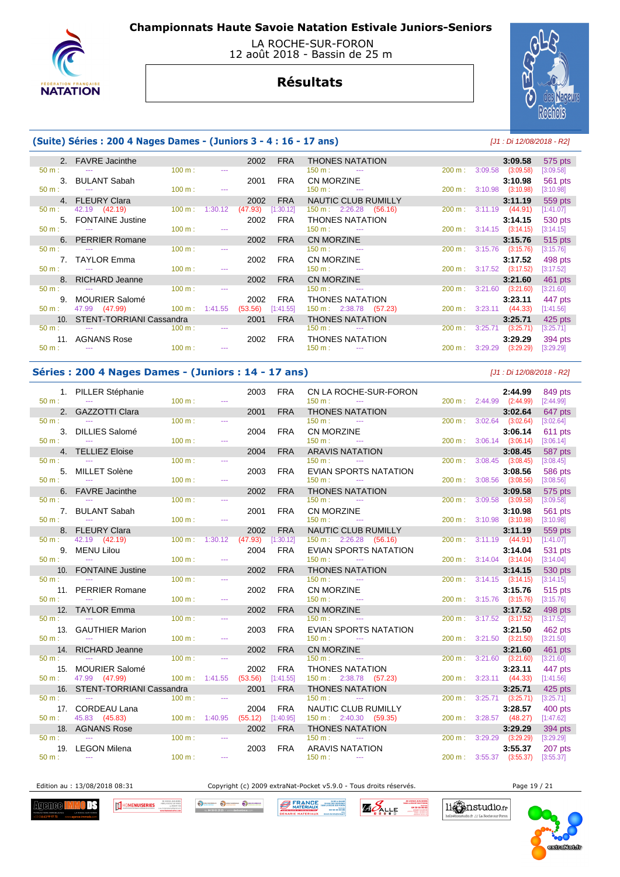# Championnats Haute Savoie Natation Estivale Juniors-Seniors

LA ROCHE-SUR-FORON
12 août 2018 - Bassin de 25 m

## Résultats

### (Suite) Séries : 200 4 Nages Dames - (Juniors 3 - 4 : 16 - 17 ans)

*[J1 : Di 12/08/2018 - R2]*

| Rang | Nom | Année | Nat. | Club | Temps | Points |
|---|---|---|---|---|---|---|
| 2. | FAVRE Jacinthe | 2002 | FRA | THONES NATATION | 3:09.58 | 575 pts |
| | 50 m : --- / 100 m : --- / 150 m : --- / 200 m : 3:09.58 (3:09.58) [3:09.58] | | | | | |
| 3. | BULANT Sabah | 2001 | FRA | CN MORZINE | 3:10.98 | 561 pts |
| | 50 m : --- / 100 m : --- / 150 m : --- / 200 m : 3:10.98 (3:10.98) [3:10.98] | | | | | |
| 4. | FLEURY Clara | 2002 | FRA | NAUTIC CLUB RUMILLY | 3:11.19 | 559 pts |
| | 50 m : 42.19 (42.19) / 100 m : 1:30.12 (47.93) [1:30.12] / 150 m : 2:26.28 (56.16) / 200 m : 3:11.19 (44.91) [1:41.07] | | | | | |
| 5. | FONTAINE Justine | 2002 | FRA | THONES NATATION | 3:14.15 | 530 pts |
| | 50 m : --- / 100 m : --- / 150 m : --- / 200 m : 3:14.15 (3:14.15) [3:14.15] | | | | | |
| 6. | PERRIER Romane | 2002 | FRA | CN MORZINE | 3:15.76 | 515 pts |
| | 50 m : --- / 100 m : --- / 150 m : --- / 200 m : 3:15.76 (3:15.76) [3:15.76] | | | | | |
| 7. | TAYLOR Emma | 2002 | FRA | CN MORZINE | 3:17.52 | 498 pts |
| | 50 m : --- / 100 m : --- / 150 m : --- / 200 m : 3:17.52 (3:17.52) [3:17.52] | | | | | |
| 8. | RICHARD Jeanne | 2002 | FRA | CN MORZINE | 3:21.60 | 461 pts |
| | 50 m : --- / 100 m : --- / 150 m : --- / 200 m : 3:21.60 (3:21.60) [3:21.60] | | | | | |
| 9. | MOURIER Salomé | 2002 | FRA | THONES NATATION | 3:23.11 | 447 pts |
| | 50 m : 47.99 (47.99) / 100 m : 1:41.55 (53.56) [1:41.55] / 150 m : 2:38.78 (57.23) / 200 m : 3:23.11 (44.33) [1:41.56] | | | | | |
| 10. | STENT-TORRIANI Cassandra | 2001 | FRA | THONES NATATION | 3:25.71 | 425 pts |
| | 50 m : --- / 100 m : --- / 150 m : --- / 200 m : 3:25.71 (3:25.71) [3:25.71] | | | | | |
| 11. | AGNANS Rose | 2002 | FRA | THONES NATATION | 3:29.29 | 394 pts |
| | 50 m : --- / 100 m : --- / 150 m : --- / 200 m : 3:29.29 (3:29.29) [3:29.29] | | | | | |

### Séries : 200 4 Nages Dames - (Juniors : 14 - 17 ans)

*[J1 : Di 12/08/2018 - R2]*

| Rang | Nom | Année | Nat. | Club | Temps | Points |
|---|---|---|---|---|---|---|
| 1. | PILLER Stéphanie | 2003 | FRA | CN LA ROCHE-SUR-FORON | 2:44.99 | 849 pts |
| | 50 m : --- / 100 m : --- / 150 m : --- / 200 m : 2:44.99 (2:44.99) [2:44.99] | | | | | |
| 2. | GAZZOTTI Clara | 2001 | FRA | THONES NATATION | 3:02.64 | 647 pts |
| | 50 m : --- / 100 m : --- / 150 m : --- / 200 m : 3:02.64 (3:02.64) [3:02.64] | | | | | |
| 3. | DILLIES Salomé | 2004 | FRA | CN MORZINE | 3:06.14 | 611 pts |
| | 50 m : --- / 100 m : --- / 150 m : --- / 200 m : 3:06.14 (3:06.14) [3:06.14] | | | | | |
| 4. | TELLIEZ Eloise | 2004 | FRA | ARAVIS NATATION | 3:08.45 | 587 pts |
| | 50 m : --- / 100 m : --- / 150 m : --- / 200 m : 3:08.45 (3:08.45) [3:08.45] | | | | | |
| 5. | MILLET Solène | 2003 | FRA | EVIAN SPORTS NATATION | 3:08.56 | 586 pts |
| | 50 m : --- / 100 m : --- / 150 m : --- / 200 m : 3:08.56 (3:08.56) [3:08.56] | | | | | |
| 6. | FAVRE Jacinthe | 2002 | FRA | THONES NATATION | 3:09.58 | 575 pts |
| | 50 m : --- / 100 m : --- / 150 m : --- / 200 m : 3:09.58 (3:09.58) [3:09.58] | | | | | |
| 7. | BULANT Sabah | 2001 | FRA | CN MORZINE | 3:10.98 | 561 pts |
| | 50 m : --- / 100 m : --- / 150 m : --- / 200 m : 3:10.98 (3:10.98) [3:10.98] | | | | | |
| 8. | FLEURY Clara | 2002 | FRA | NAUTIC CLUB RUMILLY | 3:11.19 | 559 pts |
| | 50 m : 42.19 (42.19) / 100 m : 1:30.12 (47.93) [1:30.12] / 150 m : 2:26.28 (56.16) / 200 m : 3:11.19 (44.91) [1:41.07] | | | | | |
| 9. | MENU Lilou | 2004 | FRA | EVIAN SPORTS NATATION | 3:14.04 | 531 pts |
| | 50 m : --- / 100 m : --- / 150 m : --- / 200 m : 3:14.04 (3:14.04) [3:14.04] | | | | | |
| 10. | FONTAINE Justine | 2002 | FRA | THONES NATATION | 3:14.15 | 530 pts |
| | 50 m : --- / 100 m : --- / 150 m : --- / 200 m : 3:14.15 (3:14.15) [3:14.15] | | | | | |
| 11. | PERRIER Romane | 2002 | FRA | CN MORZINE | 3:15.76 | 515 pts |
| | 50 m : --- / 100 m : --- / 150 m : --- / 200 m : 3:15.76 (3:15.76) [3:15.76] | | | | | |
| 12. | TAYLOR Emma | 2002 | FRA | CN MORZINE | 3:17.52 | 498 pts |
| | 50 m : --- / 100 m : --- / 150 m : --- / 200 m : 3:17.52 (3:17.52) [3:17.52] | | | | | |
| 13. | GAUTHIER Marion | 2003 | FRA | EVIAN SPORTS NATATION | 3:21.50 | 462 pts |
| | 50 m : --- / 100 m : --- / 150 m : --- / 200 m : 3:21.50 (3:21.50) [3:21.50] | | | | | |
| 14. | RICHARD Jeanne | 2002 | FRA | CN MORZINE | 3:21.60 | 461 pts |
| | 50 m : --- / 100 m : --- / 150 m : --- / 200 m : 3:21.60 (3:21.60) [3:21.60] | | | | | |
| 15. | MOURIER Salomé | 2002 | FRA | THONES NATATION | 3:23.11 | 447 pts |
| | 50 m : 47.99 (47.99) / 100 m : 1:41.55 (53.56) [1:41.55] / 150 m : 2:38.78 (57.23) / 200 m : 3:23.11 (44.33) [1:41.56] | | | | | |
| 16. | STENT-TORRIANI Cassandra | 2001 | FRA | THONES NATATION | 3:25.71 | 425 pts |
| | 50 m : --- / 100 m : --- / 150 m : --- / 200 m : 3:25.71 (3:25.71) [3:25.71] | | | | | |
| 17. | CORDEAU Lana | 2004 | FRA | NAUTIC CLUB RUMILLY | 3:28.57 | 400 pts |
| | 50 m : 45.83 (45.83) / 100 m : 1:40.95 (55.12) [1:40.95] / 150 m : 2:40.30 (59.35) / 200 m : 3:28.57 (48.27) [1:47.62] | | | | | |
| 18. | AGNANS Rose | 2002 | FRA | THONES NATATION | 3:29.29 | 394 pts |
| | 50 m : --- / 100 m : --- / 150 m : --- / 200 m : 3:29.29 (3:29.29) [3:29.29] | | | | | |
| 19. | LEGON Milena | 2003 | FRA | ARAVIS NATATION | 3:55.37 | 207 pts |
| | 50 m : --- / 100 m : --- / 150 m : --- / 200 m : 3:55.37 (3:55.37) [3:55.37] | | | | | |

Edition au : 13/08/2018 08:31 — Copyright (c) 2009 extraNat-Pocket v5.9.0 - Tous droits réservés.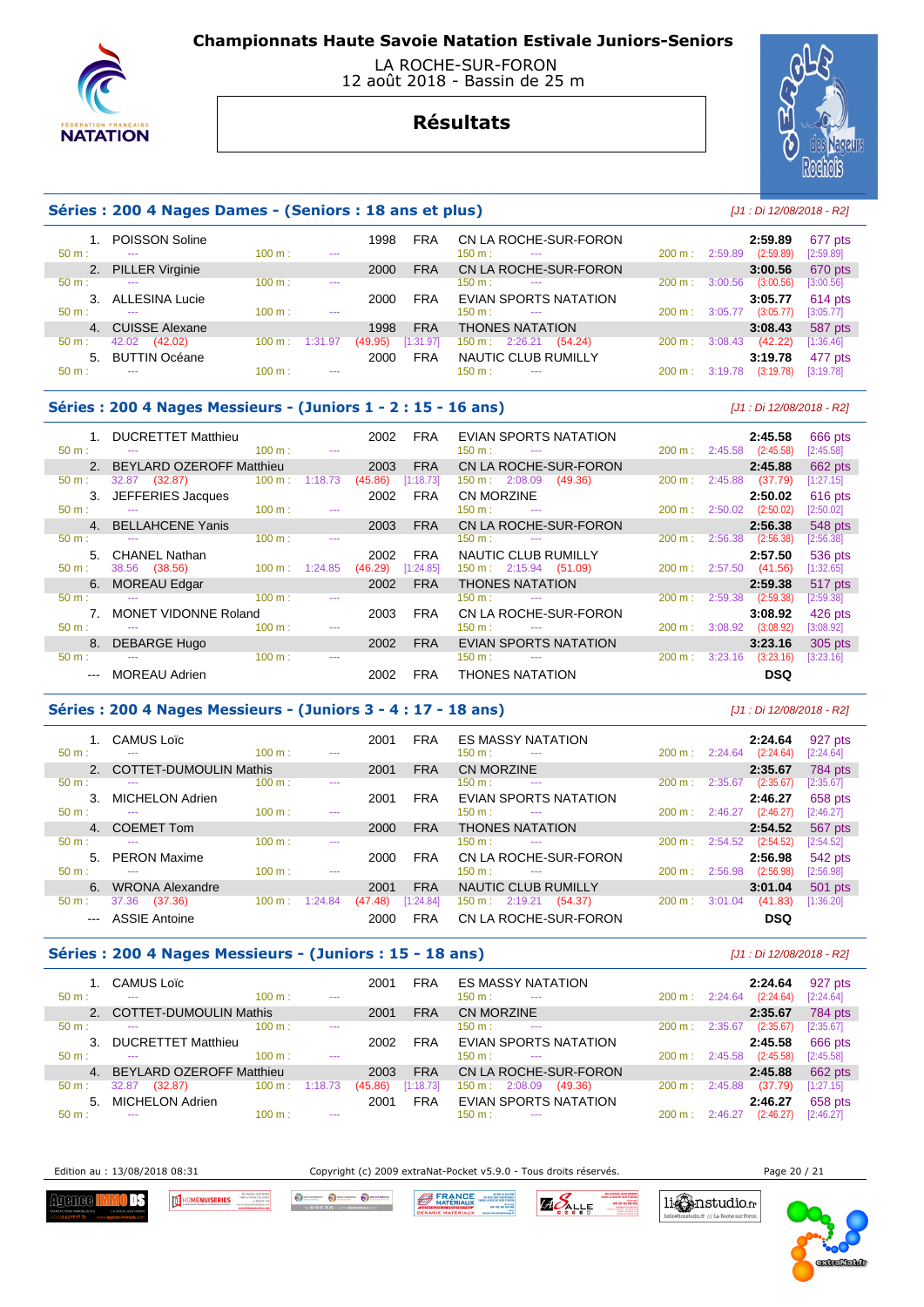# Championnats Haute Savoie Natation Estivale Juniors-Seniors

LA ROCHE-SUR-FORON
12 août 2018 - Bassin de 25 m

## Résultats

### Séries : 200 4 Nages Dames - (Seniors : 18 ans et plus)

[J1 : Di 12/08/2018 - R2]

| Rang | Nom | Année | Nat | Club | Temps | Points |
|---|---|---|---|---|---|---|
| 1. | POISSON Soline | 1998 | FRA | CN LA ROCHE-SUR-FORON | 2:59.89 | 677 pts |
| | 50 m : --- / 100 m : --- / 150 m : --- / 200 m : 2:59.89 (2:59.89) [2:59.89] | | | | | |
| 2. | PILLER Virginie | 2000 | FRA | CN LA ROCHE-SUR-FORON | 3:00.56 | 670 pts |
| | 50 m : --- / 100 m : --- / 150 m : --- / 200 m : 3:00.56 (3:00.56) [3:00.56] | | | | | |
| 3. | ALLESINA Lucie | 2000 | FRA | EVIAN SPORTS NATATION | 3:05.77 | 614 pts |
| | 50 m : --- / 100 m : --- / 150 m : --- / 200 m : 3:05.77 (3:05.77) [3:05.77] | | | | | |
| 4. | CUISSE Alexane | 1998 | FRA | THONES NATATION | 3:08.43 | 587 pts |
| | 50 m : 42.02 (42.02) / 100 m : 1:31.97 (49.95) [1:31.97] / 150 m : 2:26.21 (54.24) / 200 m : 3:08.43 (42.22) [1:36.46] | | | | | |
| 5. | BUTTIN Océane | 2000 | FRA | NAUTIC CLUB RUMILLY | 3:19.78 | 477 pts |
| | 50 m : --- / 100 m : --- / 150 m : --- / 200 m : 3:19.78 (3:19.78) [3:19.78] | | | | | |

### Séries : 200 4 Nages Messieurs - (Juniors 1 - 2 : 15 - 16 ans)

[J1 : Di 12/08/2018 - R2]

| Rang | Nom | Année | Nat | Club | Temps | Points |
|---|---|---|---|---|---|---|
| 1. | DUCRETTET Matthieu | 2002 | FRA | EVIAN SPORTS NATATION | 2:45.58 | 666 pts |
| | 50 m : --- / 100 m : --- / 150 m : --- / 200 m : 2:45.58 (2:45.58) [2:45.58] | | | | | |
| 2. | BEYLARD OZEROFF Matthieu | 2003 | FRA | CN LA ROCHE-SUR-FORON | 2:45.88 | 662 pts |
| | 50 m : 32.87 (32.87) / 100 m : 1:18.73 (45.86) [1:18.73] / 150 m : 2:08.09 (49.36) / 200 m : 2:45.88 (37.79) [1:27.15] | | | | | |
| 3. | JEFFERIES Jacques | 2002 | FRA | CN MORZINE | 2:50.02 | 616 pts |
| | 50 m : --- / 100 m : --- / 150 m : --- / 200 m : 2:50.02 (2:50.02) [2:50.02] | | | | | |
| 4. | BELLAHCENE Yanis | 2003 | FRA | CN LA ROCHE-SUR-FORON | 2:56.38 | 548 pts |
| | 50 m : --- / 100 m : --- / 150 m : --- / 200 m : 2:56.38 (2:56.38) [2:56.38] | | | | | |
| 5. | CHANEL Nathan | 2002 | FRA | NAUTIC CLUB RUMILLY | 2:57.50 | 536 pts |
| | 50 m : 38.56 (38.56) / 100 m : 1:24.85 (46.29) [1:24.85] / 150 m : 2:15.94 (51.09) / 200 m : 2:57.50 (41.56) [1:32.65] | | | | | |
| 6. | MOREAU Edgar | 2002 | FRA | THONES NATATION | 2:59.38 | 517 pts |
| | 50 m : --- / 100 m : --- / 150 m : --- / 200 m : 2:59.38 (2:59.38) [2:59.38] | | | | | |
| 7. | MONET VIDONNE Roland | 2003 | FRA | CN LA ROCHE-SUR-FORON | 3:08.92 | 426 pts |
| | 50 m : --- / 100 m : --- / 150 m : --- / 200 m : 3:08.92 (3:08.92) [3:08.92] | | | | | |
| 8. | DEBARGE Hugo | 2002 | FRA | EVIAN SPORTS NATATION | 3:23.16 | 305 pts |
| | 50 m : --- / 100 m : --- / 150 m : --- / 200 m : 3:23.16 (3:23.16) [3:23.16] | | | | | |
| --- | MOREAU Adrien | 2002 | FRA | THONES NATATION | DSQ | |

### Séries : 200 4 Nages Messieurs - (Juniors 3 - 4 : 17 - 18 ans)

[J1 : Di 12/08/2018 - R2]

| Rang | Nom | Année | Nat | Club | Temps | Points |
|---|---|---|---|---|---|---|
| 1. | CAMUS Loïc | 2001 | FRA | ES MASSY NATATION | 2:24.64 | 927 pts |
| | 50 m : --- / 100 m : --- / 150 m : --- / 200 m : 2:24.64 (2:24.64) [2:24.64] | | | | | |
| 2. | COTTET-DUMOULIN Mathis | 2001 | FRA | CN MORZINE | 2:35.67 | 784 pts |
| | 50 m : --- / 100 m : --- / 150 m : --- / 200 m : 2:35.67 (2:35.67) [2:35.67] | | | | | |
| 3. | MICHELON Adrien | 2001 | FRA | EVIAN SPORTS NATATION | 2:46.27 | 658 pts |
| | 50 m : --- / 100 m : --- / 150 m : --- / 200 m : 2:46.27 (2:46.27) [2:46.27] | | | | | |
| 4. | COEMET Tom | 2000 | FRA | THONES NATATION | 2:54.52 | 567 pts |
| | 50 m : --- / 100 m : --- / 150 m : --- / 200 m : 2:54.52 (2:54.52) [2:54.52] | | | | | |
| 5. | PERON Maxime | 2000 | FRA | CN LA ROCHE-SUR-FORON | 2:56.98 | 542 pts |
| | 50 m : --- / 100 m : --- / 150 m : --- / 200 m : 2:56.98 (2:56.98) [2:56.98] | | | | | |
| 6. | WRONA Alexandre | 2001 | FRA | NAUTIC CLUB RUMILLY | 3:01.04 | 501 pts |
| | 50 m : 37.36 (37.36) / 100 m : 1:24.84 (47.48) [1:24.84] / 150 m : 2:19.21 (54.37) / 200 m : 3:01.04 (41.83) [1:36.20] | | | | | |
| --- | ASSIE Antoine | 2000 | FRA | CN LA ROCHE-SUR-FORON | DSQ | |

### Séries : 200 4 Nages Messieurs - (Juniors : 15 - 18 ans)

[J1 : Di 12/08/2018 - R2]

| Rang | Nom | Année | Nat | Club | Temps | Points |
|---|---|---|---|---|---|---|
| 1. | CAMUS Loïc | 2001 | FRA | ES MASSY NATATION | 2:24.64 | 927 pts |
| | 50 m : --- / 100 m : --- / 150 m : --- / 200 m : 2:24.64 (2:24.64) [2:24.64] | | | | | |
| 2. | COTTET-DUMOULIN Mathis | 2001 | FRA | CN MORZINE | 2:35.67 | 784 pts |
| | 50 m : --- / 100 m : --- / 150 m : --- / 200 m : 2:35.67 (2:35.67) [2:35.67] | | | | | |
| 3. | DUCRETTET Matthieu | 2002 | FRA | EVIAN SPORTS NATATION | 2:45.58 | 666 pts |
| | 50 m : --- / 100 m : --- / 150 m : --- / 200 m : 2:45.58 (2:45.58) [2:45.58] | | | | | |
| 4. | BEYLARD OZEROFF Matthieu | 2003 | FRA | CN LA ROCHE-SUR-FORON | 2:45.88 | 662 pts |
| | 50 m : 32.87 (32.87) / 100 m : 1:18.73 (45.86) [1:18.73] / 150 m : 2:08.09 (49.36) / 200 m : 2:45.88 (37.79) [1:27.15] | | | | | |
| 5. | MICHELON Adrien | 2001 | FRA | EVIAN SPORTS NATATION | 2:46.27 | 658 pts |
| | 50 m : --- / 100 m : --- / 150 m : --- / 200 m : 2:46.27 (2:46.27) [2:46.27] | | | | | |

Edition au : 13/08/2018 08:31 — Copyright (c) 2009 extraNat-Pocket v5.9.0 - Tous droits réservés.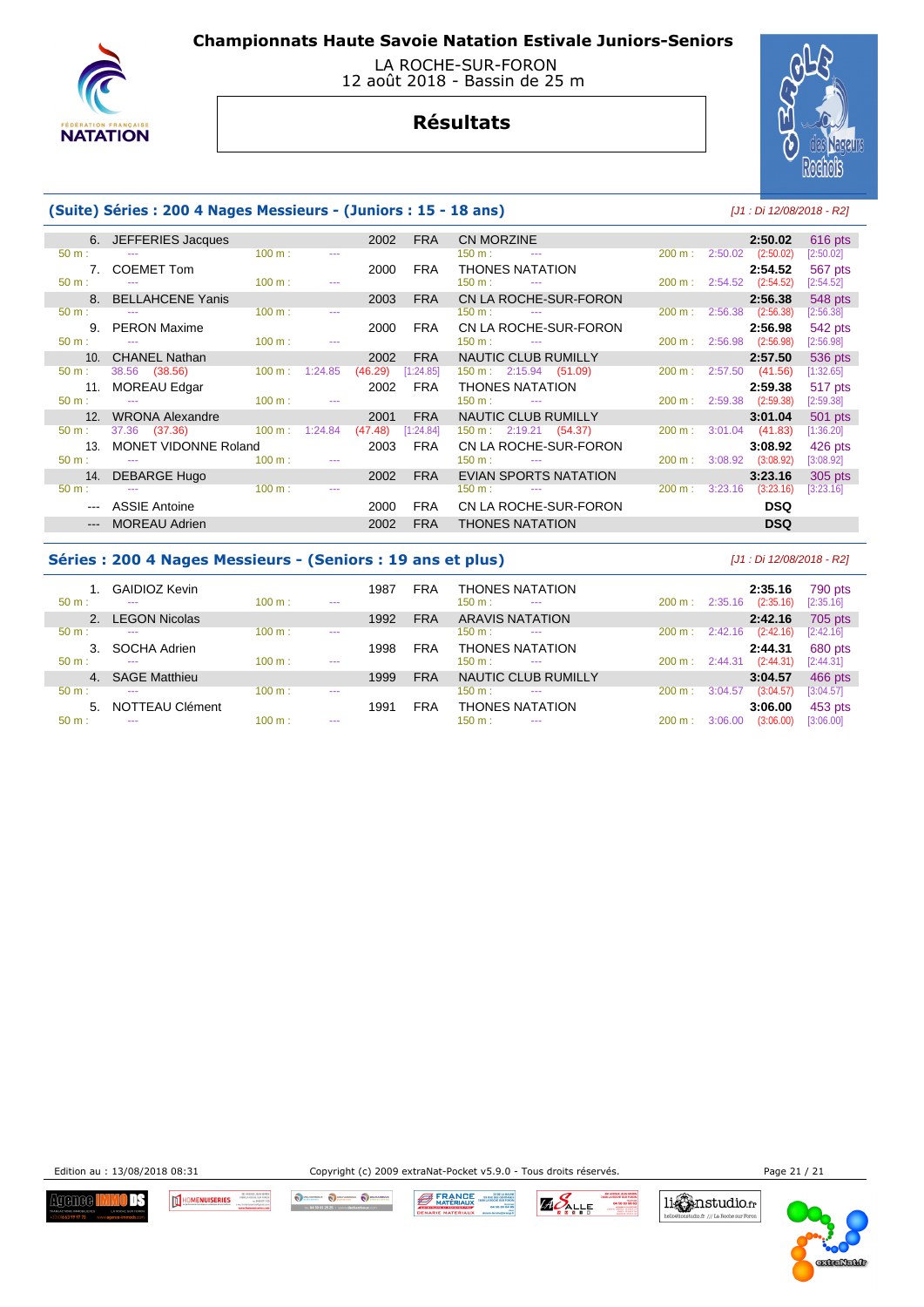# Championnats Haute Savoie Natation Estivale Juniors-Seniors

LA ROCHE-SUR-FORON
12 août 2018 - Bassin de 25 m

## Résultats

### (Suite) Séries : 200 4 Nages Messieurs - (Juniors : 15 - 18 ans)

*[J1 : Di 12/08/2018 - R2]*

| Rang | Nom | Année | Nat. | Club | Temps | Points |
|---|---|---|---|---|---|---|
| 6. | JEFFERIES Jacques | 2002 | FRA | CN MORZINE | 2:50.02 | 616 pts |
| | 50 m : --- / 100 m : --- / 150 m : --- / 200 m : 2:50.02 (2:50.02) [2:50.02] | | | | | |
| 7. | COEMET Tom | 2000 | FRA | THONES NATATION | 2:54.52 | 567 pts |
| | 50 m : --- / 100 m : --- / 150 m : --- / 200 m : 2:54.52 (2:54.52) [2:54.52] | | | | | |
| 8. | BELLAHCENE Yanis | 2003 | FRA | CN LA ROCHE-SUR-FORON | 2:56.38 | 548 pts |
| | 50 m : --- / 100 m : --- / 150 m : --- / 200 m : 2:56.38 (2:56.38) [2:56.38] | | | | | |
| 9. | PERON Maxime | 2000 | FRA | CN LA ROCHE-SUR-FORON | 2:56.98 | 542 pts |
| | 50 m : --- / 100 m : --- / 150 m : --- / 200 m : 2:56.98 (2:56.98) [2:56.98] | | | | | |
| 10. | CHANEL Nathan | 2002 | FRA | NAUTIC CLUB RUMILLY | 2:57.50 | 536 pts |
| | 50 m : 38.56 (38.56) / 100 m : 1:24.85 (46.29) [1:24.85] / 150 m : 2:15.94 (51.09) / 200 m : 2:57.50 (41.56) [1:32.65] | | | | | |
| 11. | MOREAU Edgar | 2002 | FRA | THONES NATATION | 2:59.38 | 517 pts |
| | 50 m : --- / 100 m : --- / 150 m : --- / 200 m : 2:59.38 (2:59.38) [2:59.38] | | | | | |
| 12. | WRONA Alexandre | 2001 | FRA | NAUTIC CLUB RUMILLY | 3:01.04 | 501 pts |
| | 50 m : 37.36 (37.36) / 100 m : 1:24.84 (47.48) [1:24.84] / 150 m : 2:19.21 (54.37) / 200 m : 3:01.04 (41.83) [1:36.20] | | | | | |
| 13. | MONET VIDONNE Roland | 2003 | FRA | CN LA ROCHE-SUR-FORON | 3:08.92 | 426 pts |
| | 50 m : --- / 100 m : --- / 150 m : --- / 200 m : 3:08.92 (3:08.92) [3:08.92] | | | | | |
| 14. | DEBARGE Hugo | 2002 | FRA | EVIAN SPORTS NATATION | 3:23.16 | 305 pts |
| | 50 m : --- / 100 m : --- / 150 m : --- / 200 m : 3:23.16 (3:23.16) [3:23.16] | | | | | |
| --- | ASSIE Antoine | 2000 | FRA | CN LA ROCHE-SUR-FORON | DSQ | |
| --- | MOREAU Adrien | 2002 | FRA | THONES NATATION | DSQ | |

### Séries : 200 4 Nages Messieurs - (Seniors : 19 ans et plus)

*[J1 : Di 12/08/2018 - R2]*

| Rang | Nom | Année | Nat. | Club | Temps | Points |
|---|---|---|---|---|---|---|
| 1. | GAIDIOZ Kevin | 1987 | FRA | THONES NATATION | 2:35.16 | 790 pts |
| | 50 m : --- / 100 m : --- / 150 m : --- / 200 m : 2:35.16 (2:35.16) [2:35.16] | | | | | |
| 2. | LEGON Nicolas | 1992 | FRA | ARAVIS NATATION | 2:42.16 | 705 pts |
| | 50 m : --- / 100 m : --- / 150 m : --- / 200 m : 2:42.16 (2:42.16) [2:42.16] | | | | | |
| 3. | SOCHA Adrien | 1998 | FRA | THONES NATATION | 2:44.31 | 680 pts |
| | 50 m : --- / 100 m : --- / 150 m : --- / 200 m : 2:44.31 (2:44.31) [2:44.31] | | | | | |
| 4. | SAGE Matthieu | 1999 | FRA | NAUTIC CLUB RUMILLY | 3:04.57 | 466 pts |
| | 50 m : --- / 100 m : --- / 150 m : --- / 200 m : 3:04.57 (3:04.57) [3:04.57] | | | | | |
| 5. | NOTTEAU Clément | 1991 | FRA | THONES NATATION | 3:06.00 | 453 pts |
| | 50 m : --- / 100 m : --- / 150 m : --- / 200 m : 3:06.00 (3:06.00) [3:06.00] | | | | | |

Edition au : 13/08/2018 08:31 — Copyright (c) 2009 extraNat-Pocket v5.9.0 - Tous droits réservés.